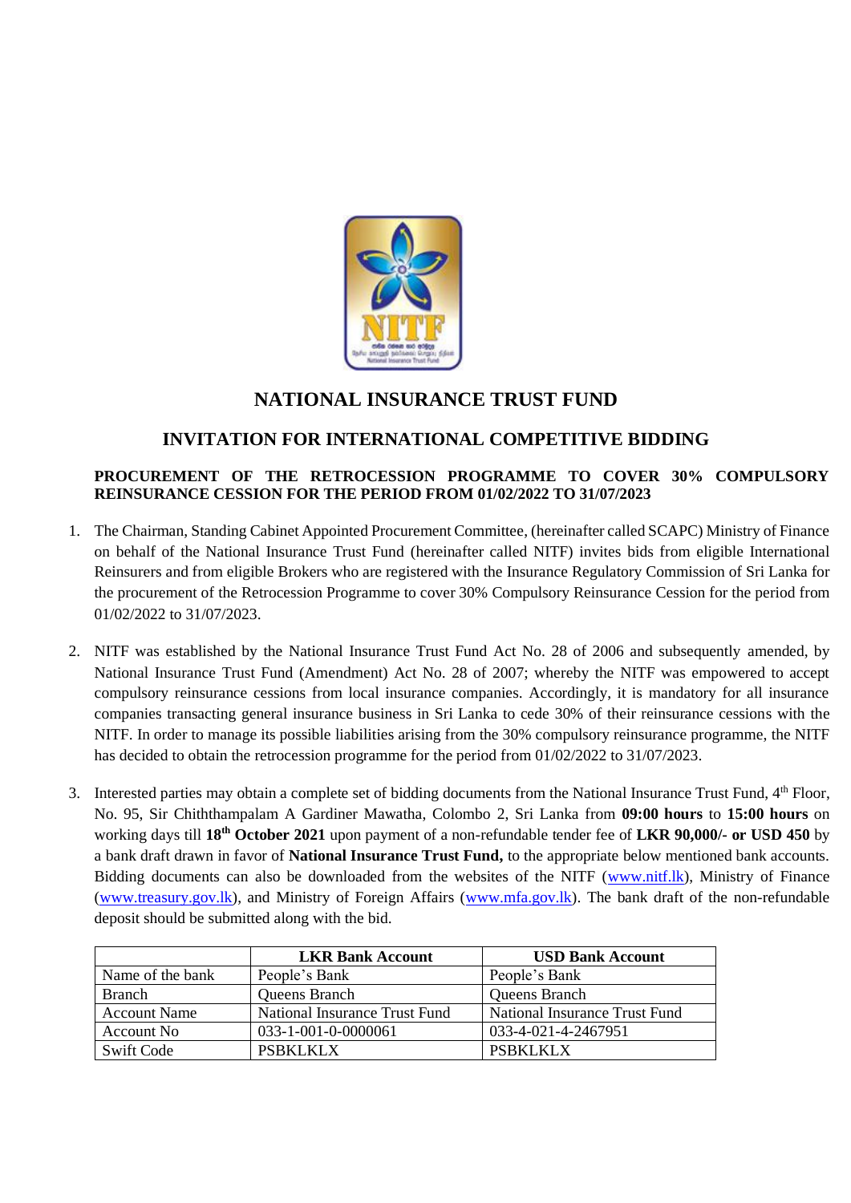# NATIONAL INSURANCE TRUST FUND

## INVITATION FOR INTERNATIONAL COMPETITIVE BIDDING

**PROCUREMENT OF THE RETROCESSION PROGRAMME TO COVER 30% COMPULSORY REINSURANCE CESSION FOR THE PERIOD FROM 01/02/2022 TO 31/07/2023**

1. The Chairman, Standing Cabinet Appointed Procurement Committee, (hereinafter called SCAPC) Ministry of Finance on behalf of the National Insurance Trust Fund (hereinafter called NITF) invites bids from eligible International Reinsurers and from eligible Brokers who are registered with the Insurance Regulatory Commission of Sri Lanka for the procurement of the Retrocession Programme to cover 30% Compulsory Reinsurance Cession for the period from 01/02/2022 to 31/07/2023.

2. NITF was established by the National Insurance Trust Fund Act No. 28 of 2006 and subsequently amended, by National Insurance Trust Fund (Amendment) Act No. 28 of 2007; whereby the NITF was empowered to accept compulsory reinsurance cessions from local insurance companies. Accordingly, it is mandatory for all insurance companies transacting general insurance business in Sri Lanka to cede 30% of their reinsurance cessions with the NITF. In order to manage its possible liabilities arising from the 30% compulsory reinsurance programme, the NITF has decided to obtain the retrocession programme for the period from 01/02/2022 to 31/07/2023.

3. Interested parties may obtain a complete set of bidding documents from the National Insurance Trust Fund, 4th Floor, No. 95, Sir Chiththampalam A Gardiner Mawatha, Colombo 2, Sri Lanka from **09:00 hours** to **15:00 hours** on working days till **18th October 2021** upon payment of a non-refundable tender fee of **LKR 90,000/- or USD 450** by a bank draft drawn in favor of **National Insurance Trust Fund,** to the appropriate below mentioned bank accounts. Bidding documents can also be downloaded from the websites of the NITF (www.nitf.lk), Ministry of Finance (www.treasury.gov.lk), and Ministry of Foreign Affairs (www.mfa.gov.lk). The bank draft of the non-refundable deposit should be submitted along with the bid.

| | **LKR Bank Account** | **USD Bank Account** |
|---|---|---|
| Name of the bank | People's Bank | People's Bank |
| Branch | Queens Branch | Queens Branch |
| Account Name | National Insurance Trust Fund | National Insurance Trust Fund |
| Account No | 033-1-001-0-0000061 | 033-4-021-4-2467951 |
| Swift Code | PSBKLKLX | PSBKLKLX |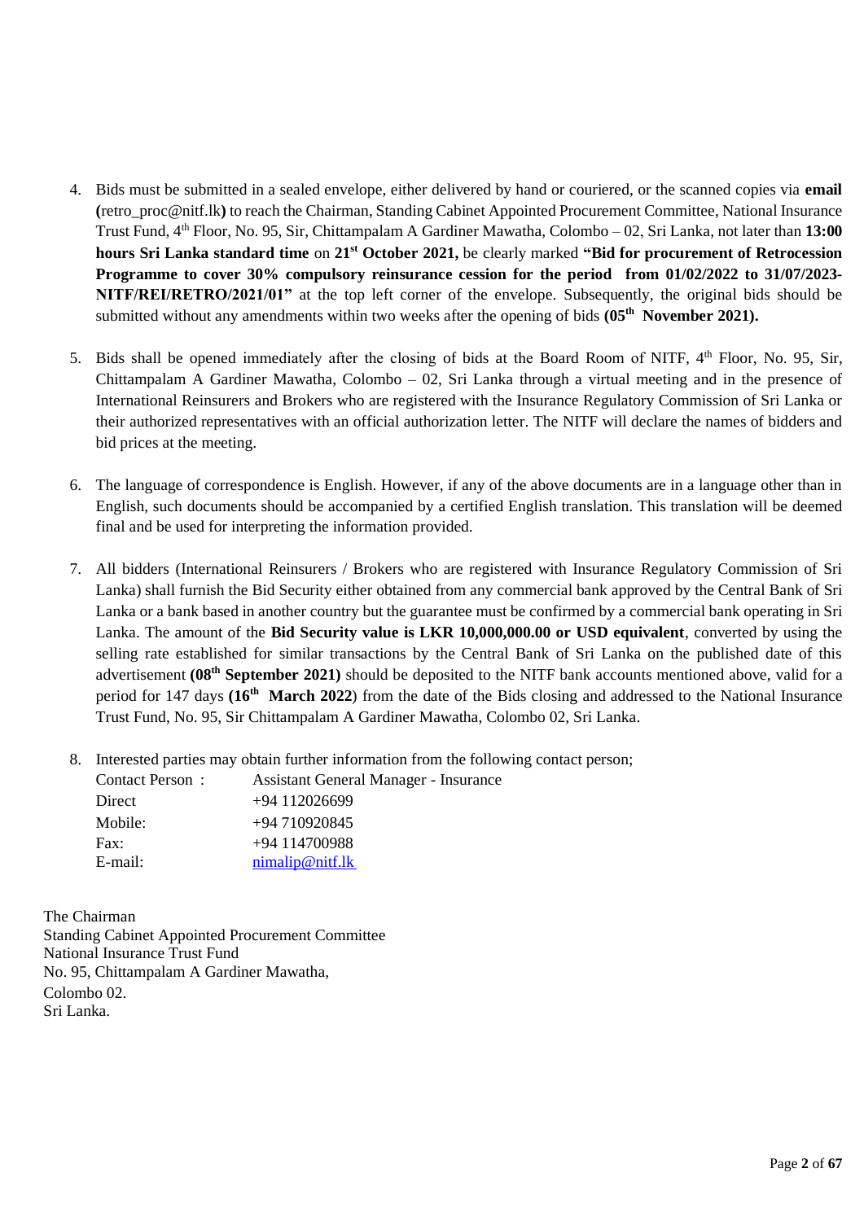4. Bids must be submitted in a sealed envelope, either delivered by hand or couriered, or the scanned copies via **email (**retro_proc@nitf.lk**)** to reach the Chairman, Standing Cabinet Appointed Procurement Committee, National Insurance Trust Fund, 4th Floor, No. 95, Sir, Chittampalam A Gardiner Mawatha, Colombo – 02, Sri Lanka, not later than **13:00 hours Sri Lanka standard time** on **21st October 2021,** be clearly marked **"Bid for procurement of Retrocession Programme to cover 30% compulsory reinsurance cession for the period from 01/02/2022 to 31/07/2023- NITF/REI/RETRO/2021/01"** at the top left corner of the envelope. Subsequently, the original bids should be submitted without any amendments within two weeks after the opening of bids **(05th November 2021).**

5. Bids shall be opened immediately after the closing of bids at the Board Room of NITF, 4th Floor, No. 95, Sir, Chittampalam A Gardiner Mawatha, Colombo – 02, Sri Lanka through a virtual meeting and in the presence of International Reinsurers and Brokers who are registered with the Insurance Regulatory Commission of Sri Lanka or their authorized representatives with an official authorization letter. The NITF will declare the names of bidders and bid prices at the meeting.

6. The language of correspondence is English. However, if any of the above documents are in a language other than in English, such documents should be accompanied by a certified English translation. This translation will be deemed final and be used for interpreting the information provided.

7. All bidders (International Reinsurers / Brokers who are registered with Insurance Regulatory Commission of Sri Lanka) shall furnish the Bid Security either obtained from any commercial bank approved by the Central Bank of Sri Lanka or a bank based in another country but the guarantee must be confirmed by a commercial bank operating in Sri Lanka. The amount of the **Bid Security value is LKR 10,000,000.00 or USD equivalent**, converted by using the selling rate established for similar transactions by the Central Bank of Sri Lanka on the published date of this advertisement **(08th September 2021)** should be deposited to the NITF bank accounts mentioned above, valid for a period for 147 days **(16th March 2022**) from the date of the Bids closing and addressed to the National Insurance Trust Fund, No. 95, Sir Chittampalam A Gardiner Mawatha, Colombo 02, Sri Lanka.

8. Interested parties may obtain further information from the following contact person;

   Contact Person : Assistant General Manager - Insurance
   Direct +94 112026699
   Mobile: +94 710920845
   Fax: +94 114700988
   E-mail: nimalip@nitf.lk

The Chairman
Standing Cabinet Appointed Procurement Committee
National Insurance Trust Fund
No. 95, Chittampalam A Gardiner Mawatha,
Colombo 02.
Sri Lanka.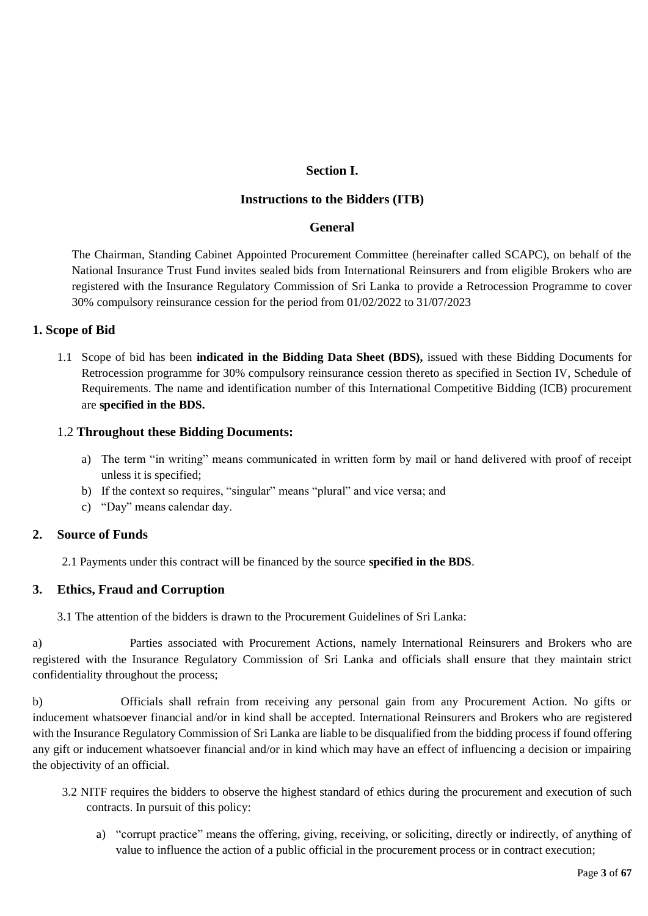## Section I.

## Instructions to the Bidders (ITB)

### General

The Chairman, Standing Cabinet Appointed Procurement Committee (hereinafter called SCAPC), on behalf of the National Insurance Trust Fund invites sealed bids from International Reinsurers and from eligible Brokers who are registered with the Insurance Regulatory Commission of Sri Lanka to provide a Retrocession Programme to cover 30% compulsory reinsurance cession for the period from 01/02/2022 to 31/07/2023

### 1. Scope of Bid

1.1 Scope of bid has been **indicated in the Bidding Data Sheet (BDS),** issued with these Bidding Documents for Retrocession programme for 30% compulsory reinsurance cession thereto as specified in Section IV, Schedule of Requirements. The name and identification number of this International Competitive Bidding (ICB) procurement are **specified in the BDS.**

1.2 **Throughout these Bidding Documents:**

a) The term "in writing" means communicated in written form by mail or hand delivered with proof of receipt unless it is specified;
b) If the context so requires, "singular" means "plural" and vice versa; and
c) "Day" means calendar day.

### 2. Source of Funds

2.1 Payments under this contract will be financed by the source **specified in the BDS**.

### 3. Ethics, Fraud and Corruption

3.1 The attention of the bidders is drawn to the Procurement Guidelines of Sri Lanka:

a) Parties associated with Procurement Actions, namely International Reinsurers and Brokers who are registered with the Insurance Regulatory Commission of Sri Lanka and officials shall ensure that they maintain strict confidentiality throughout the process;

b) Officials shall refrain from receiving any personal gain from any Procurement Action. No gifts or inducement whatsoever financial and/or in kind shall be accepted. International Reinsurers and Brokers who are registered with the Insurance Regulatory Commission of Sri Lanka are liable to be disqualified from the bidding process if found offering any gift or inducement whatsoever financial and/or in kind which may have an effect of influencing a decision or impairing the objectivity of an official.

3.2 NITF requires the bidders to observe the highest standard of ethics during the procurement and execution of such contracts. In pursuit of this policy:

a) "corrupt practice" means the offering, giving, receiving, or soliciting, directly or indirectly, of anything of value to influence the action of a public official in the procurement process or in contract execution;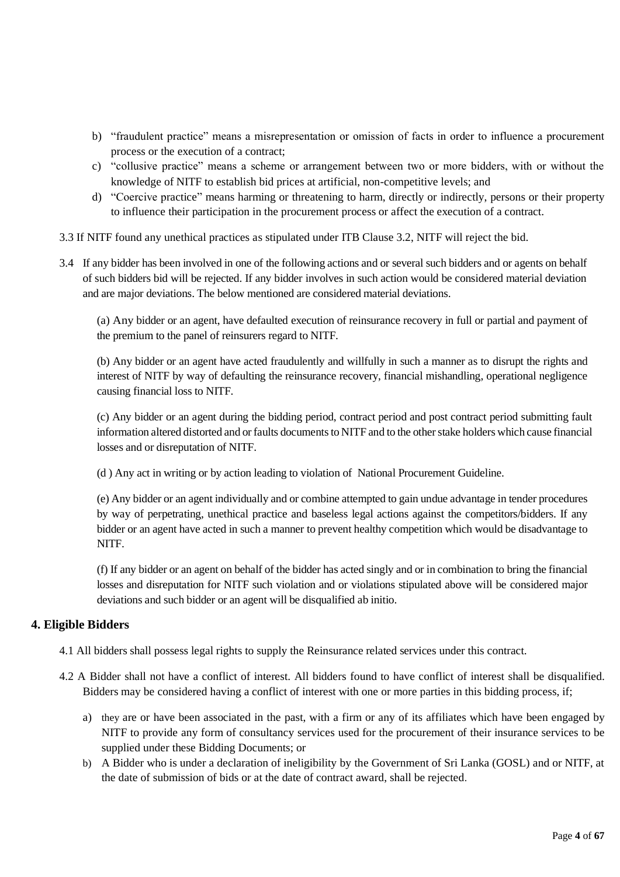b) "fraudulent practice" means a misrepresentation or omission of facts in order to influence a procurement process or the execution of a contract;

c) "collusive practice" means a scheme or arrangement between two or more bidders, with or without the knowledge of NITF to establish bid prices at artificial, non-competitive levels; and

d) "Coercive practice" means harming or threatening to harm, directly or indirectly, persons or their property to influence their participation in the procurement process or affect the execution of a contract.

3.3 If NITF found any unethical practices as stipulated under ITB Clause 3.2, NITF will reject the bid.

3.4 If any bidder has been involved in one of the following actions and or several such bidders and or agents on behalf of such bidders bid will be rejected. If any bidder involves in such action would be considered material deviation and are major deviations. The below mentioned are considered material deviations.

(a) Any bidder or an agent, have defaulted execution of reinsurance recovery in full or partial and payment of the premium to the panel of reinsurers regard to NITF.

(b) Any bidder or an agent have acted fraudulently and willfully in such a manner as to disrupt the rights and interest of NITF by way of defaulting the reinsurance recovery, financial mishandling, operational negligence causing financial loss to NITF.

(c) Any bidder or an agent during the bidding period, contract period and post contract period submitting fault information altered distorted and or faults documents to NITF and to the other stake holders which cause financial losses and or disreputation of NITF.

(d ) Any act in writing or by action leading to violation of National Procurement Guideline.

(e) Any bidder or an agent individually and or combine attempted to gain undue advantage in tender procedures by way of perpetrating, unethical practice and baseless legal actions against the competitors/bidders. If any bidder or an agent have acted in such a manner to prevent healthy competition which would be disadvantage to NITF.

(f) If any bidder or an agent on behalf of the bidder has acted singly and or in combination to bring the financial losses and disreputation for NITF such violation and or violations stipulated above will be considered major deviations and such bidder or an agent will be disqualified ab initio.

## 4. Eligible Bidders

4.1 All bidders shall possess legal rights to supply the Reinsurance related services under this contract.

4.2 A Bidder shall not have a conflict of interest. All bidders found to have conflict of interest shall be disqualified. Bidders may be considered having a conflict of interest with one or more parties in this bidding process, if;

a) they are or have been associated in the past, with a firm or any of its affiliates which have been engaged by NITF to provide any form of consultancy services used for the procurement of their insurance services to be supplied under these Bidding Documents; or

b) A Bidder who is under a declaration of ineligibility by the Government of Sri Lanka (GOSL) and or NITF, at the date of submission of bids or at the date of contract award, shall be rejected.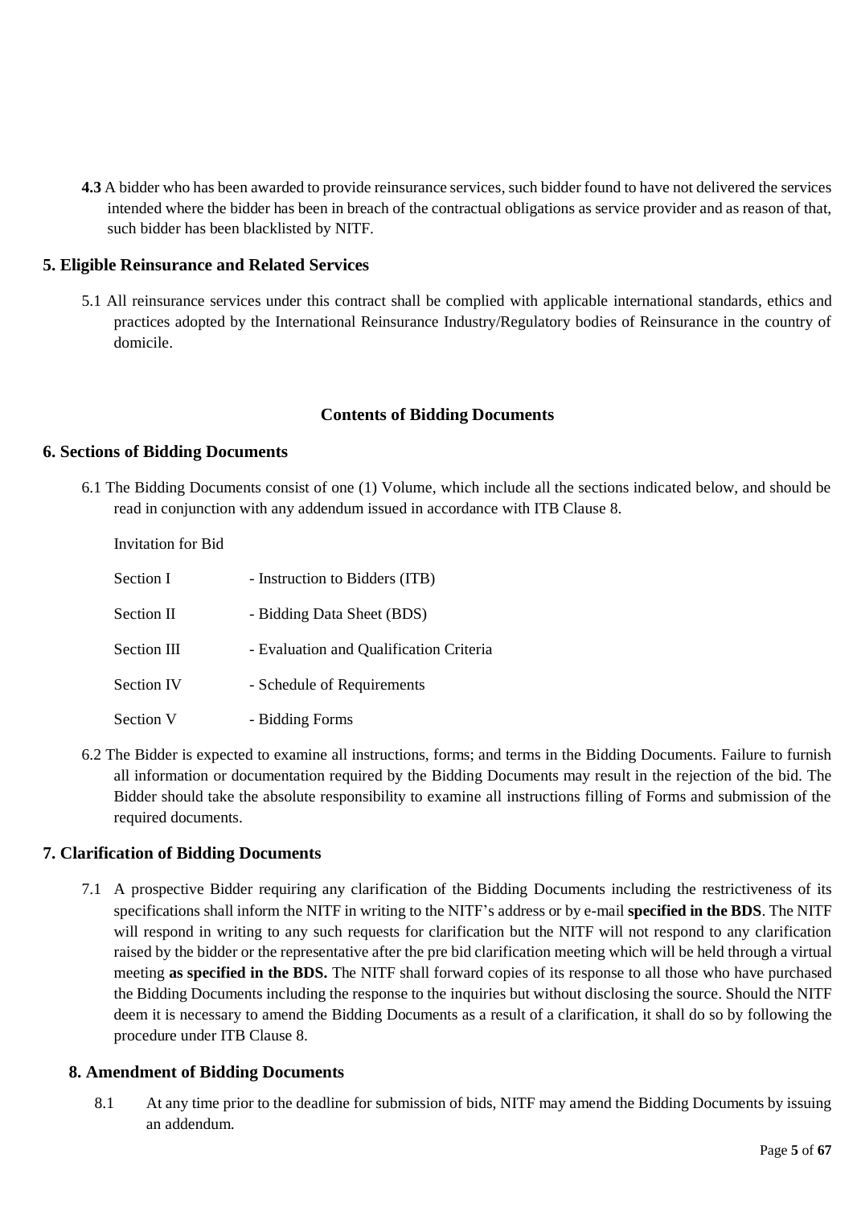**4.3** A bidder who has been awarded to provide reinsurance services, such bidder found to have not delivered the services intended where the bidder has been in breach of the contractual obligations as service provider and as reason of that, such bidder has been blacklisted by NITF.

## 5. Eligible Reinsurance and Related Services

5.1 All reinsurance services under this contract shall be complied with applicable international standards, ethics and practices adopted by the International Reinsurance Industry/Regulatory bodies of Reinsurance in the country of domicile.

### Contents of Bidding Documents

## 6. Sections of Bidding Documents

6.1 The Bidding Documents consist of one (1) Volume, which include all the sections indicated below, and should be read in conjunction with any addendum issued in accordance with ITB Clause 8.

Invitation for Bid

| | |
|---|---|
| Section I | - Instruction to Bidders (ITB) |
| Section II | - Bidding Data Sheet (BDS) |
| Section III | - Evaluation and Qualification Criteria |
| Section IV | - Schedule of Requirements |
| Section V | - Bidding Forms |

6.2 The Bidder is expected to examine all instructions, forms; and terms in the Bidding Documents. Failure to furnish all information or documentation required by the Bidding Documents may result in the rejection of the bid. The Bidder should take the absolute responsibility to examine all instructions filling of Forms and submission of the required documents.

## 7. Clarification of Bidding Documents

7.1 A prospective Bidder requiring any clarification of the Bidding Documents including the restrictiveness of its specifications shall inform the NITF in writing to the NITF's address or by e-mail **specified in the BDS**. The NITF will respond in writing to any such requests for clarification but the NITF will not respond to any clarification raised by the bidder or the representative after the pre bid clarification meeting which will be held through a virtual meeting **as specified in the BDS.** The NITF shall forward copies of its response to all those who have purchased the Bidding Documents including the response to the inquiries but without disclosing the source. Should the NITF deem it is necessary to amend the Bidding Documents as a result of a clarification, it shall do so by following the procedure under ITB Clause 8.

## 8. Amendment of Bidding Documents

8.1 At any time prior to the deadline for submission of bids, NITF may amend the Bidding Documents by issuing an addendum.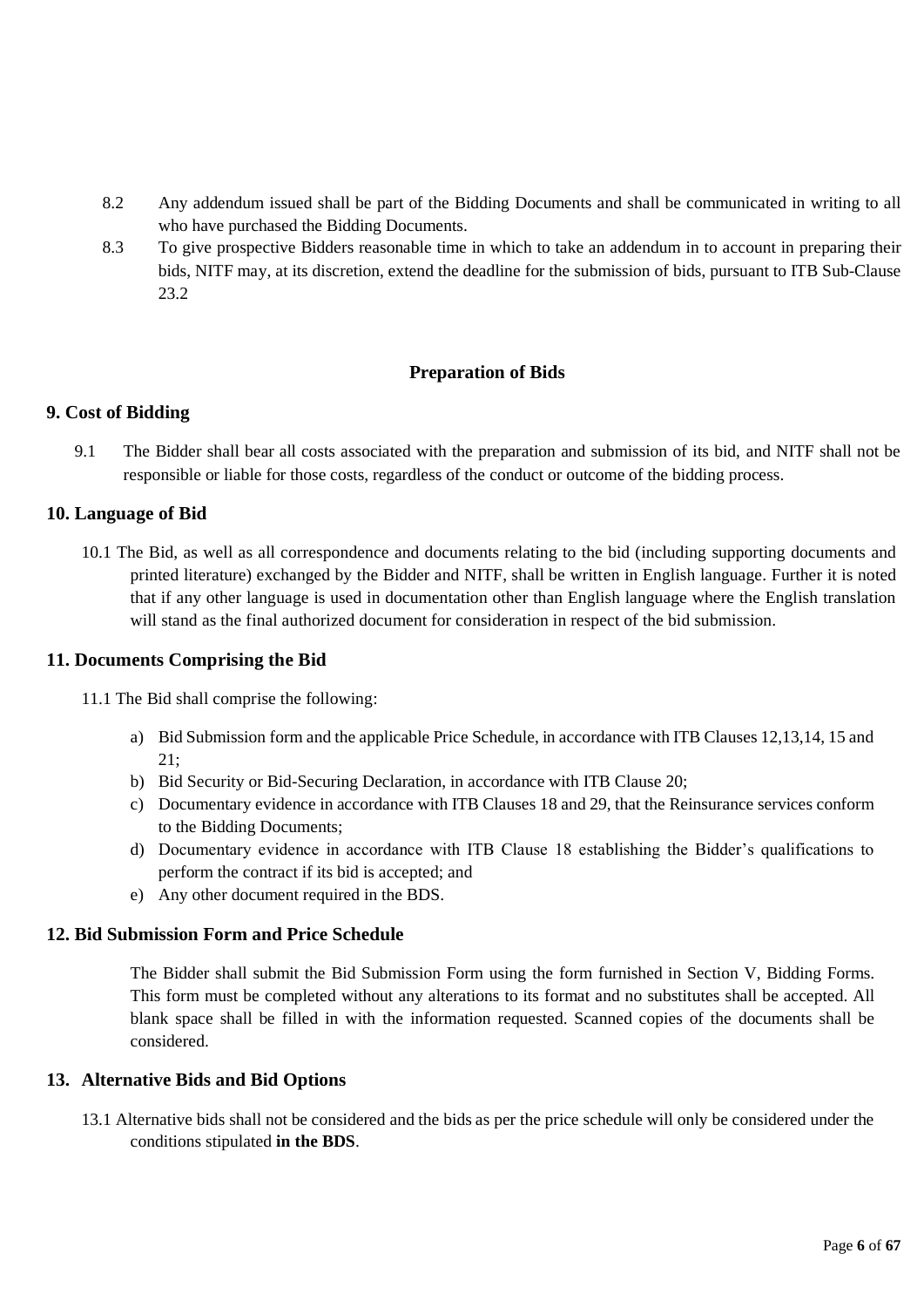8.2 Any addendum issued shall be part of the Bidding Documents and shall be communicated in writing to all who have purchased the Bidding Documents.

8.3 To give prospective Bidders reasonable time in which to take an addendum in to account in preparing their bids, NITF may, at its discretion, extend the deadline for the submission of bids, pursuant to ITB Sub-Clause 23.2

## Preparation of Bids

### 9. Cost of Bidding

9.1 The Bidder shall bear all costs associated with the preparation and submission of its bid, and NITF shall not be responsible or liable for those costs, regardless of the conduct or outcome of the bidding process.

### 10. Language of Bid

10.1 The Bid, as well as all correspondence and documents relating to the bid (including supporting documents and printed literature) exchanged by the Bidder and NITF, shall be written in English language. Further it is noted that if any other language is used in documentation other than English language where the English translation will stand as the final authorized document for consideration in respect of the bid submission.

### 11. Documents Comprising the Bid

11.1 The Bid shall comprise the following:

a) Bid Submission form and the applicable Price Schedule, in accordance with ITB Clauses 12,13,14, 15 and 21;
b) Bid Security or Bid-Securing Declaration, in accordance with ITB Clause 20;
c) Documentary evidence in accordance with ITB Clauses 18 and 29, that the Reinsurance services conform to the Bidding Documents;
d) Documentary evidence in accordance with ITB Clause 18 establishing the Bidder's qualifications to perform the contract if its bid is accepted; and
e) Any other document required in the BDS.

### 12. Bid Submission Form and Price Schedule

The Bidder shall submit the Bid Submission Form using the form furnished in Section V, Bidding Forms. This form must be completed without any alterations to its format and no substitutes shall be accepted. All blank space shall be filled in with the information requested. Scanned copies of the documents shall be considered.

### 13. Alternative Bids and Bid Options

13.1 Alternative bids shall not be considered and the bids as per the price schedule will only be considered under the conditions stipulated **in the BDS**.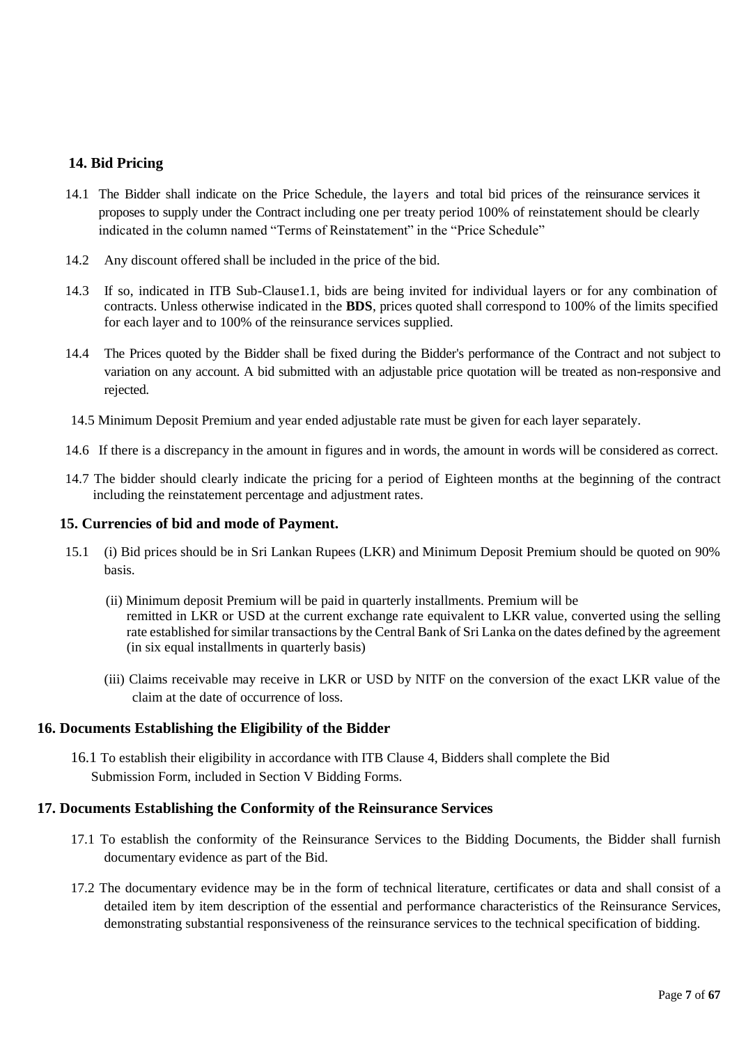## 14. Bid Pricing

14.1 The Bidder shall indicate on the Price Schedule, the layers and total bid prices of the reinsurance services it proposes to supply under the Contract including one per treaty period 100% of reinstatement should be clearly indicated in the column named "Terms of Reinstatement" in the "Price Schedule"

14.2 Any discount offered shall be included in the price of the bid.

14.3 If so, indicated in ITB Sub-Clause1.1, bids are being invited for individual layers or for any combination of contracts. Unless otherwise indicated in the **BDS**, prices quoted shall correspond to 100% of the limits specified for each layer and to 100% of the reinsurance services supplied.

14.4 The Prices quoted by the Bidder shall be fixed during the Bidder's performance of the Contract and not subject to variation on any account. A bid submitted with an adjustable price quotation will be treated as non-responsive and rejected.

14.5 Minimum Deposit Premium and year ended adjustable rate must be given for each layer separately.

14.6 If there is a discrepancy in the amount in figures and in words, the amount in words will be considered as correct.

14.7 The bidder should clearly indicate the pricing for a period of Eighteen months at the beginning of the contract including the reinstatement percentage and adjustment rates.

## 15. Currencies of bid and mode of Payment.

15.1 (i) Bid prices should be in Sri Lankan Rupees (LKR) and Minimum Deposit Premium should be quoted on 90% basis.

(ii) Minimum deposit Premium will be paid in quarterly installments. Premium will be remitted in LKR or USD at the current exchange rate equivalent to LKR value, converted using the selling rate established for similar transactions by the Central Bank of Sri Lanka on the dates defined by the agreement (in six equal installments in quarterly basis)

(iii) Claims receivable may receive in LKR or USD by NITF on the conversion of the exact LKR value of the claim at the date of occurrence of loss.

## 16. Documents Establishing the Eligibility of the Bidder

16.1 To establish their eligibility in accordance with ITB Clause 4, Bidders shall complete the Bid Submission Form, included in Section V Bidding Forms.

## 17. Documents Establishing the Conformity of the Reinsurance Services

17.1 To establish the conformity of the Reinsurance Services to the Bidding Documents, the Bidder shall furnish documentary evidence as part of the Bid.

17.2 The documentary evidence may be in the form of technical literature, certificates or data and shall consist of a detailed item by item description of the essential and performance characteristics of the Reinsurance Services, demonstrating substantial responsiveness of the reinsurance services to the technical specification of bidding.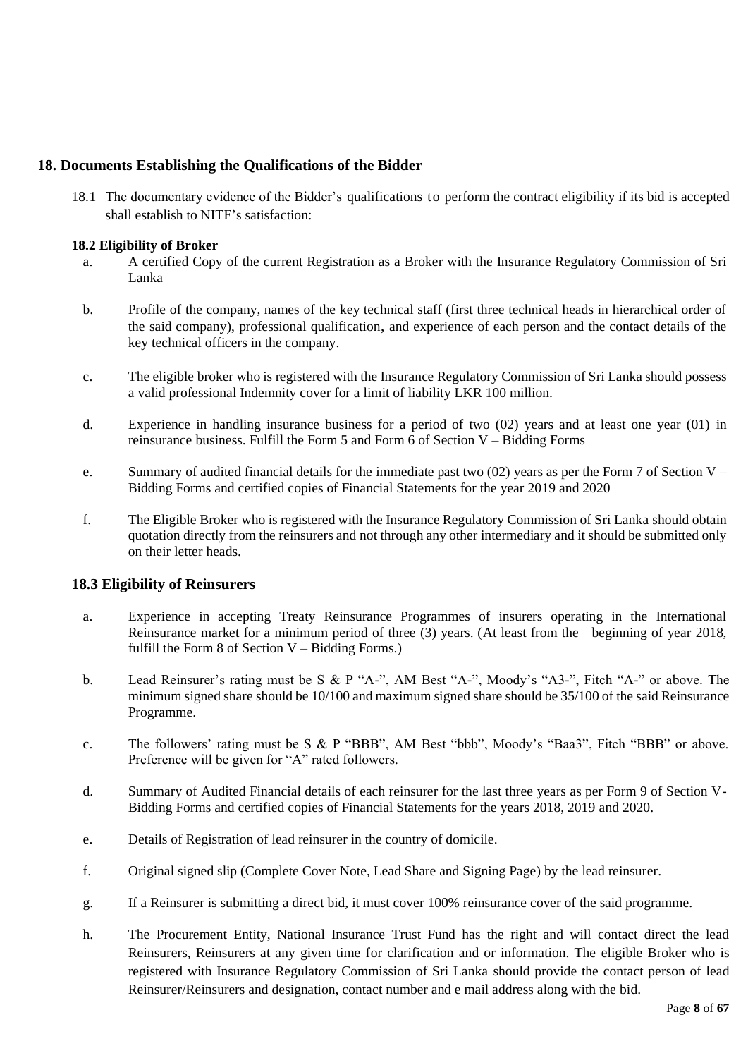## 18. Documents Establishing the Qualifications of the Bidder

18.1 The documentary evidence of the Bidder's qualifications to perform the contract eligibility if its bid is accepted shall establish to NITF's satisfaction:

### 18.2 Eligibility of Broker

a. A certified Copy of the current Registration as a Broker with the Insurance Regulatory Commission of Sri Lanka

b. Profile of the company, names of the key technical staff (first three technical heads in hierarchical order of the said company), professional qualification, and experience of each person and the contact details of the key technical officers in the company.

c. The eligible broker who is registered with the Insurance Regulatory Commission of Sri Lanka should possess a valid professional Indemnity cover for a limit of liability LKR 100 million.

d. Experience in handling insurance business for a period of two (02) years and at least one year (01) in reinsurance business. Fulfill the Form 5 and Form 6 of Section V – Bidding Forms

e. Summary of audited financial details for the immediate past two (02) years as per the Form 7 of Section V – Bidding Forms and certified copies of Financial Statements for the year 2019 and 2020

f. The Eligible Broker who is registered with the Insurance Regulatory Commission of Sri Lanka should obtain quotation directly from the reinsurers and not through any other intermediary and it should be submitted only on their letter heads.

### 18.3 Eligibility of Reinsurers

a. Experience in accepting Treaty Reinsurance Programmes of insurers operating in the International Reinsurance market for a minimum period of three (3) years. (At least from the beginning of year 2018, fulfill the Form 8 of Section V – Bidding Forms.)

b. Lead Reinsurer's rating must be S & P "A-", AM Best "A-", Moody's "A3-", Fitch "A-" or above. The minimum signed share should be 10/100 and maximum signed share should be 35/100 of the said Reinsurance Programme.

c. The followers' rating must be S & P "BBB", AM Best "bbb", Moody's "Baa3", Fitch "BBB" or above. Preference will be given for "A" rated followers.

d. Summary of Audited Financial details of each reinsurer for the last three years as per Form 9 of Section V-Bidding Forms and certified copies of Financial Statements for the years 2018, 2019 and 2020.

e. Details of Registration of lead reinsurer in the country of domicile.

f. Original signed slip (Complete Cover Note, Lead Share and Signing Page) by the lead reinsurer.

g. If a Reinsurer is submitting a direct bid, it must cover 100% reinsurance cover of the said programme.

h. The Procurement Entity, National Insurance Trust Fund has the right and will contact direct the lead Reinsurers, Reinsurers at any given time for clarification and or information. The eligible Broker who is registered with Insurance Regulatory Commission of Sri Lanka should provide the contact person of lead Reinsurer/Reinsurers and designation, contact number and e mail address along with the bid.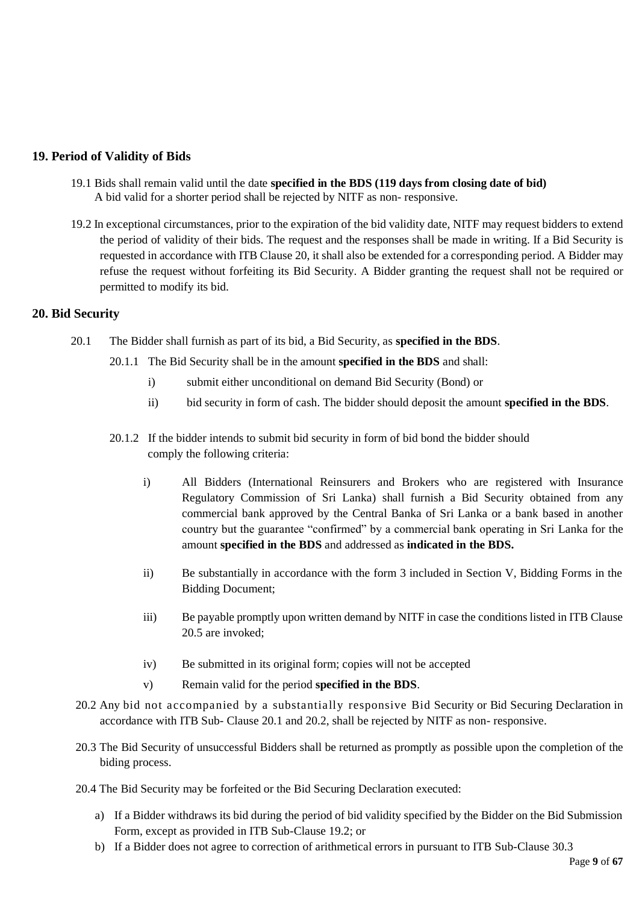## 19. Period of Validity of Bids

19.1 Bids shall remain valid until the date **specified in the BDS (119 days from closing date of bid)** A bid valid for a shorter period shall be rejected by NITF as non- responsive.

19.2 In exceptional circumstances, prior to the expiration of the bid validity date, NITF may request bidders to extend the period of validity of their bids. The request and the responses shall be made in writing. If a Bid Security is requested in accordance with ITB Clause 20, it shall also be extended for a corresponding period. A Bidder may refuse the request without forfeiting its Bid Security. A Bidder granting the request shall not be required or permitted to modify its bid.

## 20. Bid Security

20.1 The Bidder shall furnish as part of its bid, a Bid Security, as **specified in the BDS**.

20.1.1 The Bid Security shall be in the amount **specified in the BDS** and shall:

- i) submit either unconditional on demand Bid Security (Bond) or
- ii) bid security in form of cash. The bidder should deposit the amount **specified in the BDS**.

20.1.2 If the bidder intends to submit bid security in form of bid bond the bidder should comply the following criteria:

- i) All Bidders (International Reinsurers and Brokers who are registered with Insurance Regulatory Commission of Sri Lanka) shall furnish a Bid Security obtained from any commercial bank approved by the Central Banka of Sri Lanka or a bank based in another country but the guarantee "confirmed" by a commercial bank operating in Sri Lanka for the amount **specified in the BDS** and addressed as **indicated in the BDS.**
- ii) Be substantially in accordance with the form 3 included in Section V, Bidding Forms in the Bidding Document;
- iii) Be payable promptly upon written demand by NITF in case the conditions listed in ITB Clause 20.5 are invoked;
- iv) Be submitted in its original form; copies will not be accepted
- v) Remain valid for the period **specified in the BDS**.

20.2 Any bid not accompanied by a substantially responsive Bid Security or Bid Securing Declaration in accordance with ITB Sub- Clause 20.1 and 20.2, shall be rejected by NITF as non- responsive.

20.3 The Bid Security of unsuccessful Bidders shall be returned as promptly as possible upon the completion of the biding process.

20.4 The Bid Security may be forfeited or the Bid Securing Declaration executed:

- a) If a Bidder withdraws its bid during the period of bid validity specified by the Bidder on the Bid Submission Form, except as provided in ITB Sub-Clause 19.2; or
- b) If a Bidder does not agree to correction of arithmetical errors in pursuant to ITB Sub-Clause 30.3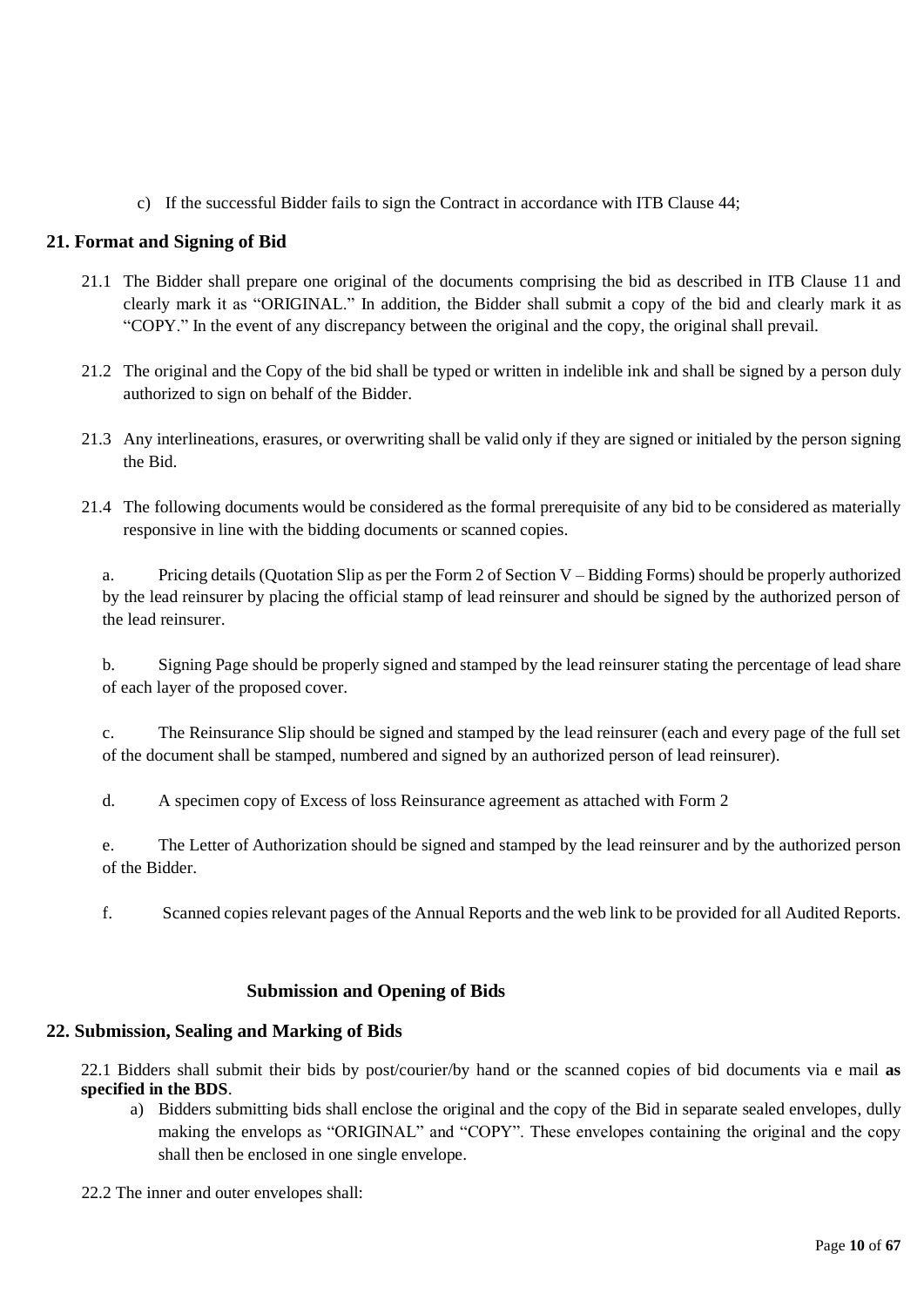c) If the successful Bidder fails to sign the Contract in accordance with ITB Clause 44;

## 21. Format and Signing of Bid

21.1 The Bidder shall prepare one original of the documents comprising the bid as described in ITB Clause 11 and clearly mark it as "ORIGINAL." In addition, the Bidder shall submit a copy of the bid and clearly mark it as "COPY." In the event of any discrepancy between the original and the copy, the original shall prevail.

21.2 The original and the Copy of the bid shall be typed or written in indelible ink and shall be signed by a person duly authorized to sign on behalf of the Bidder.

21.3 Any interlineations, erasures, or overwriting shall be valid only if they are signed or initialed by the person signing the Bid.

21.4 The following documents would be considered as the formal prerequisite of any bid to be considered as materially responsive in line with the bidding documents or scanned copies.

a. Pricing details (Quotation Slip as per the Form 2 of Section V – Bidding Forms) should be properly authorized by the lead reinsurer by placing the official stamp of lead reinsurer and should be signed by the authorized person of the lead reinsurer.

b. Signing Page should be properly signed and stamped by the lead reinsurer stating the percentage of lead share of each layer of the proposed cover.

c. The Reinsurance Slip should be signed and stamped by the lead reinsurer (each and every page of the full set of the document shall be stamped, numbered and signed by an authorized person of lead reinsurer).

d. A specimen copy of Excess of loss Reinsurance agreement as attached with Form 2

e. The Letter of Authorization should be signed and stamped by the lead reinsurer and by the authorized person of the Bidder.

f. Scanned copies relevant pages of the Annual Reports and the web link to be provided for all Audited Reports.

### Submission and Opening of Bids

## 22. Submission, Sealing and Marking of Bids

22.1 Bidders shall submit their bids by post/courier/by hand or the scanned copies of bid documents via e mail **as specified in the BDS**.

a) Bidders submitting bids shall enclose the original and the copy of the Bid in separate sealed envelopes, dully making the envelops as "ORIGINAL" and "COPY". These envelopes containing the original and the copy shall then be enclosed in one single envelope.

22.2 The inner and outer envelopes shall: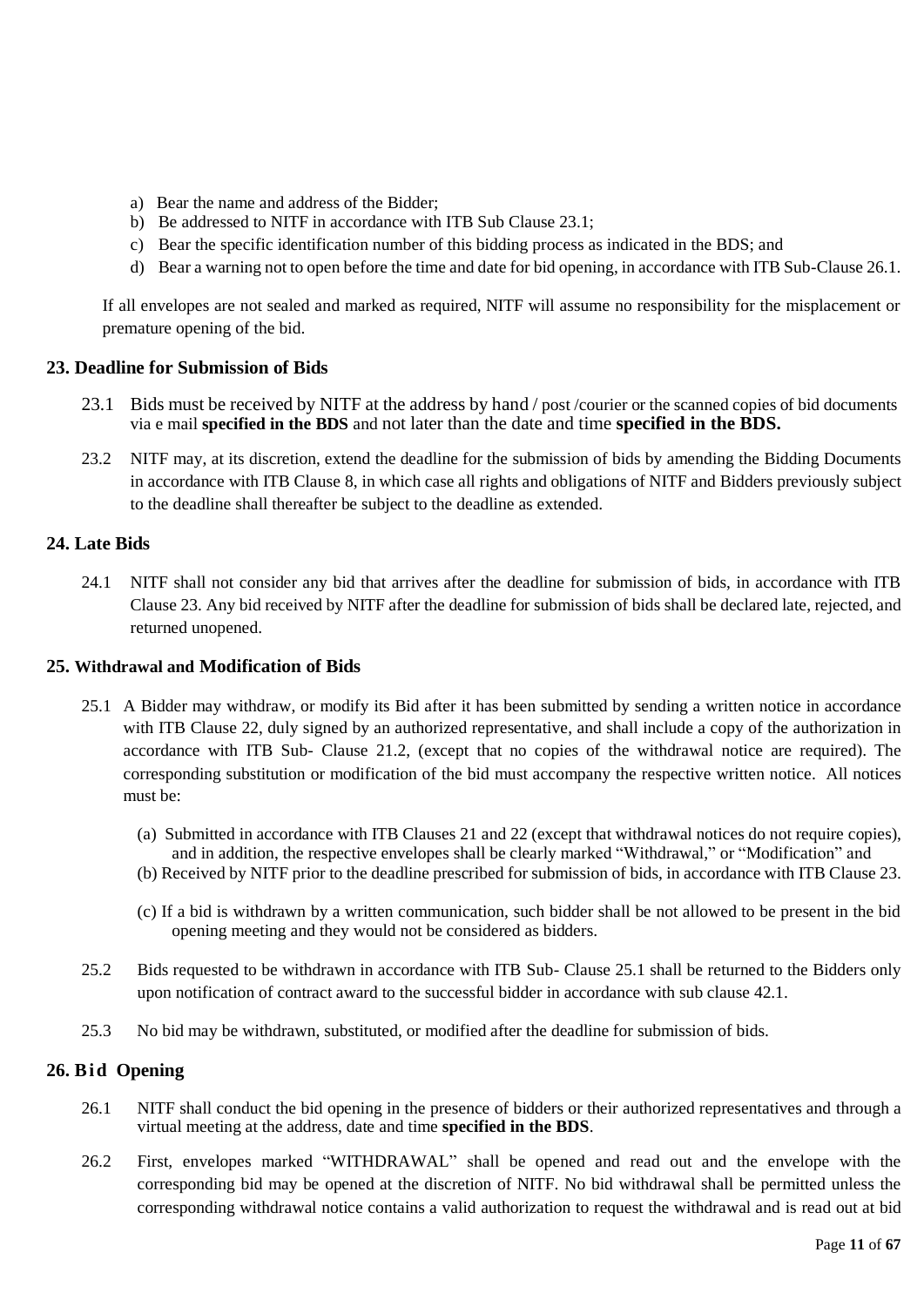a) Bear the name and address of the Bidder;
b) Be addressed to NITF in accordance with ITB Sub Clause 23.1;
c) Bear the specific identification number of this bidding process as indicated in the BDS; and
d) Bear a warning not to open before the time and date for bid opening, in accordance with ITB Sub-Clause 26.1.

If all envelopes are not sealed and marked as required, NITF will assume no responsibility for the misplacement or premature opening of the bid.

## 23. Deadline for Submission of Bids

23.1 Bids must be received by NITF at the address by hand / post /courier or the scanned copies of bid documents via e mail **specified in the BDS** and not later than the date and time **specified in the BDS.**

23.2 NITF may, at its discretion, extend the deadline for the submission of bids by amending the Bidding Documents in accordance with ITB Clause 8, in which case all rights and obligations of NITF and Bidders previously subject to the deadline shall thereafter be subject to the deadline as extended.

## 24. Late Bids

24.1 NITF shall not consider any bid that arrives after the deadline for submission of bids, in accordance with ITB Clause 23. Any bid received by NITF after the deadline for submission of bids shall be declared late, rejected, and returned unopened.

## 25. Withdrawal and Modification of Bids

25.1 A Bidder may withdraw, or modify its Bid after it has been submitted by sending a written notice in accordance with ITB Clause 22, duly signed by an authorized representative, and shall include a copy of the authorization in accordance with ITB Sub- Clause 21.2, (except that no copies of the withdrawal notice are required). The corresponding substitution or modification of the bid must accompany the respective written notice. All notices must be:

(a) Submitted in accordance with ITB Clauses 21 and 22 (except that withdrawal notices do not require copies), and in addition, the respective envelopes shall be clearly marked "Withdrawal," or "Modification" and

(b) Received by NITF prior to the deadline prescribed for submission of bids, in accordance with ITB Clause 23.

(c) If a bid is withdrawn by a written communication, such bidder shall be not allowed to be present in the bid opening meeting and they would not be considered as bidders.

25.2 Bids requested to be withdrawn in accordance with ITB Sub- Clause 25.1 shall be returned to the Bidders only upon notification of contract award to the successful bidder in accordance with sub clause 42.1.

25.3 No bid may be withdrawn, substituted, or modified after the deadline for submission of bids.

## 26. Bid Opening

26.1 NITF shall conduct the bid opening in the presence of bidders or their authorized representatives and through a virtual meeting at the address, date and time **specified in the BDS**.

26.2 First, envelopes marked "WITHDRAWAL" shall be opened and read out and the envelope with the corresponding bid may be opened at the discretion of NITF. No bid withdrawal shall be permitted unless the corresponding withdrawal notice contains a valid authorization to request the withdrawal and is read out at bid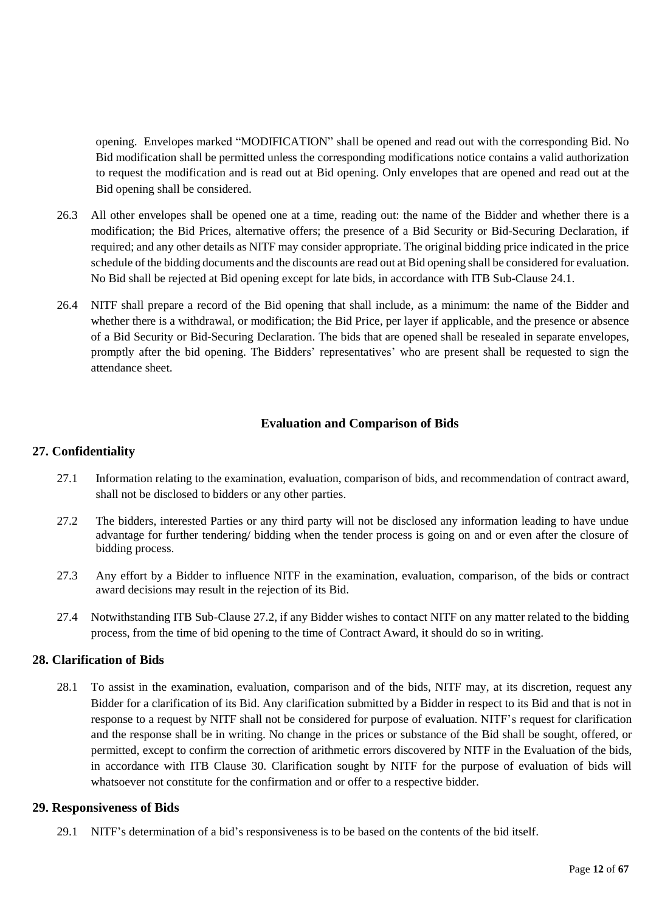opening. Envelopes marked "MODIFICATION" shall be opened and read out with the corresponding Bid. No Bid modification shall be permitted unless the corresponding modifications notice contains a valid authorization to request the modification and is read out at Bid opening. Only envelopes that are opened and read out at the Bid opening shall be considered.

26.3 All other envelopes shall be opened one at a time, reading out: the name of the Bidder and whether there is a modification; the Bid Prices, alternative offers; the presence of a Bid Security or Bid-Securing Declaration, if required; and any other details as NITF may consider appropriate. The original bidding price indicated in the price schedule of the bidding documents and the discounts are read out at Bid opening shall be considered for evaluation. No Bid shall be rejected at Bid opening except for late bids, in accordance with ITB Sub-Clause 24.1.

26.4 NITF shall prepare a record of the Bid opening that shall include, as a minimum: the name of the Bidder and whether there is a withdrawal, or modification; the Bid Price, per layer if applicable, and the presence or absence of a Bid Security or Bid-Securing Declaration. The bids that are opened shall be resealed in separate envelopes, promptly after the bid opening. The Bidders' representatives' who are present shall be requested to sign the attendance sheet.

## Evaluation and Comparison of Bids

### 27. Confidentiality

27.1 Information relating to the examination, evaluation, comparison of bids, and recommendation of contract award, shall not be disclosed to bidders or any other parties.

27.2 The bidders, interested Parties or any third party will not be disclosed any information leading to have undue advantage for further tendering/ bidding when the tender process is going on and or even after the closure of bidding process.

27.3 Any effort by a Bidder to influence NITF in the examination, evaluation, comparison, of the bids or contract award decisions may result in the rejection of its Bid.

27.4 Notwithstanding ITB Sub-Clause 27.2, if any Bidder wishes to contact NITF on any matter related to the bidding process, from the time of bid opening to the time of Contract Award, it should do so in writing.

### 28. Clarification of Bids

28.1 To assist in the examination, evaluation, comparison and of the bids, NITF may, at its discretion, request any Bidder for a clarification of its Bid. Any clarification submitted by a Bidder in respect to its Bid and that is not in response to a request by NITF shall not be considered for purpose of evaluation. NITF's request for clarification and the response shall be in writing. No change in the prices or substance of the Bid shall be sought, offered, or permitted, except to confirm the correction of arithmetic errors discovered by NITF in the Evaluation of the bids, in accordance with ITB Clause 30. Clarification sought by NITF for the purpose of evaluation of bids will whatsoever not constitute for the confirmation and or offer to a respective bidder.

### 29. Responsiveness of Bids

29.1 NITF's determination of a bid's responsiveness is to be based on the contents of the bid itself.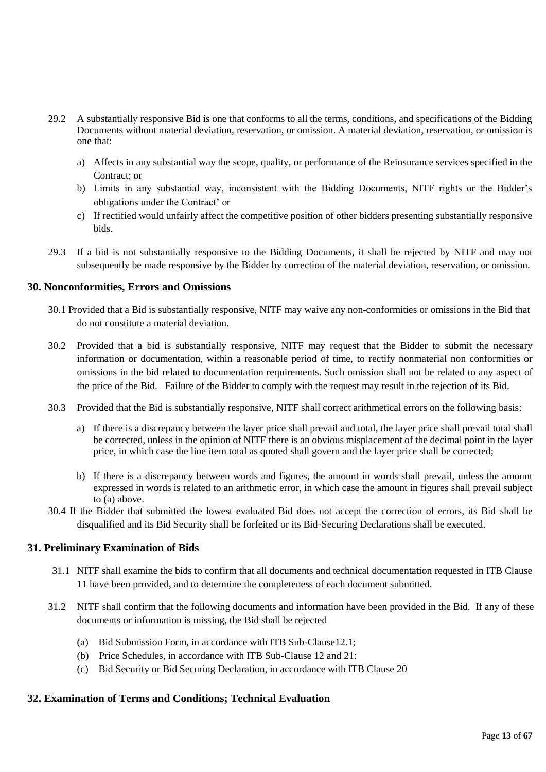29.2 A substantially responsive Bid is one that conforms to all the terms, conditions, and specifications of the Bidding Documents without material deviation, reservation, or omission. A material deviation, reservation, or omission is one that:

a) Affects in any substantial way the scope, quality, or performance of the Reinsurance services specified in the Contract; or
b) Limits in any substantial way, inconsistent with the Bidding Documents, NITF rights or the Bidder's obligations under the Contract' or
c) If rectified would unfairly affect the competitive position of other bidders presenting substantially responsive bids.

29.3 If a bid is not substantially responsive to the Bidding Documents, it shall be rejected by NITF and may not subsequently be made responsive by the Bidder by correction of the material deviation, reservation, or omission.

## 30. Nonconformities, Errors and Omissions

30.1 Provided that a Bid is substantially responsive, NITF may waive any non-conformities or omissions in the Bid that do not constitute a material deviation.

30.2 Provided that a bid is substantially responsive, NITF may request that the Bidder to submit the necessary information or documentation, within a reasonable period of time, to rectify nonmaterial non conformities or omissions in the bid related to documentation requirements. Such omission shall not be related to any aspect of the price of the Bid. Failure of the Bidder to comply with the request may result in the rejection of its Bid.

30.3 Provided that the Bid is substantially responsive, NITF shall correct arithmetical errors on the following basis:

a) If there is a discrepancy between the layer price shall prevail and total, the layer price shall prevail total shall be corrected, unless in the opinion of NITF there is an obvious misplacement of the decimal point in the layer price, in which case the line item total as quoted shall govern and the layer price shall be corrected;

b) If there is a discrepancy between words and figures, the amount in words shall prevail, unless the amount expressed in words is related to an arithmetic error, in which case the amount in figures shall prevail subject to (a) above.

30.4 If the Bidder that submitted the lowest evaluated Bid does not accept the correction of errors, its Bid shall be disqualified and its Bid Security shall be forfeited or its Bid-Securing Declarations shall be executed.

## 31. Preliminary Examination of Bids

31.1 NITF shall examine the bids to confirm that all documents and technical documentation requested in ITB Clause 11 have been provided, and to determine the completeness of each document submitted.

31.2 NITF shall confirm that the following documents and information have been provided in the Bid. If any of these documents or information is missing, the Bid shall be rejected

(a) Bid Submission Form, in accordance with ITB Sub-Clause12.1;
(b) Price Schedules, in accordance with ITB Sub-Clause 12 and 21:
(c) Bid Security or Bid Securing Declaration, in accordance with ITB Clause 20

## 32. Examination of Terms and Conditions; Technical Evaluation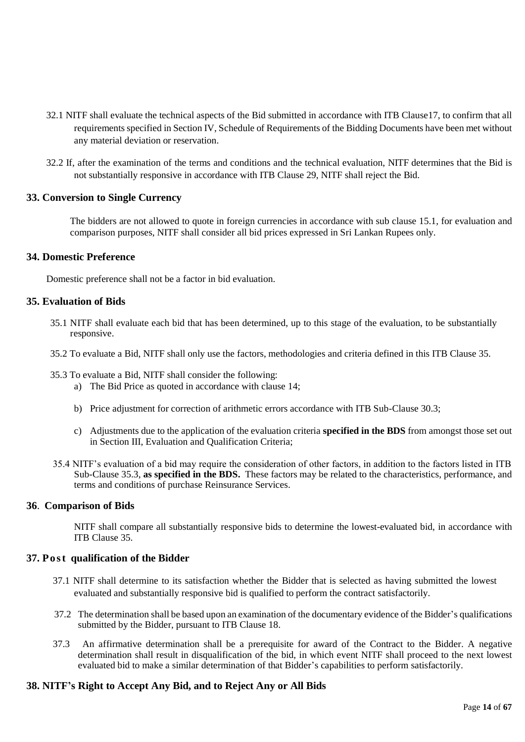32.1 NITF shall evaluate the technical aspects of the Bid submitted in accordance with ITB Clause17, to confirm that all requirements specified in Section IV, Schedule of Requirements of the Bidding Documents have been met without any material deviation or reservation.

32.2 If, after the examination of the terms and conditions and the technical evaluation, NITF determines that the Bid is not substantially responsive in accordance with ITB Clause 29, NITF shall reject the Bid.

## 33. Conversion to Single Currency

The bidders are not allowed to quote in foreign currencies in accordance with sub clause 15.1, for evaluation and comparison purposes, NITF shall consider all bid prices expressed in Sri Lankan Rupees only.

## 34. Domestic Preference

Domestic preference shall not be a factor in bid evaluation.

## 35. Evaluation of Bids

35.1 NITF shall evaluate each bid that has been determined, up to this stage of the evaluation, to be substantially responsive.

35.2 To evaluate a Bid, NITF shall only use the factors, methodologies and criteria defined in this ITB Clause 35.

35.3 To evaluate a Bid, NITF shall consider the following:

a) The Bid Price as quoted in accordance with clause 14;

b) Price adjustment for correction of arithmetic errors accordance with ITB Sub-Clause 30.3;

c) Adjustments due to the application of the evaluation criteria **specified in the BDS** from amongst those set out in Section III, Evaluation and Qualification Criteria;

35.4 NITF's evaluation of a bid may require the consideration of other factors, in addition to the factors listed in ITB Sub-Clause 35.3, **as specified in the BDS.** These factors may be related to the characteristics, performance, and terms and conditions of purchase Reinsurance Services.

## 36. Comparison of Bids

NITF shall compare all substantially responsive bids to determine the lowest-evaluated bid, in accordance with ITB Clause 35.

## 37. Post qualification of the Bidder

37.1 NITF shall determine to its satisfaction whether the Bidder that is selected as having submitted the lowest evaluated and substantially responsive bid is qualified to perform the contract satisfactorily.

37.2 The determination shall be based upon an examination of the documentary evidence of the Bidder's qualifications submitted by the Bidder, pursuant to ITB Clause 18.

37.3 An affirmative determination shall be a prerequisite for award of the Contract to the Bidder. A negative determination shall result in disqualification of the bid, in which event NITF shall proceed to the next lowest evaluated bid to make a similar determination of that Bidder's capabilities to perform satisfactorily.

## 38. NITF's Right to Accept Any Bid, and to Reject Any or All Bids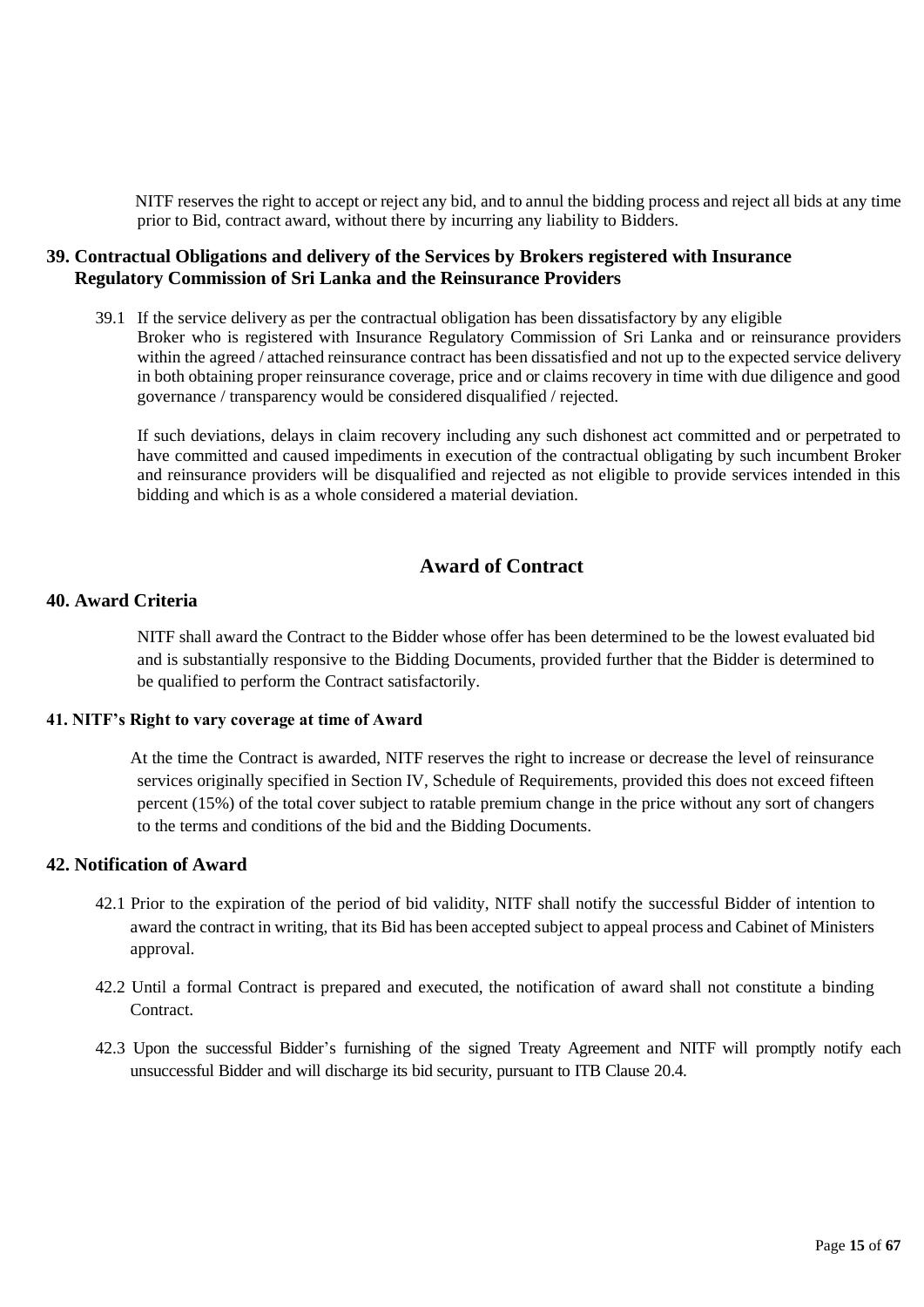NITF reserves the right to accept or reject any bid, and to annul the bidding process and reject all bids at any time prior to Bid, contract award, without there by incurring any liability to Bidders.

### 39. Contractual Obligations and delivery of the Services by Brokers registered with Insurance Regulatory Commission of Sri Lanka and the Reinsurance Providers

39.1 If the service delivery as per the contractual obligation has been dissatisfactory by any eligible Broker who is registered with Insurance Regulatory Commission of Sri Lanka and or reinsurance providers within the agreed / attached reinsurance contract has been dissatisfied and not up to the expected service delivery in both obtaining proper reinsurance coverage, price and or claims recovery in time with due diligence and good governance / transparency would be considered disqualified / rejected.

If such deviations, delays in claim recovery including any such dishonest act committed and or perpetrated to have committed and caused impediments in execution of the contractual obligating by such incumbent Broker and reinsurance providers will be disqualified and rejected as not eligible to provide services intended in this bidding and which is as a whole considered a material deviation.

## Award of Contract

### 40. Award Criteria

NITF shall award the Contract to the Bidder whose offer has been determined to be the lowest evaluated bid and is substantially responsive to the Bidding Documents, provided further that the Bidder is determined to be qualified to perform the Contract satisfactorily.

### 41. NITF's Right to vary coverage at time of Award

At the time the Contract is awarded, NITF reserves the right to increase or decrease the level of reinsurance services originally specified in Section IV, Schedule of Requirements, provided this does not exceed fifteen percent (15%) of the total cover subject to ratable premium change in the price without any sort of changers to the terms and conditions of the bid and the Bidding Documents.

### 42. Notification of Award

42.1 Prior to the expiration of the period of bid validity, NITF shall notify the successful Bidder of intention to award the contract in writing, that its Bid has been accepted subject to appeal process and Cabinet of Ministers approval.

42.2 Until a formal Contract is prepared and executed, the notification of award shall not constitute a binding Contract.

42.3 Upon the successful Bidder's furnishing of the signed Treaty Agreement and NITF will promptly notify each unsuccessful Bidder and will discharge its bid security, pursuant to ITB Clause 20.4.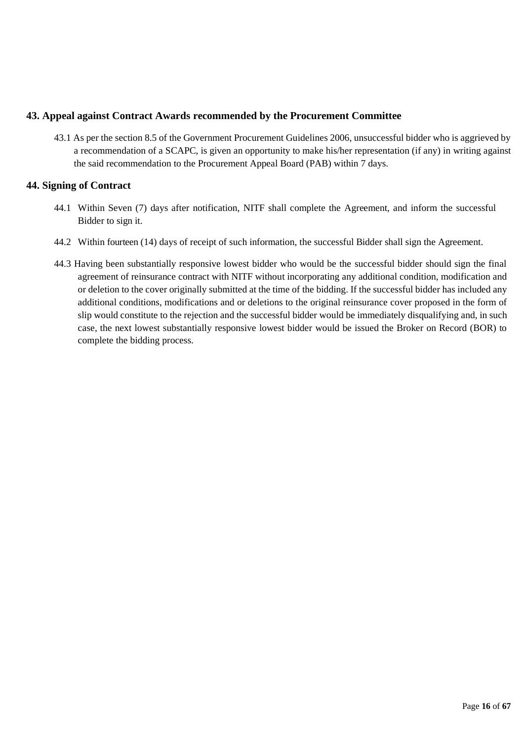## 43. Appeal against Contract Awards recommended by the Procurement Committee

43.1 As per the section 8.5 of the Government Procurement Guidelines 2006, unsuccessful bidder who is aggrieved by a recommendation of a SCAPC, is given an opportunity to make his/her representation (if any) in writing against the said recommendation to the Procurement Appeal Board (PAB) within 7 days.

## 44. Signing of Contract

44.1 Within Seven (7) days after notification, NITF shall complete the Agreement, and inform the successful Bidder to sign it.

44.2 Within fourteen (14) days of receipt of such information, the successful Bidder shall sign the Agreement.

44.3 Having been substantially responsive lowest bidder who would be the successful bidder should sign the final agreement of reinsurance contract with NITF without incorporating any additional condition, modification and or deletion to the cover originally submitted at the time of the bidding. If the successful bidder has included any additional conditions, modifications and or deletions to the original reinsurance cover proposed in the form of slip would constitute to the rejection and the successful bidder would be immediately disqualifying and, in such case, the next lowest substantially responsive lowest bidder would be issued the Broker on Record (BOR) to complete the bidding process.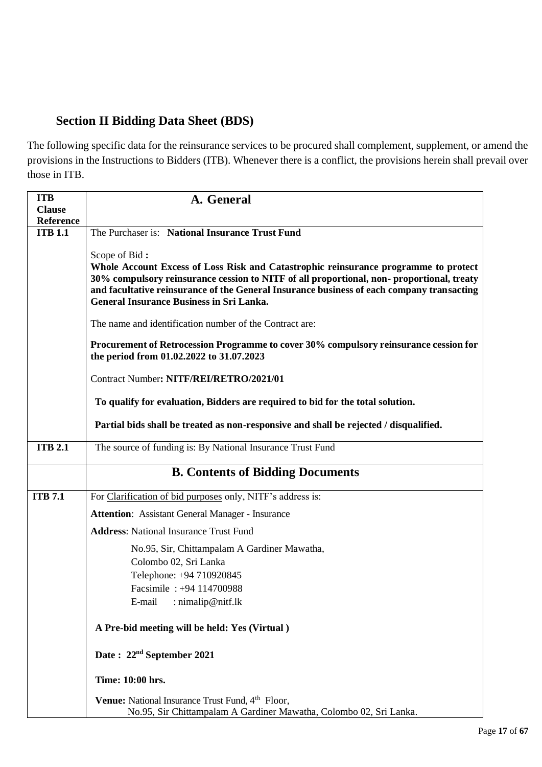## Section II Bidding Data Sheet (BDS)

The following specific data for the reinsurance services to be procured shall complement, supplement, or amend the provisions in the Instructions to Bidders (ITB). Whenever there is a conflict, the provisions herein shall prevail over those in ITB.

| ITB Clause Reference | A. General |
|---|---|
| **ITB 1.1** | The Purchaser is: **National Insurance Trust Fund**<br><br>Scope of Bid **:**<br>**Whole Account Excess of Loss Risk and Catastrophic reinsurance programme to protect 30% compulsory reinsurance cession to NITF of all proportional, non- proportional, treaty and facultative reinsurance of the General Insurance business of each company transacting General Insurance Business in Sri Lanka.**<br><br>The name and identification number of the Contract are:<br><br>**Procurement of Retrocession Programme to cover 30% compulsory reinsurance cession for the period from 01.02.2022 to 31.07.2023**<br><br>Contract Number**: NITF/REI/RETRO/2021/01**<br><br>**To qualify for evaluation, Bidders are required to bid for the total solution.**<br><br>**Partial bids shall be treated as non-responsive and shall be rejected / disqualified.** |
| **ITB 2.1** | The source of funding is: By National Insurance Trust Fund |
| | **B. Contents of Bidding Documents** |
| **ITB 7.1** | For Clarification of bid purposes only, NITF's address is:<br><br>**Attention**: Assistant General Manager - Insurance<br><br>**Address**: National Insurance Trust Fund<br>No.95, Sir, Chittampalam A Gardiner Mawatha,<br>Colombo 02, Sri Lanka<br>Telephone: +94 710920845<br>Facsimile : +94 114700988<br>E-mail : nimalip@nitf.lk<br><br>**A Pre-bid meeting will be held: Yes (Virtual )**<br><br>**Date : 22nd September 2021**<br><br>**Time: 10:00 hrs.**<br><br>**Venue:** National Insurance Trust Fund, 4th Floor,<br>No.95, Sir Chittampalam A Gardiner Mawatha, Colombo 02, Sri Lanka. |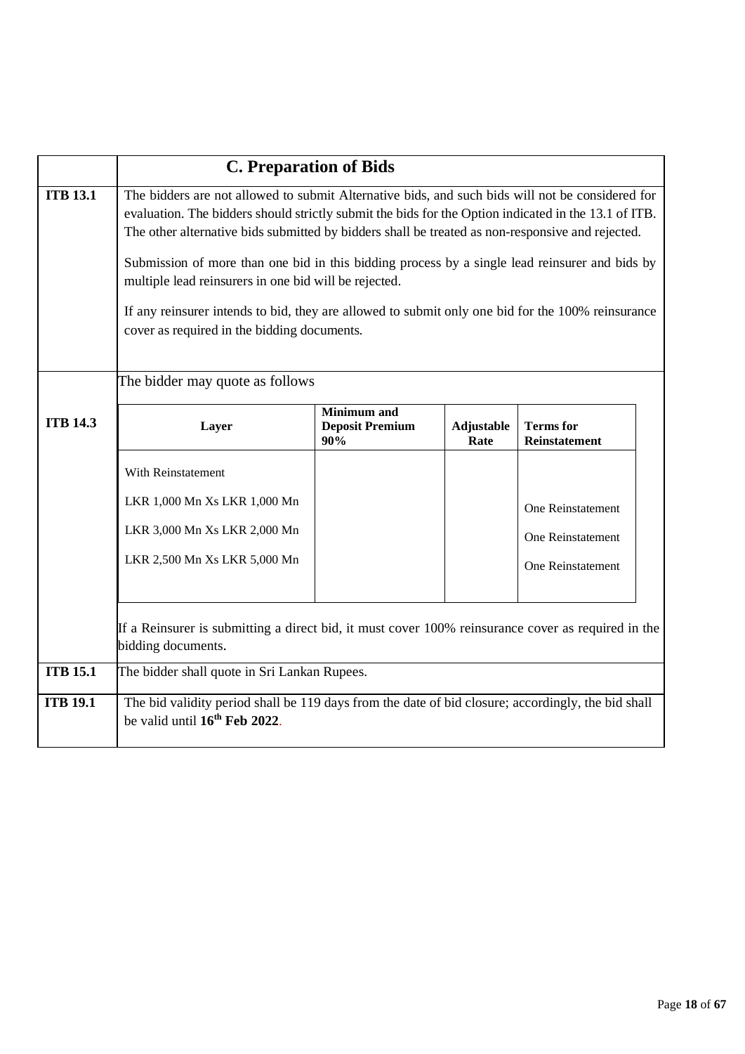## C. Preparation of Bids

**ITB 13.1**

The bidders are not allowed to submit Alternative bids, and such bids will not be considered for evaluation. The bidders should strictly submit the bids for the Option indicated in the 13.1 of ITB. The other alternative bids submitted by bidders shall be treated as non-responsive and rejected.

Submission of more than one bid in this bidding process by a single lead reinsurer and bids by multiple lead reinsurers in one bid will be rejected.

If any reinsurer intends to bid, they are allowed to submit only one bid for the 100% reinsurance cover as required in the bidding documents.

**ITB 14.3**

The bidder may quote as follows

| Layer | Minimum and Deposit Premium 90% | Adjustable Rate | Terms for Reinstatement |
|---|---|---|---|
| With Reinstatement | | | |
| LKR 1,000 Mn Xs LKR 1,000 Mn | | | One Reinstatement |
| LKR 3,000 Mn Xs LKR 2,000 Mn | | | One Reinstatement |
| LKR 2,500 Mn Xs LKR 5,000 Mn | | | One Reinstatement |

If a Reinsurer is submitting a direct bid, it must cover 100% reinsurance cover as required in the bidding documents.

**ITB 15.1**

The bidder shall quote in Sri Lankan Rupees.

**ITB 19.1**

The bid validity period shall be 119 days from the date of bid closure; accordingly, the bid shall be valid until **16th Feb 2022**.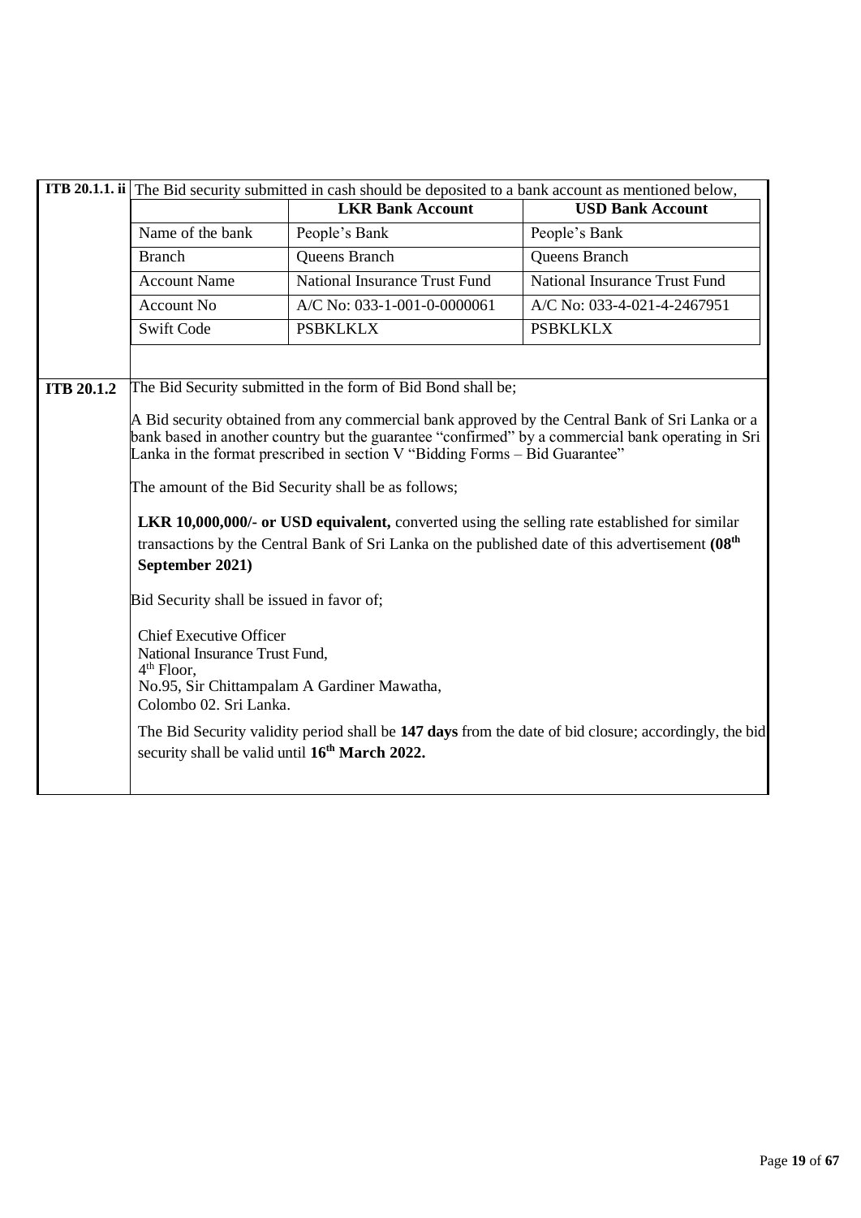| | |
|---|---|
| **ITB 20.1.1. ii** | The Bid security submitted in cash should be deposited to a bank account as mentioned below, |

| | **LKR Bank Account** | **USD Bank Account** |
|---|---|---|
| Name of the bank | People's Bank | People's Bank |
| Branch | Queens Branch | Queens Branch |
| Account Name | National Insurance Trust Fund | National Insurance Trust Fund |
| Account No | A/C No: 033-1-001-0-0000061 | A/C No: 033-4-021-4-2467951 |
| Swift Code | PSBKLKLX | PSBKLKLX |

**ITB 20.1.2**

The Bid Security submitted in the form of Bid Bond shall be;

A Bid security obtained from any commercial bank approved by the Central Bank of Sri Lanka or a bank based in another country but the guarantee "confirmed" by a commercial bank operating in Sri Lanka in the format prescribed in section V "Bidding Forms – Bid Guarantee"

The amount of the Bid Security shall be as follows;

**LKR 10,000,000/- or USD equivalent,** converted using the selling rate established for similar transactions by the Central Bank of Sri Lanka on the published date of this advertisement **(08th September 2021)**

Bid Security shall be issued in favor of;

Chief Executive Officer
National Insurance Trust Fund,
4th Floor,
No.95, Sir Chittampalam A Gardiner Mawatha,
Colombo 02. Sri Lanka.

The Bid Security validity period shall be **147 days** from the date of bid closure; accordingly, the bid security shall be valid until **16th March 2022.**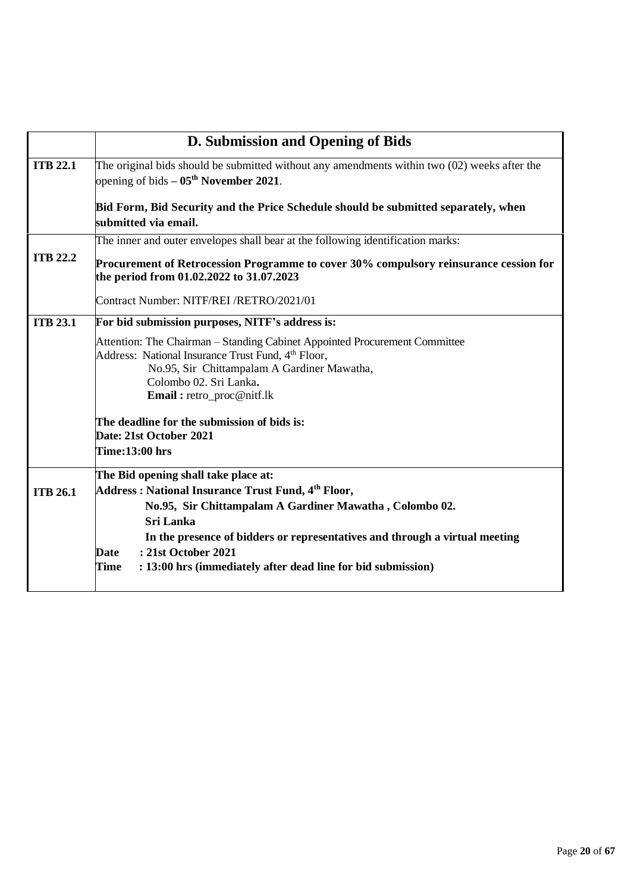|  | **D. Submission and Opening of Bids** |
|---|---|
| **ITB 22.1** | The original bids should be submitted without any amendments within two (02) weeks after the opening of bids – **05th November 2021**.<br><br>**Bid Form, Bid Security and the Price Schedule should be submitted separately, when submitted via email.** |
| **ITB 22.2** | The inner and outer envelopes shall bear at the following identification marks:<br><br>**Procurement of Retrocession Programme to cover 30% compulsory reinsurance cession for the period from 01.02.2022 to 31.07.2023**<br><br>Contract Number: NITF/REI /RETRO/2021/01 |
| **ITB 23.1** | **For bid submission purposes, NITF's address is:**<br><br>Attention: The Chairman – Standing Cabinet Appointed Procurement Committee<br>Address: National Insurance Trust Fund, 4th Floor,<br>No.95, Sir Chittampalam A Gardiner Mawatha,<br>Colombo 02. Sri Lanka**.**<br>**Email :** retro_proc@nitf.lk<br><br>**The deadline for the submission of bids is:**<br>**Date: 21st October 2021**<br>**Time:13:00 hrs** |
| **ITB 26.1** | **The Bid opening shall take place at:**<br>**Address : National Insurance Trust Fund, 4th Floor,**<br>**No.95, Sir Chittampalam A Gardiner Mawatha , Colombo 02.**<br>**Sri Lanka**<br>**In the presence of bidders or representatives and through a virtual meeting**<br>**Date : 21st October 2021**<br>**Time : 13:00 hrs (immediately after dead line for bid submission)** |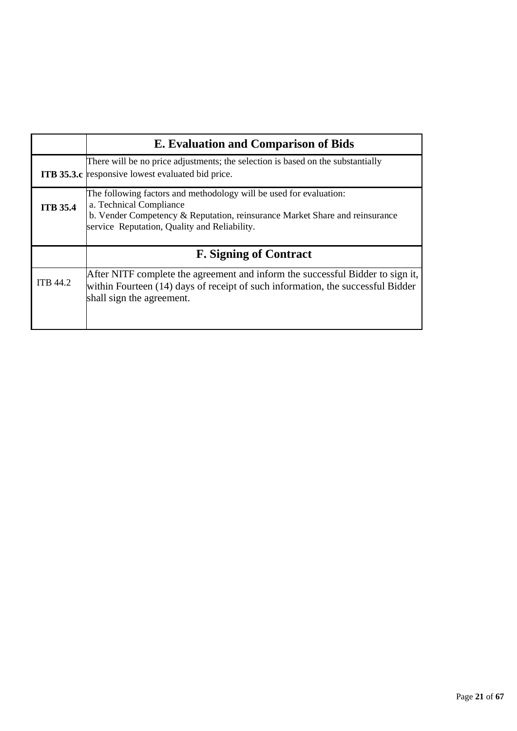| | **E. Evaluation and Comparison of Bids** |
|---|---|
| **ITB 35.3.c** | There will be no price adjustments; the selection is based on the substantially responsive lowest evaluated bid price. |
| **ITB 35.4** | The following factors and methodology will be used for evaluation:<br>a. Technical Compliance<br>b. Vender Competency & Reputation, reinsurance Market Share and reinsurance service Reputation, Quality and Reliability. |
| | **F. Signing of Contract** |
| ITB 44.2 | After NITF complete the agreement and inform the successful Bidder to sign it, within Fourteen (14) days of receipt of such information, the successful Bidder shall sign the agreement. |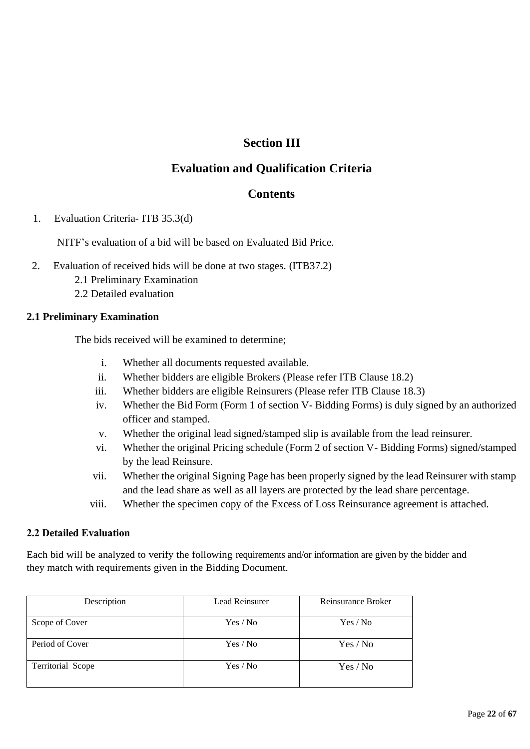# Section III

## Evaluation and Qualification Criteria

### Contents

1. Evaluation Criteria- ITB 35.3(d)

   NITF's evaluation of a bid will be based on Evaluated Bid Price.

2. Evaluation of received bids will be done at two stages. (ITB37.2)
   2.1 Preliminary Examination
   2.2 Detailed evaluation

**2.1 Preliminary Examination**

The bids received will be examined to determine;

i. Whether all documents requested available.
ii. Whether bidders are eligible Brokers (Please refer ITB Clause 18.2)
iii. Whether bidders are eligible Reinsurers (Please refer ITB Clause 18.3)
iv. Whether the Bid Form (Form 1 of section V- Bidding Forms) is duly signed by an authorized officer and stamped.
v. Whether the original lead signed/stamped slip is available from the lead reinsurer.
vi. Whether the original Pricing schedule (Form 2 of section V- Bidding Forms) signed/stamped by the lead Reinsure.
vii. Whether the original Signing Page has been properly signed by the lead Reinsurer with stamp and the lead share as well as all layers are protected by the lead share percentage.
viii. Whether the specimen copy of the Excess of Loss Reinsurance agreement is attached.

**2.2 Detailed Evaluation**

Each bid will be analyzed to verify the following requirements and/or information are given by the bidder and they match with requirements given in the Bidding Document.

| Description | Lead Reinsurer | Reinsurance Broker |
|---|---|---|
| Scope of Cover | Yes / No | Yes / No |
| Period of Cover | Yes / No | Yes / No |
| Territorial Scope | Yes / No | Yes / No |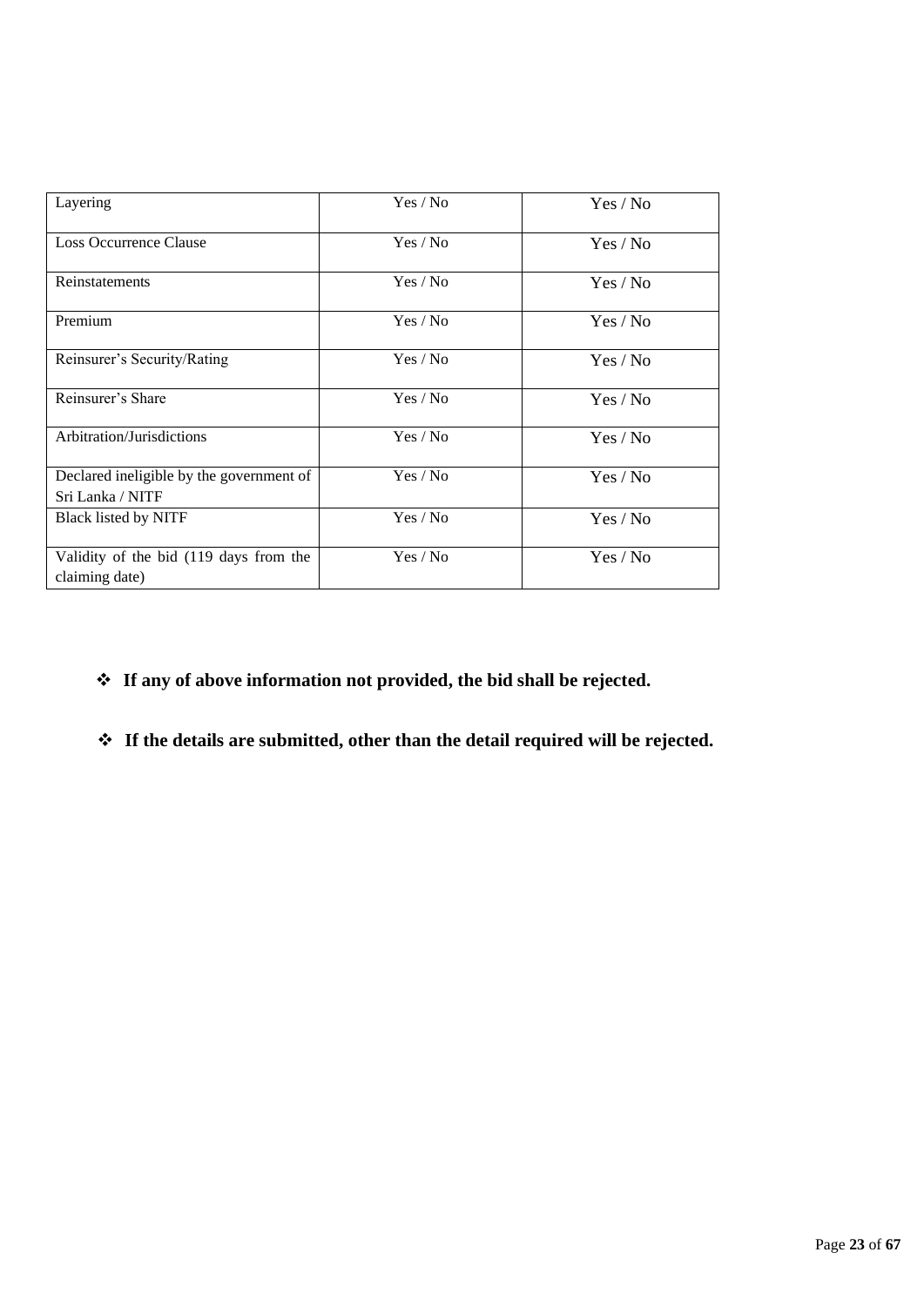| | | |
|---|---|---|
| Layering | Yes / No | Yes / No |
| Loss Occurrence Clause | Yes / No | Yes / No |
| Reinstatements | Yes / No | Yes / No |
| Premium | Yes / No | Yes / No |
| Reinsurer's Security/Rating | Yes / No | Yes / No |
| Reinsurer's Share | Yes / No | Yes / No |
| Arbitration/Jurisdictions | Yes / No | Yes / No |
| Declared ineligible by the government of Sri Lanka / NITF | Yes / No | Yes / No |
| Black listed by NITF | Yes / No | Yes / No |
| Validity of the bid (119 days from the claiming date) | Yes / No | Yes / No |

- **If any of above information not provided, the bid shall be rejected.**
- **If the details are submitted, other than the detail required will be rejected.**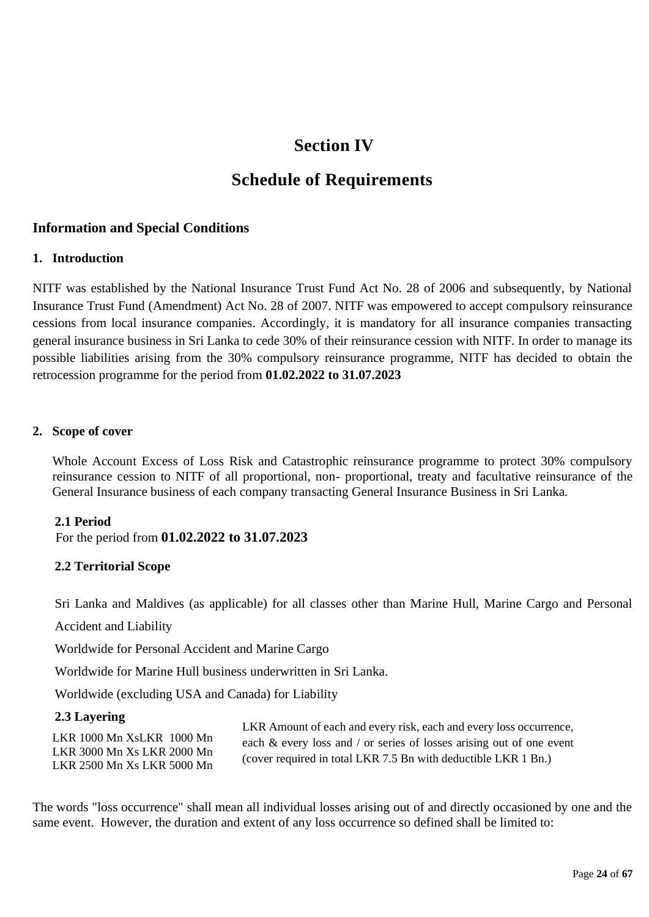# Section IV

# Schedule of Requirements

## Information and Special Conditions

### 1. Introduction

NITF was established by the National Insurance Trust Fund Act No. 28 of 2006 and subsequently, by National Insurance Trust Fund (Amendment) Act No. 28 of 2007. NITF was empowered to accept compulsory reinsurance cessions from local insurance companies. Accordingly, it is mandatory for all insurance companies transacting general insurance business in Sri Lanka to cede 30% of their reinsurance cession with NITF. In order to manage its possible liabilities arising from the 30% compulsory reinsurance programme, NITF has decided to obtain the retrocession programme for the period from **01.02.2022 to 31.07.2023**

### 2. Scope of cover

Whole Account Excess of Loss Risk and Catastrophic reinsurance programme to protect 30% compulsory reinsurance cession to NITF of all proportional, non- proportional, treaty and facultative reinsurance of the General Insurance business of each company transacting General Insurance Business in Sri Lanka.

#### 2.1 Period

For the period from **01.02.2022 to 31.07.2023**

#### 2.2 Territorial Scope

Sri Lanka and Maldives (as applicable) for all classes other than Marine Hull, Marine Cargo and Personal Accident and Liability

Worldwide for Personal Accident and Marine Cargo

Worldwide for Marine Hull business underwritten in Sri Lanka.

Worldwide (excluding USA and Canada) for Liability

#### 2.3 Layering

LKR 1000 Mn XsLKR 1000 Mn
LKR 3000 Mn Xs LKR 2000 Mn
LKR 2500 Mn Xs LKR 5000 Mn

LKR Amount of each and every risk, each and every loss occurrence, each & every loss and / or series of losses arising out of one event (cover required in total LKR 7.5 Bn with deductible LKR 1 Bn.)

The words "loss occurrence" shall mean all individual losses arising out of and directly occasioned by one and the same event. However, the duration and extent of any loss occurrence so defined shall be limited to: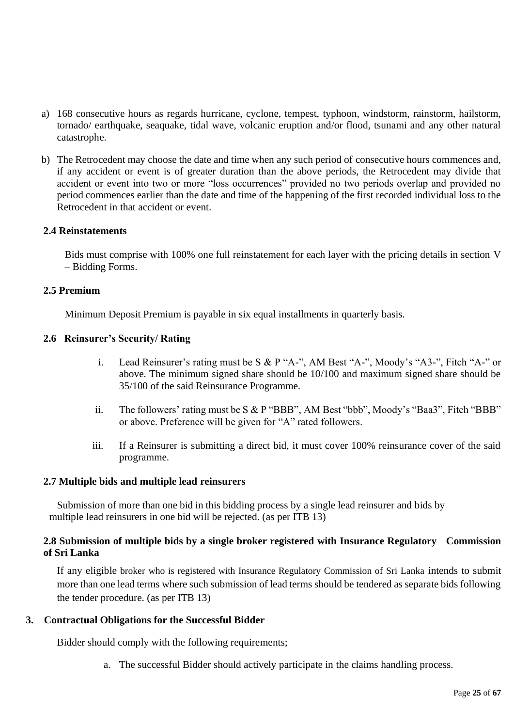a) 168 consecutive hours as regards hurricane, cyclone, tempest, typhoon, windstorm, rainstorm, hailstorm, tornado/ earthquake, seaquake, tidal wave, volcanic eruption and/or flood, tsunami and any other natural catastrophe.

b) The Retrocedent may choose the date and time when any such period of consecutive hours commences and, if any accident or event is of greater duration than the above periods, the Retrocedent may divide that accident or event into two or more "loss occurrences" provided no two periods overlap and provided no period commences earlier than the date and time of the happening of the first recorded individual loss to the Retrocedent in that accident or event.

### 2.4 Reinstatements

Bids must comprise with 100% one full reinstatement for each layer with the pricing details in section V – Bidding Forms.

### 2.5 Premium

Minimum Deposit Premium is payable in six equal installments in quarterly basis.

### 2.6 Reinsurer's Security/ Rating

i. Lead Reinsurer's rating must be S & P "A-", AM Best "A-", Moody's "A3-", Fitch "A-" or above. The minimum signed share should be 10/100 and maximum signed share should be 35/100 of the said Reinsurance Programme.

ii. The followers' rating must be S & P "BBB", AM Best "bbb", Moody's "Baa3", Fitch "BBB" or above. Preference will be given for "A" rated followers.

iii. If a Reinsurer is submitting a direct bid, it must cover 100% reinsurance cover of the said programme.

### 2.7 Multiple bids and multiple lead reinsurers

Submission of more than one bid in this bidding process by a single lead reinsurer and bids by multiple lead reinsurers in one bid will be rejected. (as per ITB 13)

### 2.8 Submission of multiple bids by a single broker registered with Insurance Regulatory Commission of Sri Lanka

If any eligible broker who is registered with Insurance Regulatory Commission of Sri Lanka intends to submit more than one lead terms where such submission of lead terms should be tendered as separate bids following the tender procedure. (as per ITB 13)

## 3. Contractual Obligations for the Successful Bidder

Bidder should comply with the following requirements;

a. The successful Bidder should actively participate in the claims handling process.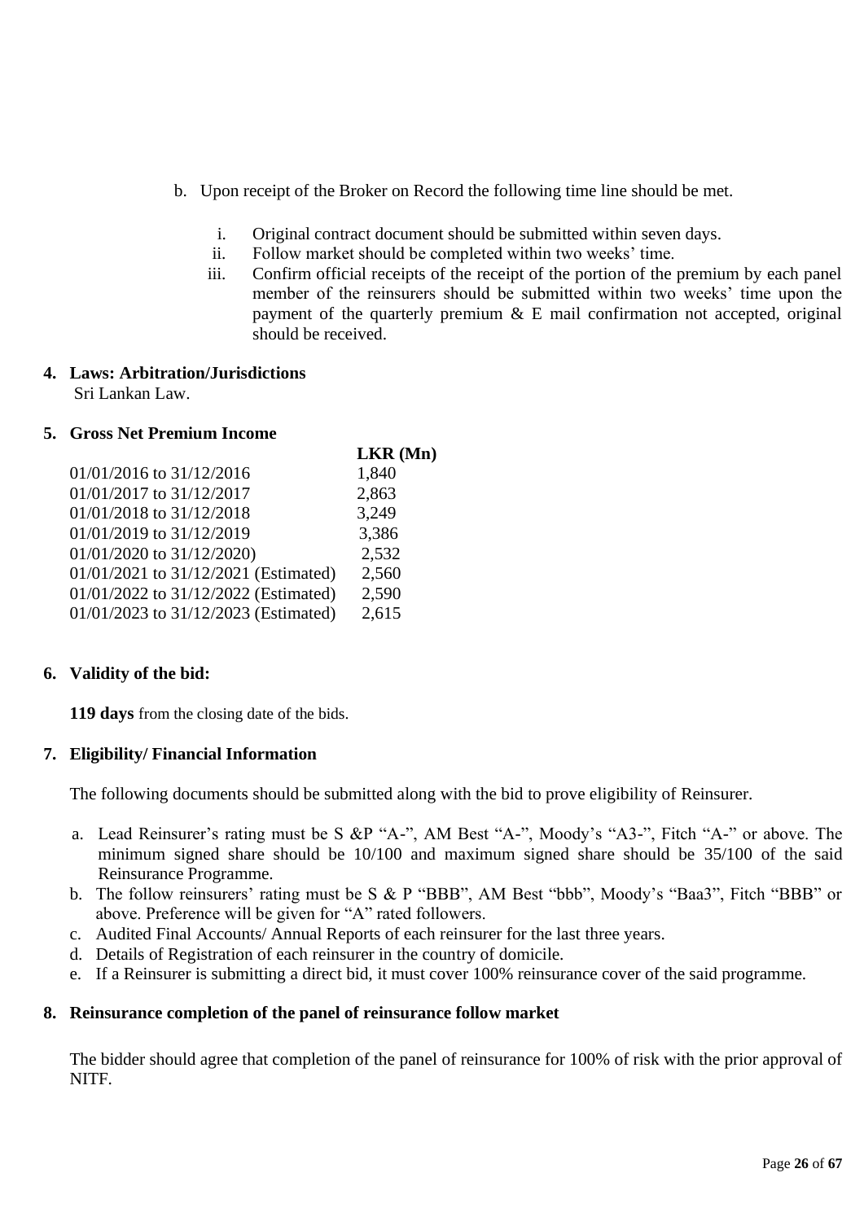b. Upon receipt of the Broker on Record the following time line should be met.

   i. Original contract document should be submitted within seven days.
   ii. Follow market should be completed within two weeks' time.
   iii. Confirm official receipts of the receipt of the portion of the premium by each panel member of the reinsurers should be submitted within two weeks' time upon the payment of the quarterly premium & E mail confirmation not accepted, original should be received.

**4. Laws: Arbitration/Jurisdictions**

Sri Lankan Law.

**5. Gross Net Premium Income**

| | **LKR (Mn)** |
|---|---|
| 01/01/2016 to 31/12/2016 | 1,840 |
| 01/01/2017 to 31/12/2017 | 2,863 |
| 01/01/2018 to 31/12/2018 | 3,249 |
| 01/01/2019 to 31/12/2019 | 3,386 |
| 01/01/2020 to 31/12/2020) | 2,532 |
| 01/01/2021 to 31/12/2021 (Estimated) | 2,560 |
| 01/01/2022 to 31/12/2022 (Estimated) | 2,590 |
| 01/01/2023 to 31/12/2023 (Estimated) | 2,615 |

**6. Validity of the bid:**

**119 days** from the closing date of the bids.

**7. Eligibility/ Financial Information**

The following documents should be submitted along with the bid to prove eligibility of Reinsurer.

a. Lead Reinsurer's rating must be S &P "A-", AM Best "A-", Moody's "A3-", Fitch "A-" or above. The minimum signed share should be 10/100 and maximum signed share should be 35/100 of the said Reinsurance Programme.
b. The follow reinsurers' rating must be S & P "BBB", AM Best "bbb", Moody's "Baa3", Fitch "BBB" or above. Preference will be given for "A" rated followers.
c. Audited Final Accounts/ Annual Reports of each reinsurer for the last three years.
d. Details of Registration of each reinsurer in the country of domicile.
e. If a Reinsurer is submitting a direct bid, it must cover 100% reinsurance cover of the said programme.

**8. Reinsurance completion of the panel of reinsurance follow market**

The bidder should agree that completion of the panel of reinsurance for 100% of risk with the prior approval of NITF.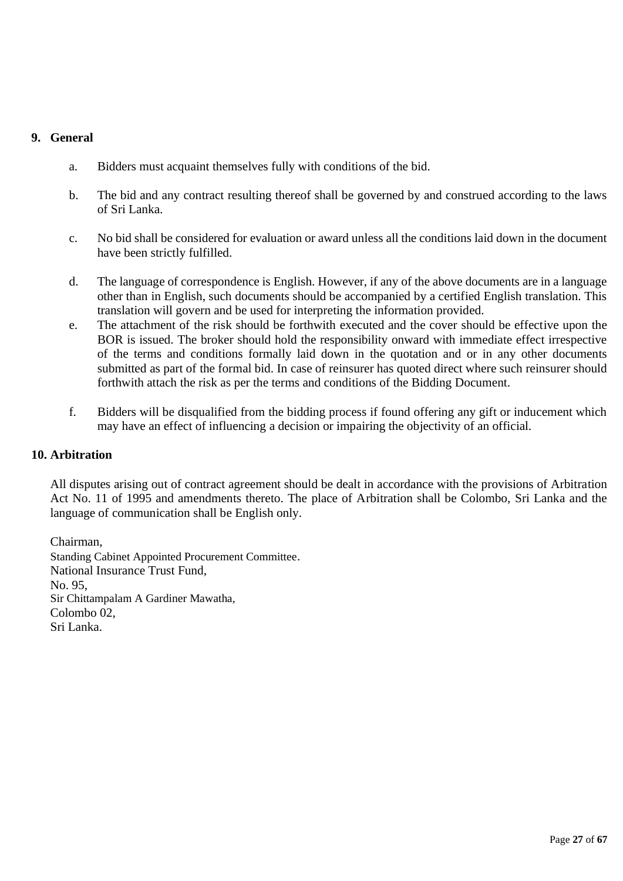## 9. General

a. Bidders must acquaint themselves fully with conditions of the bid.

b. The bid and any contract resulting thereof shall be governed by and construed according to the laws of Sri Lanka.

c. No bid shall be considered for evaluation or award unless all the conditions laid down in the document have been strictly fulfilled.

d. The language of correspondence is English. However, if any of the above documents are in a language other than in English, such documents should be accompanied by a certified English translation. This translation will govern and be used for interpreting the information provided.

e. The attachment of the risk should be forthwith executed and the cover should be effective upon the BOR is issued. The broker should hold the responsibility onward with immediate effect irrespective of the terms and conditions formally laid down in the quotation and or in any other documents submitted as part of the formal bid. In case of reinsurer has quoted direct where such reinsurer should forthwith attach the risk as per the terms and conditions of the Bidding Document.

f. Bidders will be disqualified from the bidding process if found offering any gift or inducement which may have an effect of influencing a decision or impairing the objectivity of an official.

## 10. Arbitration

All disputes arising out of contract agreement should be dealt in accordance with the provisions of Arbitration Act No. 11 of 1995 and amendments thereto. The place of Arbitration shall be Colombo, Sri Lanka and the language of communication shall be English only.

Chairman,
Standing Cabinet Appointed Procurement Committee.
National Insurance Trust Fund,
No. 95,
Sir Chittampalam A Gardiner Mawatha,
Colombo 02,
Sri Lanka.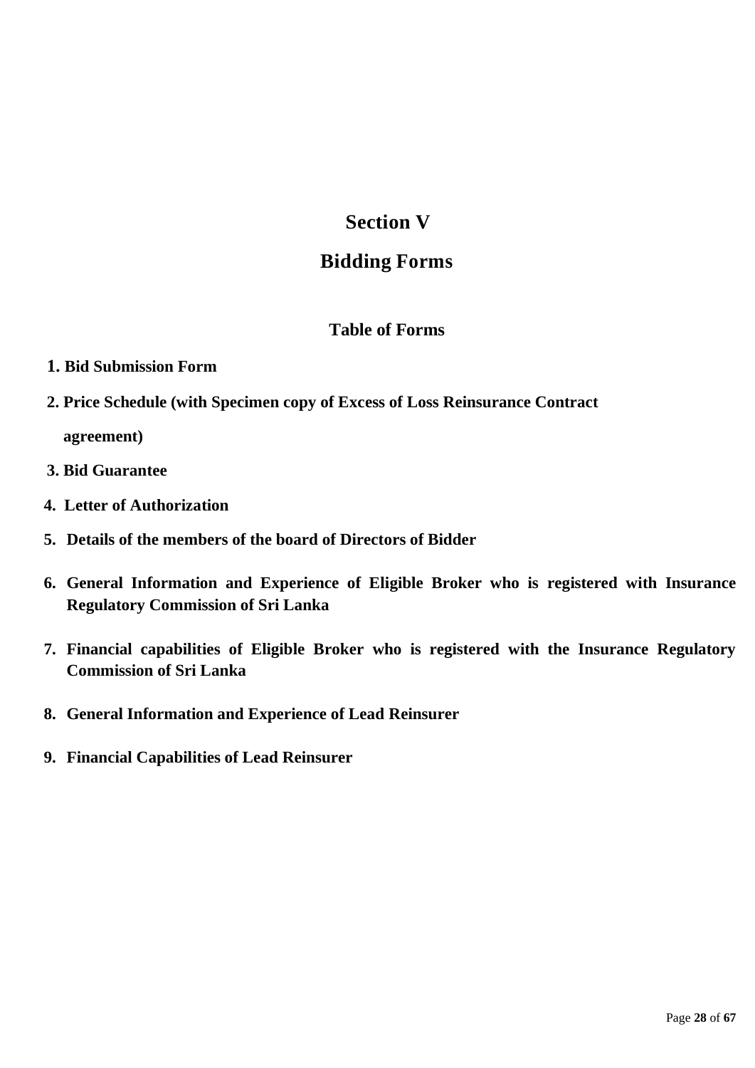# Section V

# Bidding Forms

## Table of Forms

1. **Bid Submission Form**
2. **Price Schedule (with Specimen copy of Excess of Loss Reinsurance Contract agreement)**
3. **Bid Guarantee**
4. **Letter of Authorization**
5. **Details of the members of the board of Directors of Bidder**
6. **General Information and Experience of Eligible Broker who is registered with Insurance Regulatory Commission of Sri Lanka**
7. **Financial capabilities of Eligible Broker who is registered with the Insurance Regulatory Commission of Sri Lanka**
8. **General Information and Experience of Lead Reinsurer**
9. **Financial Capabilities of Lead Reinsurer**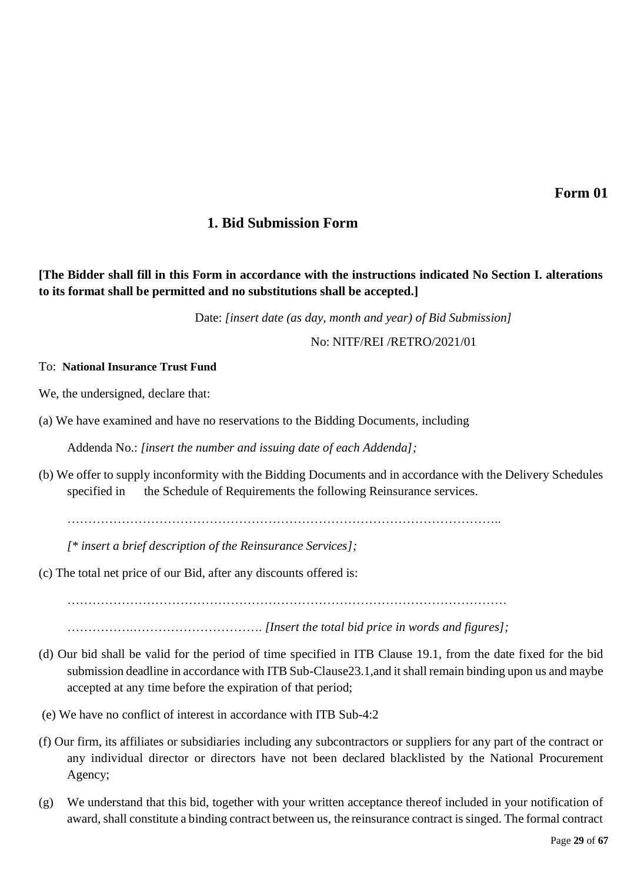**Form 01**

## 1. Bid Submission Form

**[The Bidder shall fill in this Form in accordance with the instructions indicated No Section I. alterations to its format shall be permitted and no substitutions shall be accepted.]**

Date: *[insert date (as day, month and year) of Bid Submission]*

No: NITF/REI /RETRO/2021/01

To: **National Insurance Trust Fund**

We, the undersigned, declare that:

(a) We have examined and have no reservations to the Bidding Documents, including

Addenda No.: *[insert the number and issuing date of each Addenda];*

(b) We offer to supply inconformity with the Bidding Documents and in accordance with the Delivery Schedules specified in the Schedule of Requirements the following Reinsurance services.

…………………………………………………………………………………………..

*[\* insert a brief description of the Reinsurance Services];*

(c) The total net price of our Bid, after any discounts offered is:

……………………………………………………………………………………………

……………..…………………………. *[Insert the total bid price in words and figures];*

(d) Our bid shall be valid for the period of time specified in ITB Clause 19.1, from the date fixed for the bid submission deadline in accordance with ITB Sub-Clause23.1,and it shall remain binding upon us and maybe accepted at any time before the expiration of that period;

(e) We have no conflict of interest in accordance with ITB Sub-4:2

(f) Our firm, its affiliates or subsidiaries including any subcontractors or suppliers for any part of the contract or any individual director or directors have not been declared blacklisted by the National Procurement Agency;

(g) We understand that this bid, together with your written acceptance thereof included in your notification of award, shall constitute a binding contract between us, the reinsurance contract is singed. The formal contract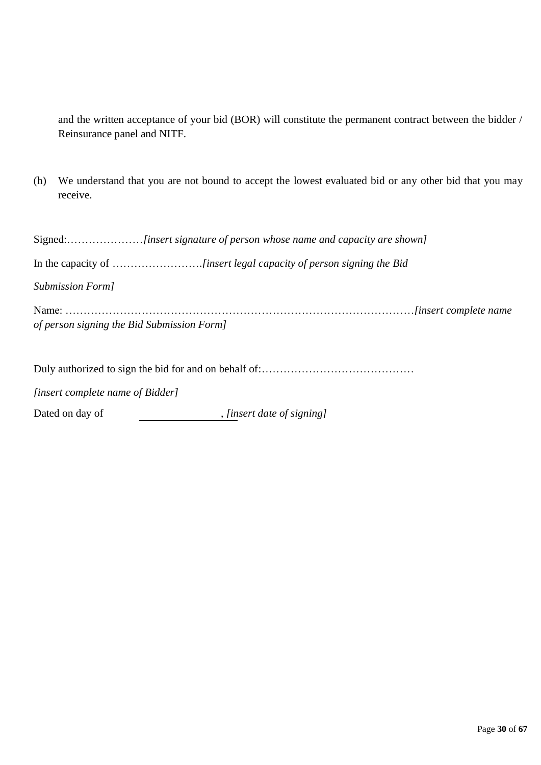and the written acceptance of your bid (BOR) will constitute the permanent contract between the bidder / Reinsurance panel and NITF.

(h) We understand that you are not bound to accept the lowest evaluated bid or any other bid that you may receive.

Signed:…………………*[insert signature of person whose name and capacity are shown]*

In the capacity of …………………….*[insert legal capacity of person signing the Bid Submission Form]*

Name: ……………………………………………………………………………………*[insert complete name of person signing the Bid Submission Form]*

Duly authorized to sign the bid for and on behalf of:……………………………………

*[insert complete name of Bidder]*

Dated on day of \_\_\_\_\_\_\_\_\_\_\_\_\_\_\_, *[insert date of signing]*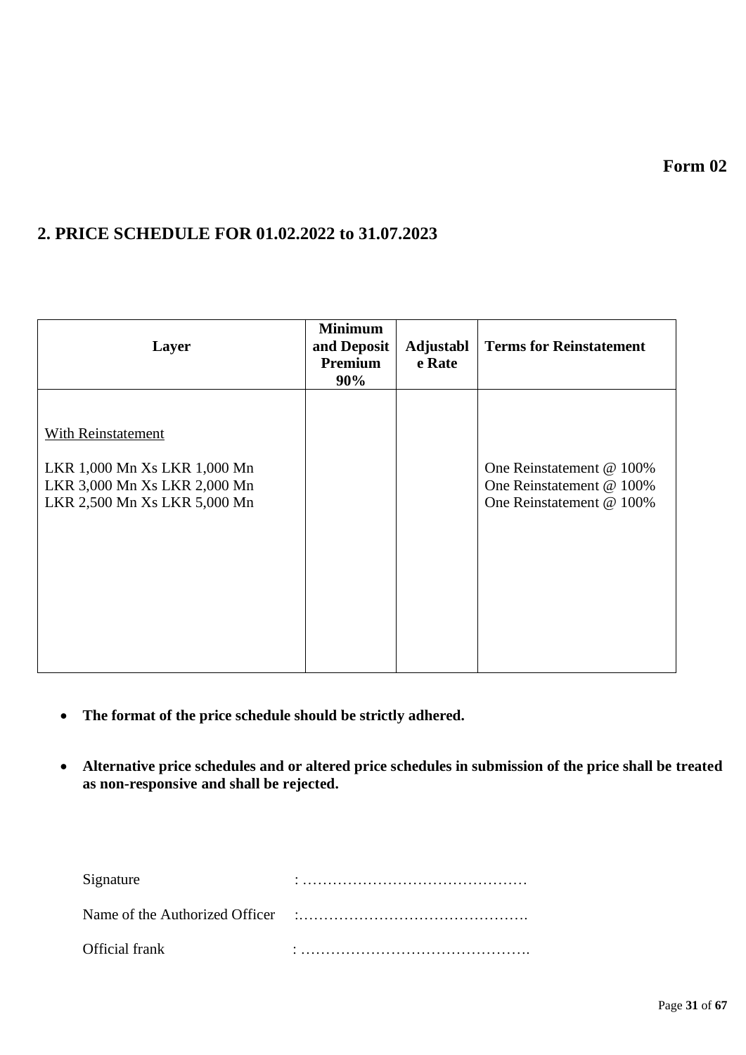**Form 02**

## 2. PRICE SCHEDULE FOR 01.02.2022 to 31.07.2023

| Layer | Minimum and Deposit Premium 90% | Adjustable Rate | Terms for Reinstatement |
|---|---|---|---|
| With Reinstatement | | | |
| LKR 1,000 Mn Xs LKR 1,000 Mn | | | One Reinstatement @ 100% |
| LKR 3,000 Mn Xs LKR 2,000 Mn | | | One Reinstatement @ 100% |
| LKR 2,500 Mn Xs LKR 5,000 Mn | | | One Reinstatement @ 100% |

- **The format of the price schedule should be strictly adhered.**
- **Alternative price schedules and or altered price schedules in submission of the price shall be treated as non-responsive and shall be rejected.**

Signature : ………………………………………

Name of the Authorized Officer :……………………………………….

Official frank : ……………………………………….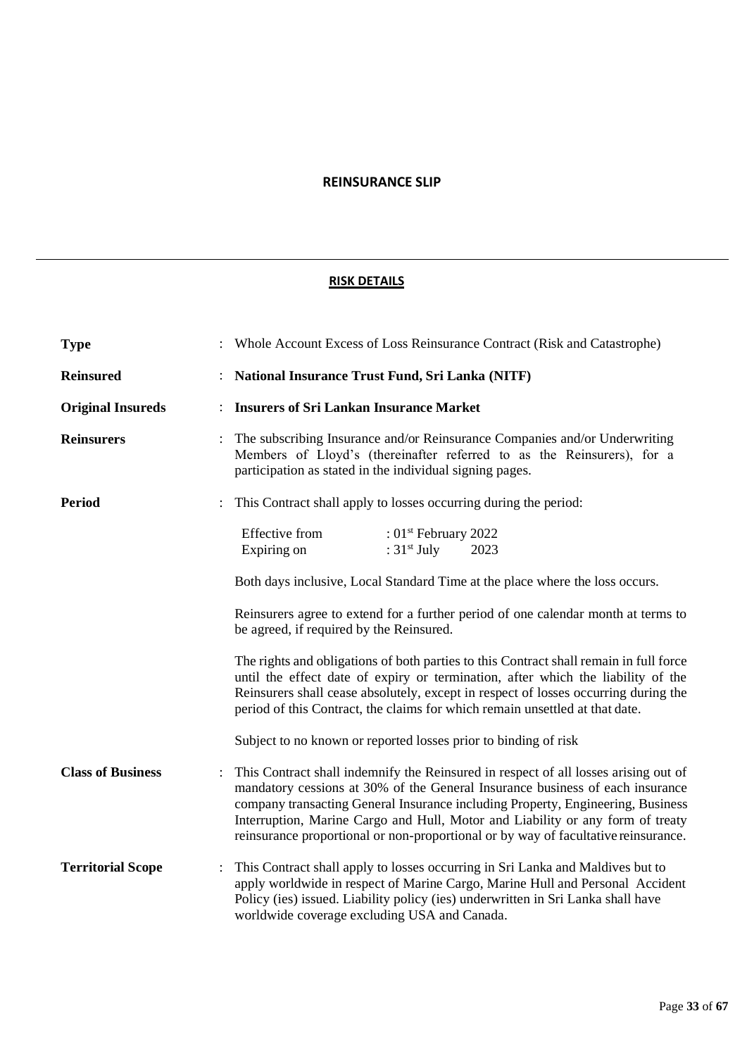## REINSURANCE SLIP

---

### RISK DETAILS

**Type** : Whole Account Excess of Loss Reinsurance Contract (Risk and Catastrophe)

**Reinsured** : **National Insurance Trust Fund, Sri Lanka (NITF)**

**Original Insureds** : **Insurers of Sri Lankan Insurance Market**

**Reinsurers** : The subscribing Insurance and/or Reinsurance Companies and/or Underwriting Members of Lloyd's (thereinafter referred to as the Reinsurers), for a participation as stated in the individual signing pages.

**Period** : This Contract shall apply to losses occurring during the period:

| | |
|---|---|
| Effective from | : 01st February 2022 |
| Expiring on | : 31st July 2023 |

Both days inclusive, Local Standard Time at the place where the loss occurs.

Reinsurers agree to extend for a further period of one calendar month at terms to be agreed, if required by the Reinsured.

The rights and obligations of both parties to this Contract shall remain in full force until the effect date of expiry or termination, after which the liability of the Reinsurers shall cease absolutely, except in respect of losses occurring during the period of this Contract, the claims for which remain unsettled at that date.

Subject to no known or reported losses prior to binding of risk

**Class of Business** : This Contract shall indemnify the Reinsured in respect of all losses arising out of mandatory cessions at 30% of the General Insurance business of each insurance company transacting General Insurance including Property, Engineering, Business Interruption, Marine Cargo and Hull, Motor and Liability or any form of treaty reinsurance proportional or non-proportional or by way of facultative reinsurance.

**Territorial Scope** : This Contract shall apply to losses occurring in Sri Lanka and Maldives but to apply worldwide in respect of Marine Cargo, Marine Hull and Personal Accident Policy (ies) issued. Liability policy (ies) underwritten in Sri Lanka shall have worldwide coverage excluding USA and Canada.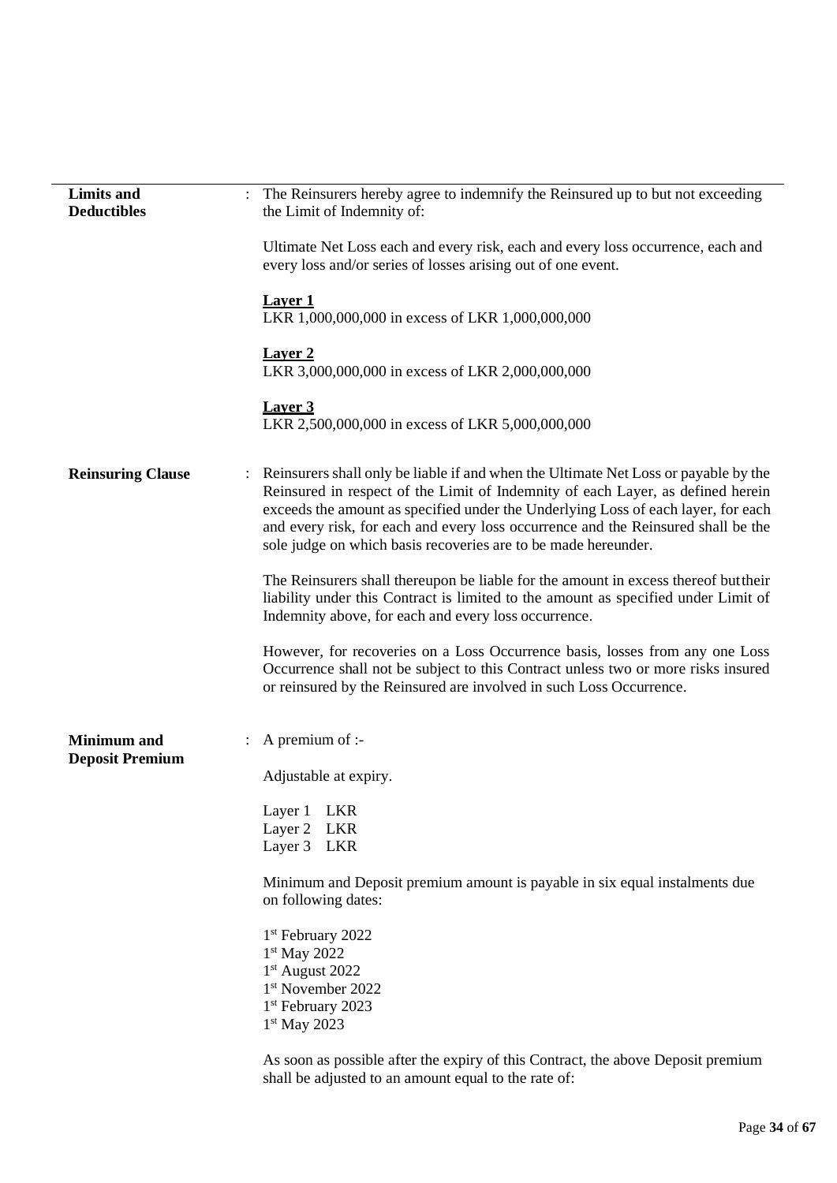**Limits and Deductibles** : The Reinsurers hereby agree to indemnify the Reinsured up to but not exceeding the Limit of Indemnity of:

Ultimate Net Loss each and every risk, each and every loss occurrence, each and every loss and/or series of losses arising out of one event.

**Layer 1**
LKR 1,000,000,000 in excess of LKR 1,000,000,000

**Layer 2**
LKR 3,000,000,000 in excess of LKR 2,000,000,000

**Layer 3**
LKR 2,500,000,000 in excess of LKR 5,000,000,000

**Reinsuring Clause** : Reinsurers shall only be liable if and when the Ultimate Net Loss or payable by the Reinsured in respect of the Limit of Indemnity of each Layer, as defined herein exceeds the amount as specified under the Underlying Loss of each layer, for each and every risk, for each and every loss occurrence and the Reinsured shall be the sole judge on which basis recoveries are to be made hereunder.

The Reinsurers shall thereupon be liable for the amount in excess thereof buttheir liability under this Contract is limited to the amount as specified under Limit of Indemnity above, for each and every loss occurrence.

However, for recoveries on a Loss Occurrence basis, losses from any one Loss Occurrence shall not be subject to this Contract unless two or more risks insured or reinsured by the Reinsured are involved in such Loss Occurrence.

**Minimum and Deposit Premium** : A premium of :-

Adjustable at expiry.

Layer 1 LKR
Layer 2 LKR
Layer 3 LKR

Minimum and Deposit premium amount is payable in six equal instalments due on following dates:

1st February 2022
1st May 2022
1st August 2022
1st November 2022
1st February 2023
1st May 2023

As soon as possible after the expiry of this Contract, the above Deposit premium shall be adjusted to an amount equal to the rate of: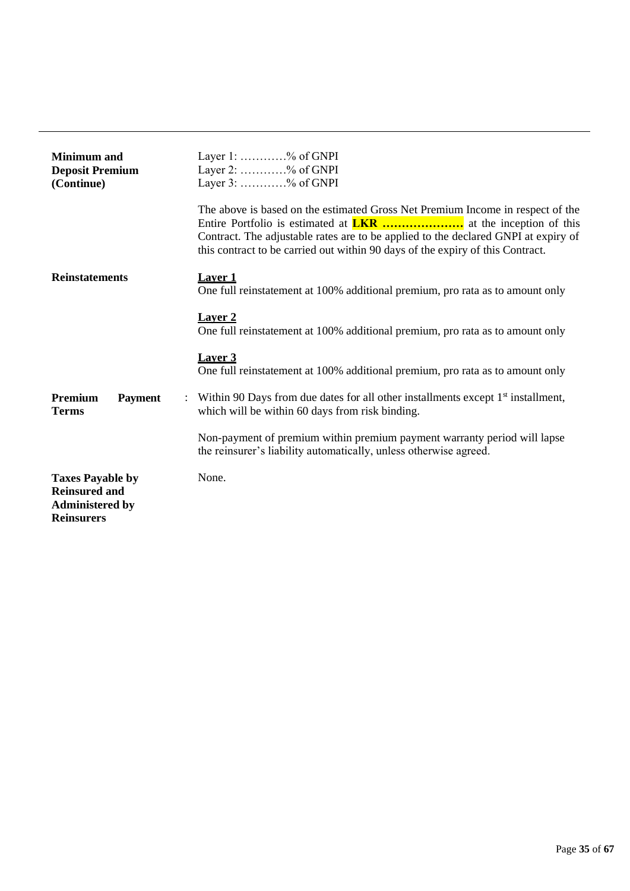| | |
|---|---|
| **Minimum and Deposit Premium (Continue)** | Layer 1: …………% of GNPI<br>Layer 2: …………% of GNPI<br>Layer 3: …………% of GNPI<br><br>The above is based on the estimated Gross Net Premium Income in respect of the Entire Portfolio is estimated at **LKR …………………** at the inception of this Contract. The adjustable rates are to be applied to the declared GNPI at expiry of this contract to be carried out within 90 days of the expiry of this Contract. |
| **Reinstatements** | <u>**Layer 1**</u><br>One full reinstatement at 100% additional premium, pro rata as to amount only<br><br><u>**Layer 2**</u><br>One full reinstatement at 100% additional premium, pro rata as to amount only<br><br><u>**Layer 3**</u><br>One full reinstatement at 100% additional premium, pro rata as to amount only |
| **Premium Payment Terms** : | Within 90 Days from due dates for all other installments except 1st installment, which will be within 60 days from risk binding.<br><br>Non-payment of premium within premium payment warranty period will lapse the reinsurer's liability automatically, unless otherwise agreed. |
| **Taxes Payable by Reinsured and Administered by Reinsurers** | None. |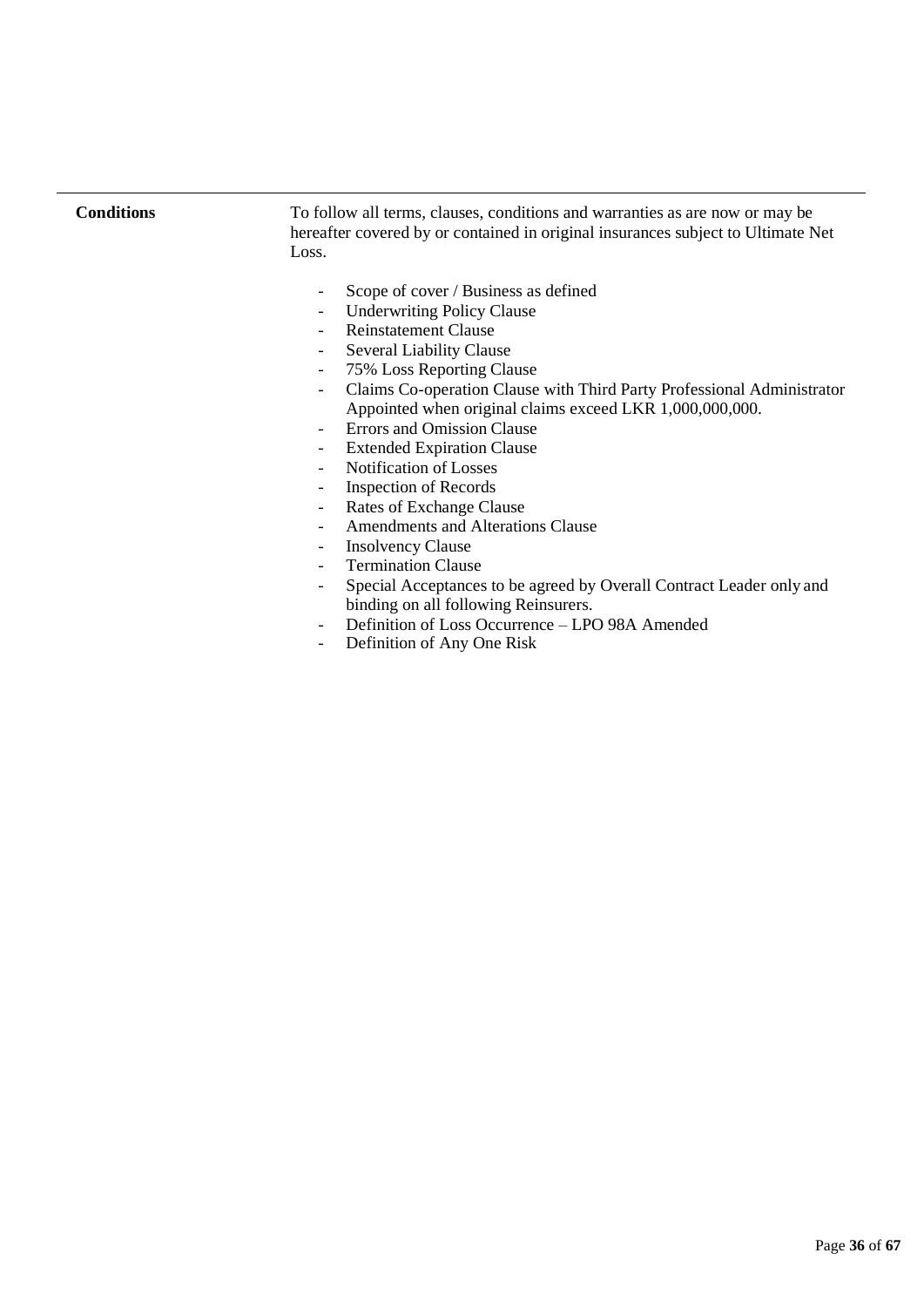| | |
|---|---|
| **Conditions** | To follow all terms, clauses, conditions and warranties as are now or may be hereafter covered by or contained in original insurances subject to Ultimate Net Loss.<br><br>- Scope of cover / Business as defined<br>- Underwriting Policy Clause<br>- Reinstatement Clause<br>- Several Liability Clause<br>- 75% Loss Reporting Clause<br>- Claims Co-operation Clause with Third Party Professional Administrator Appointed when original claims exceed LKR 1,000,000,000.<br>- Errors and Omission Clause<br>- Extended Expiration Clause<br>- Notification of Losses<br>- Inspection of Records<br>- Rates of Exchange Clause<br>- Amendments and Alterations Clause<br>- Insolvency Clause<br>- Termination Clause<br>- Special Acceptances to be agreed by Overall Contract Leader only and binding on all following Reinsurers.<br>- Definition of Loss Occurrence – LPO 98A Amended<br>- Definition of Any One Risk |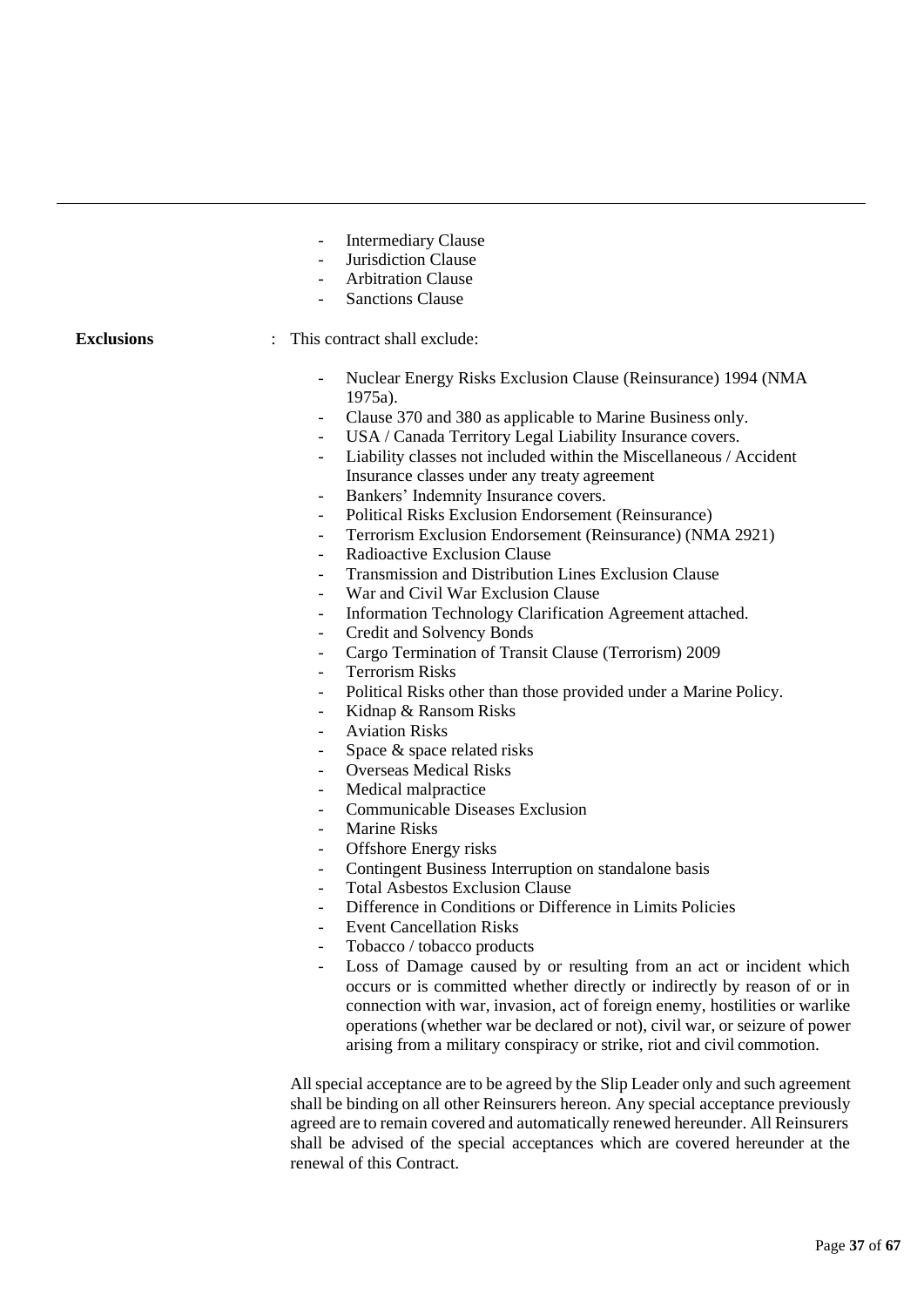- Intermediary Clause
- Jurisdiction Clause
- Arbitration Clause
- Sanctions Clause

**Exclusions** : This contract shall exclude:

- Nuclear Energy Risks Exclusion Clause (Reinsurance) 1994 (NMA 1975a).
- Clause 370 and 380 as applicable to Marine Business only.
- USA / Canada Territory Legal Liability Insurance covers.
- Liability classes not included within the Miscellaneous / Accident Insurance classes under any treaty agreement
- Bankers' Indemnity Insurance covers.
- Political Risks Exclusion Endorsement (Reinsurance)
- Terrorism Exclusion Endorsement (Reinsurance) (NMA 2921)
- Radioactive Exclusion Clause
- Transmission and Distribution Lines Exclusion Clause
- War and Civil War Exclusion Clause
- Information Technology Clarification Agreement attached.
- Credit and Solvency Bonds
- Cargo Termination of Transit Clause (Terrorism) 2009
- Terrorism Risks
- Political Risks other than those provided under a Marine Policy.
- Kidnap & Ransom Risks
- Aviation Risks
- Space & space related risks
- Overseas Medical Risks
- Medical malpractice
- Communicable Diseases Exclusion
- Marine Risks
- Offshore Energy risks
- Contingent Business Interruption on standalone basis
- Total Asbestos Exclusion Clause
- Difference in Conditions or Difference in Limits Policies
- Event Cancellation Risks
- Tobacco / tobacco products
- Loss of Damage caused by or resulting from an act or incident which occurs or is committed whether directly or indirectly by reason of or in connection with war, invasion, act of foreign enemy, hostilities or warlike operations (whether war be declared or not), civil war, or seizure of power arising from a military conspiracy or strike, riot and civil commotion.

All special acceptance are to be agreed by the Slip Leader only and such agreement shall be binding on all other Reinsurers hereon. Any special acceptance previously agreed are to remain covered and automatically renewed hereunder. All Reinsurers shall be advised of the special acceptances which are covered hereunder at the renewal of this Contract.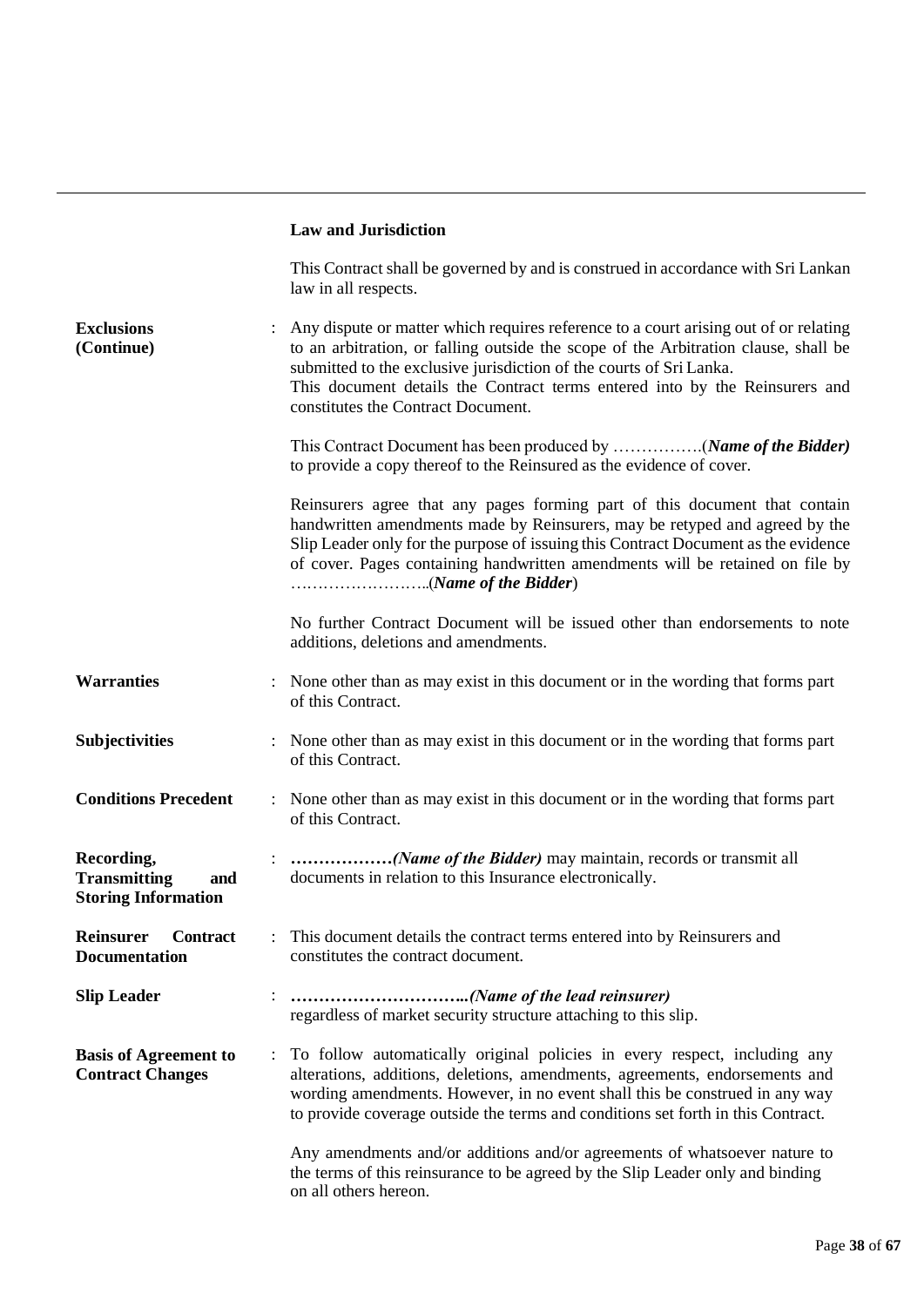**Law and Jurisdiction**

This Contract shall be governed by and is construed in accordance with Sri Lankan law in all respects.

**Exclusions (Continue)** : Any dispute or matter which requires reference to a court arising out of or relating to an arbitration, or falling outside the scope of the Arbitration clause, shall be submitted to the exclusive jurisdiction of the courts of Sri Lanka.
This document details the Contract terms entered into by the Reinsurers and constitutes the Contract Document.

This Contract Document has been produced by …………….(***Name of the Bidder)*** to provide a copy thereof to the Reinsured as the evidence of cover.

Reinsurers agree that any pages forming part of this document that contain handwritten amendments made by Reinsurers, may be retyped and agreed by the Slip Leader only for the purpose of issuing this Contract Document as the evidence of cover. Pages containing handwritten amendments will be retained on file by ……………………..(***Name of the Bidder***)

No further Contract Document will be issued other than endorsements to note additions, deletions and amendments.

**Warranties** : None other than as may exist in this document or in the wording that forms part of this Contract.

**Subjectivities** : None other than as may exist in this document or in the wording that forms part of this Contract.

**Conditions Precedent** : None other than as may exist in this document or in the wording that forms part of this Contract.

**Recording, Transmitting and Storing Information** : ***………………(Name of the Bidder)*** may maintain, records or transmit all documents in relation to this Insurance electronically.

**Reinsurer Contract Documentation** : This document details the contract terms entered into by Reinsurers and constitutes the contract document.

**Slip Leader** : ***…………………………..(Name of the lead reinsurer)*** regardless of market security structure attaching to this slip.

**Basis of Agreement to Contract Changes** : To follow automatically original policies in every respect, including any alterations, additions, deletions, amendments, agreements, endorsements and wording amendments. However, in no event shall this be construed in any way to provide coverage outside the terms and conditions set forth in this Contract.

Any amendments and/or additions and/or agreements of whatsoever nature to the terms of this reinsurance to be agreed by the Slip Leader only and binding on all others hereon.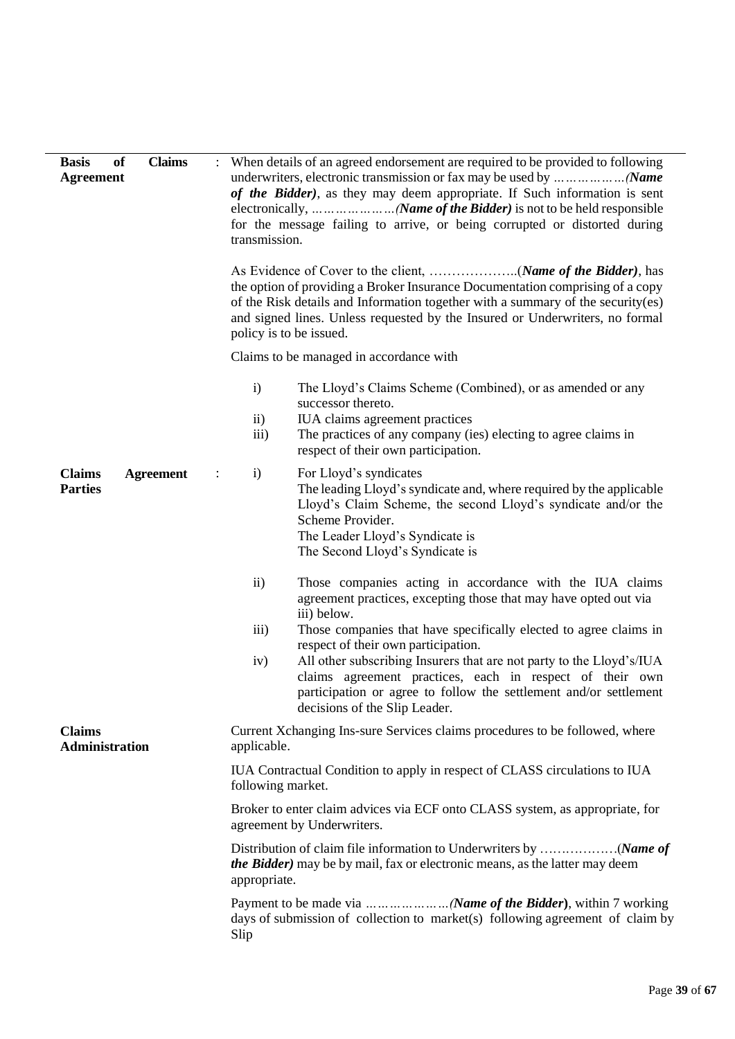**Basis of Claims Agreement** : When details of an agreed endorsement are required to be provided to following underwriters, electronic transmission or fax may be used by ………………*(Name of the Bidder)*, as they may deem appropriate. If Such information is sent electronically, ………………*(Name of the Bidder)* is not to be held responsible for the message failing to arrive, or being corrupted or distorted during transmission.

As Evidence of Cover to the client, ………………..(*Name of the Bidder)*, has the option of providing a Broker Insurance Documentation comprising of a copy of the Risk details and Information together with a summary of the security(es) and signed lines. Unless requested by the Insured or Underwriters, no formal policy is to be issued.

Claims to be managed in accordance with

- i) The Lloyd's Claims Scheme (Combined), or as amended or any successor thereto.
- ii) IUA claims agreement practices
- iii) The practices of any company (ies) electing to agree claims in respect of their own participation.

**Claims Agreement Parties** :

- i) For Lloyd's syndicates
  The leading Lloyd's syndicate and, where required by the applicable Lloyd's Claim Scheme, the second Lloyd's syndicate and/or the Scheme Provider.
  The Leader Lloyd's Syndicate is
  The Second Lloyd's Syndicate is
- ii) Those companies acting in accordance with the IUA claims agreement practices, excepting those that may have opted out via iii) below.
- iii) Those companies that have specifically elected to agree claims in respect of their own participation.
- iv) All other subscribing Insurers that are not party to the Lloyd's/IUA claims agreement practices, each in respect of their own participation or agree to follow the settlement and/or settlement decisions of the Slip Leader.

**Claims Administration**

Current Xchanging Ins-sure Services claims procedures to be followed, where applicable.

IUA Contractual Condition to apply in respect of CLASS circulations to IUA following market.

Broker to enter claim advices via ECF onto CLASS system, as appropriate, for agreement by Underwriters.

Distribution of claim file information to Underwriters by ……………….(*Name of the Bidder)* may be by mail, fax or electronic means, as the latter may deem appropriate.

Payment to be made via …………………*(Name of the Bidder)*, within 7 working days of submission of collection to market(s) following agreement of claim by Slip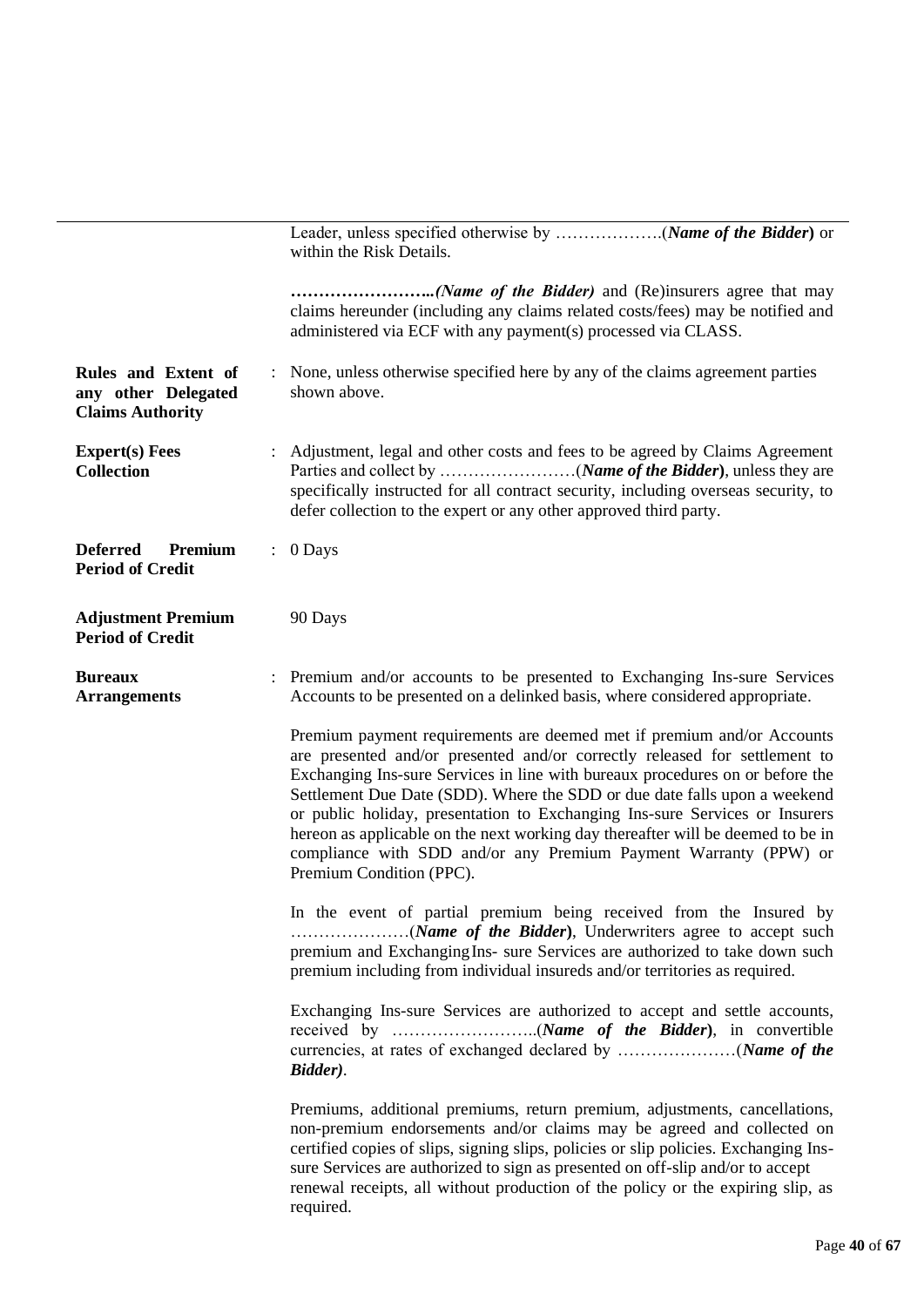| | | |
|---|---|---|
| | | Leader, unless specified otherwise by ……………….(***Name of the Bidder***) or within the Risk Details.<br><br>**……………………..*(Name of the Bidder)*** and (Re)insurers agree that may claims hereunder (including any claims related costs/fees) may be notified and administered via ECF with any payment(s) processed via CLASS. |
| **Rules and Extent of any other Delegated Claims Authority** | : | None, unless otherwise specified here by any of the claims agreement parties shown above. |
| **Expert(s) Fees Collection** | : | Adjustment, legal and other costs and fees to be agreed by Claims Agreement Parties and collect by ……………………(***Name of the Bidder***), unless they are specifically instructed for all contract security, including overseas security, to defer collection to the expert or any other approved third party. |
| **Deferred Premium Period of Credit** | : | 0 Days |
| **Adjustment Premium Period of Credit** | | 90 Days |
| **Bureaux Arrangements** | : | Premium and/or accounts to be presented to Exchanging Ins-sure Services Accounts to be presented on a delinked basis, where considered appropriate.<br><br>Premium payment requirements are deemed met if premium and/or Accounts are presented and/or presented and/or correctly released for settlement to Exchanging Ins-sure Services in line with bureaux procedures on or before the Settlement Due Date (SDD). Where the SDD or due date falls upon a weekend or public holiday, presentation to Exchanging Ins-sure Services or Insurers hereon as applicable on the next working day thereafter will be deemed to be in compliance with SDD and/or any Premium Payment Warranty (PPW) or Premium Condition (PPC).<br><br>In the event of partial premium being received from the Insured by …………………(***Name of the Bidder***), Underwriters agree to accept such premium and Exchanging Ins- sure Services are authorized to take down such premium including from individual insureds and/or territories as required.<br><br>Exchanging Ins-sure Services are authorized to accept and settle accounts, received by ……………………..(***Name of the Bidder***), in convertible currencies, at rates of exchanged declared by …………………(***Name of the Bidder)***.<br><br>Premiums, additional premiums, return premium, adjustments, cancellations, non-premium endorsements and/or claims may be agreed and collected on certified copies of slips, signing slips, policies or slip policies. Exchanging Ins-sure Services are authorized to sign as presented on off-slip and/or to accept renewal receipts, all without production of the policy or the expiring slip, as required. |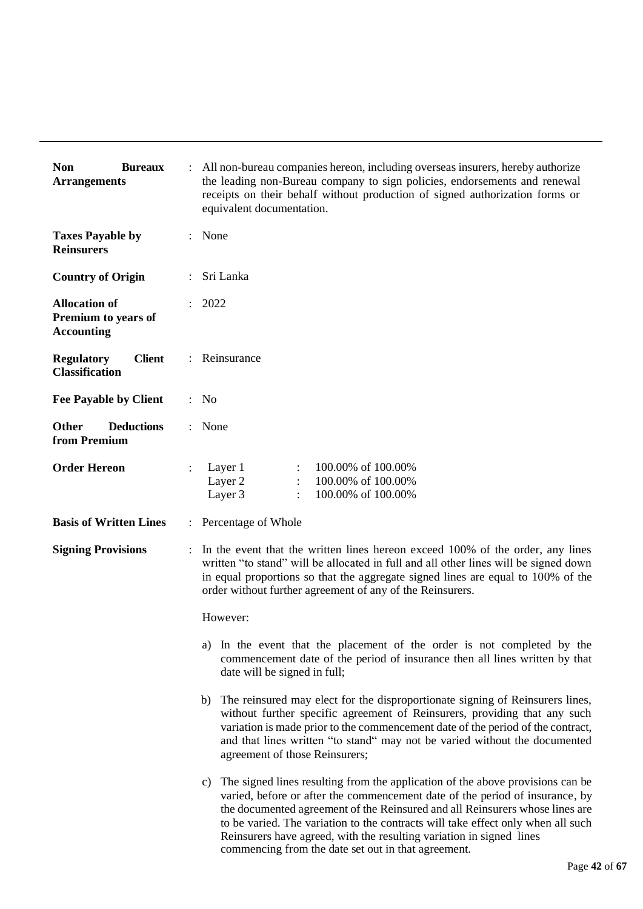**Non Bureaux Arrangements** : All non-bureau companies hereon, including overseas insurers, hereby authorize the leading non-Bureau company to sign policies, endorsements and renewal receipts on their behalf without production of signed authorization forms or equivalent documentation.

**Taxes Payable by Reinsurers** : None

**Country of Origin** : Sri Lanka

**Allocation of Premium to years of Accounting** : 2022

**Regulatory Client Classification** : Reinsurance

**Fee Payable by Client** : No

**Other Deductions from Premium** : None

**Order Hereon** :

| | | |
|---|---|---|
| Layer 1 | : | 100.00% of 100.00% |
| Layer 2 | : | 100.00% of 100.00% |
| Layer 3 | : | 100.00% of 100.00% |

**Basis of Written Lines** : Percentage of Whole

**Signing Provisions** : In the event that the written lines hereon exceed 100% of the order, any lines written "to stand" will be allocated in full and all other lines will be signed down in equal proportions so that the aggregate signed lines are equal to 100% of the order without further agreement of any of the Reinsurers.

However:

a) In the event that the placement of the order is not completed by the commencement date of the period of insurance then all lines written by that date will be signed in full;

b) The reinsured may elect for the disproportionate signing of Reinsurers lines, without further specific agreement of Reinsurers, providing that any such variation is made prior to the commencement date of the period of the contract, and that lines written "to stand" may not be varied without the documented agreement of those Reinsurers;

c) The signed lines resulting from the application of the above provisions can be varied, before or after the commencement date of the period of insurance, by the documented agreement of the Reinsured and all Reinsurers whose lines are to be varied. The variation to the contracts will take effect only when all such Reinsurers have agreed, with the resulting variation in signed lines commencing from the date set out in that agreement.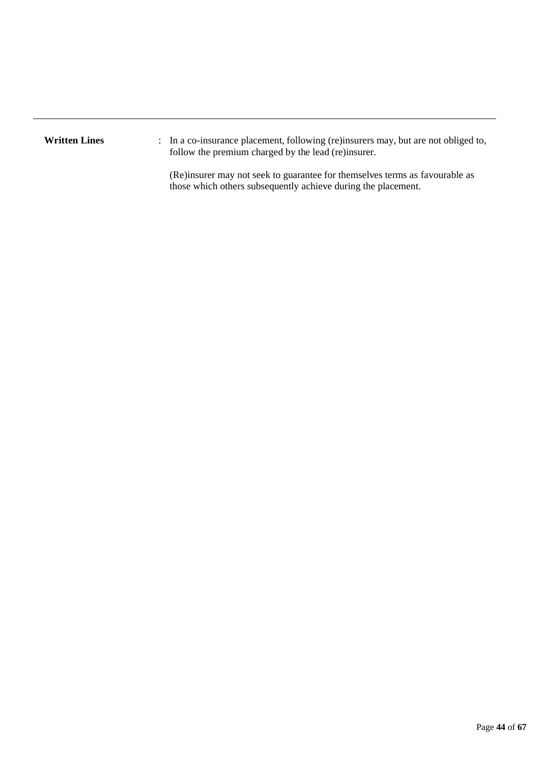---

**Written Lines** : In a co-insurance placement, following (re)insurers may, but are not obliged to, follow the premium charged by the lead (re)insurer.

(Re)insurer may not seek to guarantee for themselves terms as favourable as those which others subsequently achieve during the placement.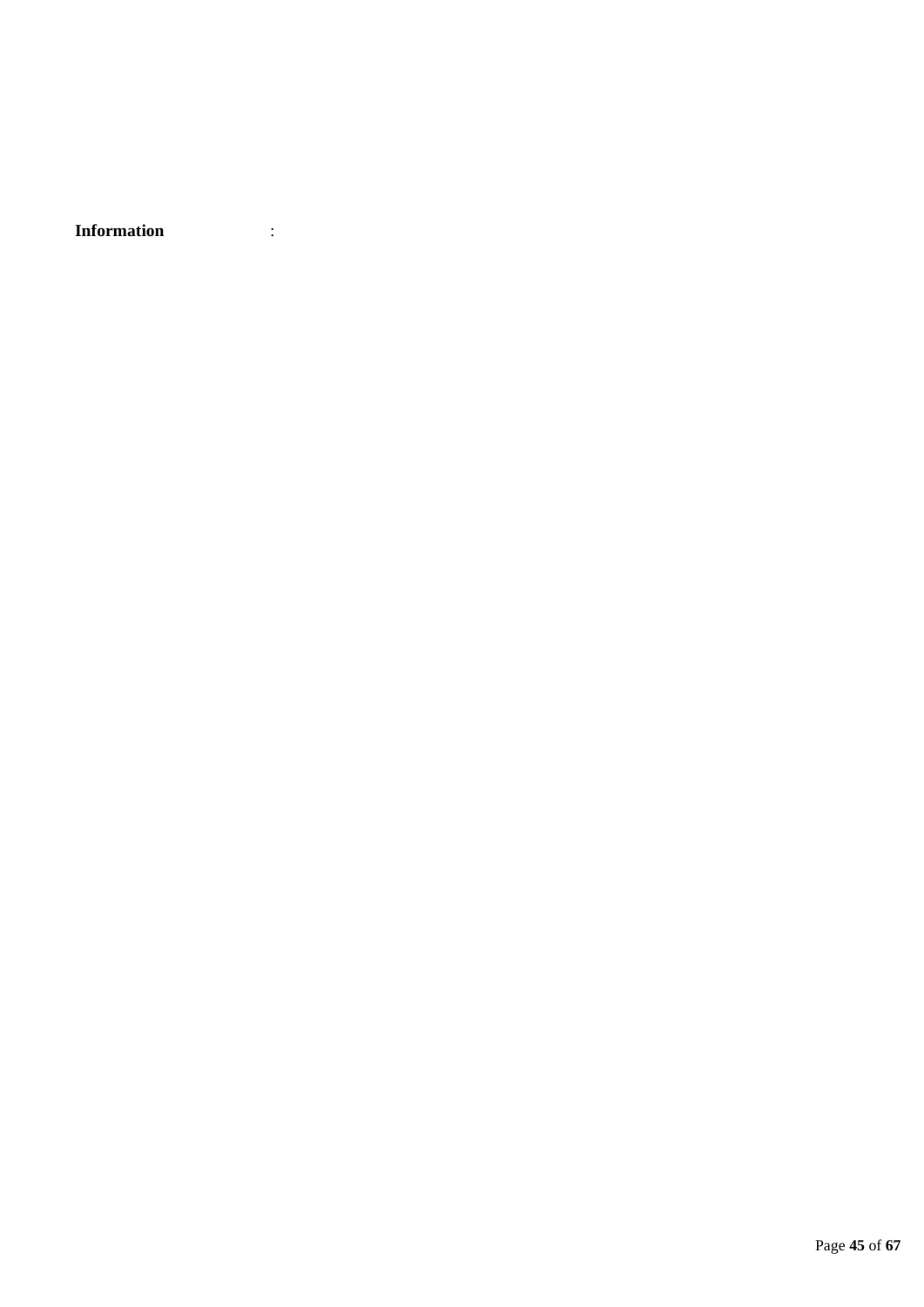**Information** :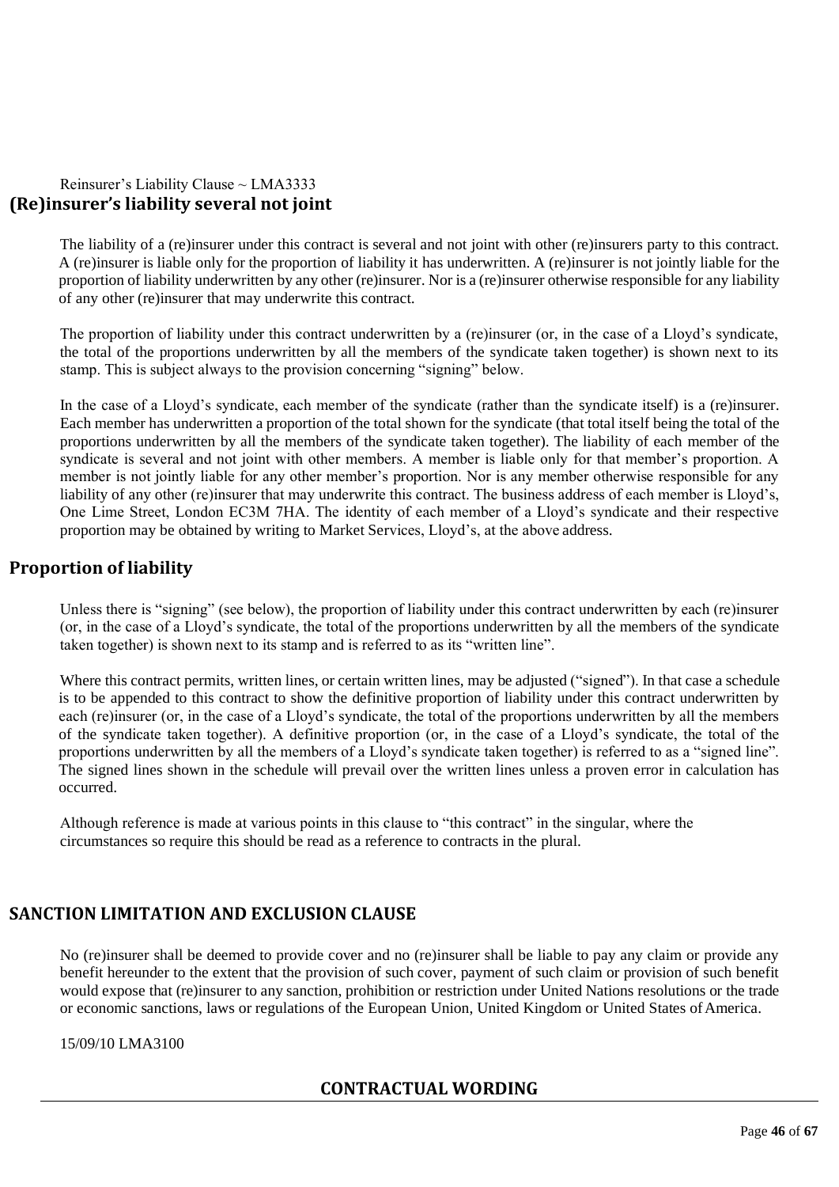Reinsurer's Liability Clause ~ LMA3333

## (Re)insurer's liability several not joint

The liability of a (re)insurer under this contract is several and not joint with other (re)insurers party to this contract. A (re)insurer is liable only for the proportion of liability it has underwritten. A (re)insurer is not jointly liable for the proportion of liability underwritten by any other (re)insurer. Nor is a (re)insurer otherwise responsible for any liability of any other (re)insurer that may underwrite this contract.

The proportion of liability under this contract underwritten by a (re)insurer (or, in the case of a Lloyd's syndicate, the total of the proportions underwritten by all the members of the syndicate taken together) is shown next to its stamp. This is subject always to the provision concerning "signing" below.

In the case of a Lloyd's syndicate, each member of the syndicate (rather than the syndicate itself) is a (re)insurer. Each member has underwritten a proportion of the total shown for the syndicate (that total itself being the total of the proportions underwritten by all the members of the syndicate taken together). The liability of each member of the syndicate is several and not joint with other members. A member is liable only for that member's proportion. A member is not jointly liable for any other member's proportion. Nor is any member otherwise responsible for any liability of any other (re)insurer that may underwrite this contract. The business address of each member is Lloyd's, One Lime Street, London EC3M 7HA. The identity of each member of a Lloyd's syndicate and their respective proportion may be obtained by writing to Market Services, Lloyd's, at the above address.

## Proportion of liability

Unless there is "signing" (see below), the proportion of liability under this contract underwritten by each (re)insurer (or, in the case of a Lloyd's syndicate, the total of the proportions underwritten by all the members of the syndicate taken together) is shown next to its stamp and is referred to as its "written line".

Where this contract permits, written lines, or certain written lines, may be adjusted ("signed"). In that case a schedule is to be appended to this contract to show the definitive proportion of liability under this contract underwritten by each (re)insurer (or, in the case of a Lloyd's syndicate, the total of the proportions underwritten by all the members of the syndicate taken together). A definitive proportion (or, in the case of a Lloyd's syndicate, the total of the proportions underwritten by all the members of a Lloyd's syndicate taken together) is referred to as a "signed line". The signed lines shown in the schedule will prevail over the written lines unless a proven error in calculation has occurred.

Although reference is made at various points in this clause to "this contract" in the singular, where the circumstances so require this should be read as a reference to contracts in the plural.

## SANCTION LIMITATION AND EXCLUSION CLAUSE

No (re)insurer shall be deemed to provide cover and no (re)insurer shall be liable to pay any claim or provide any benefit hereunder to the extent that the provision of such cover, payment of such claim or provision of such benefit would expose that (re)insurer to any sanction, prohibition or restriction under United Nations resolutions or the trade or economic sanctions, laws or regulations of the European Union, United Kingdom or United States of America.

15/09/10 LMA3100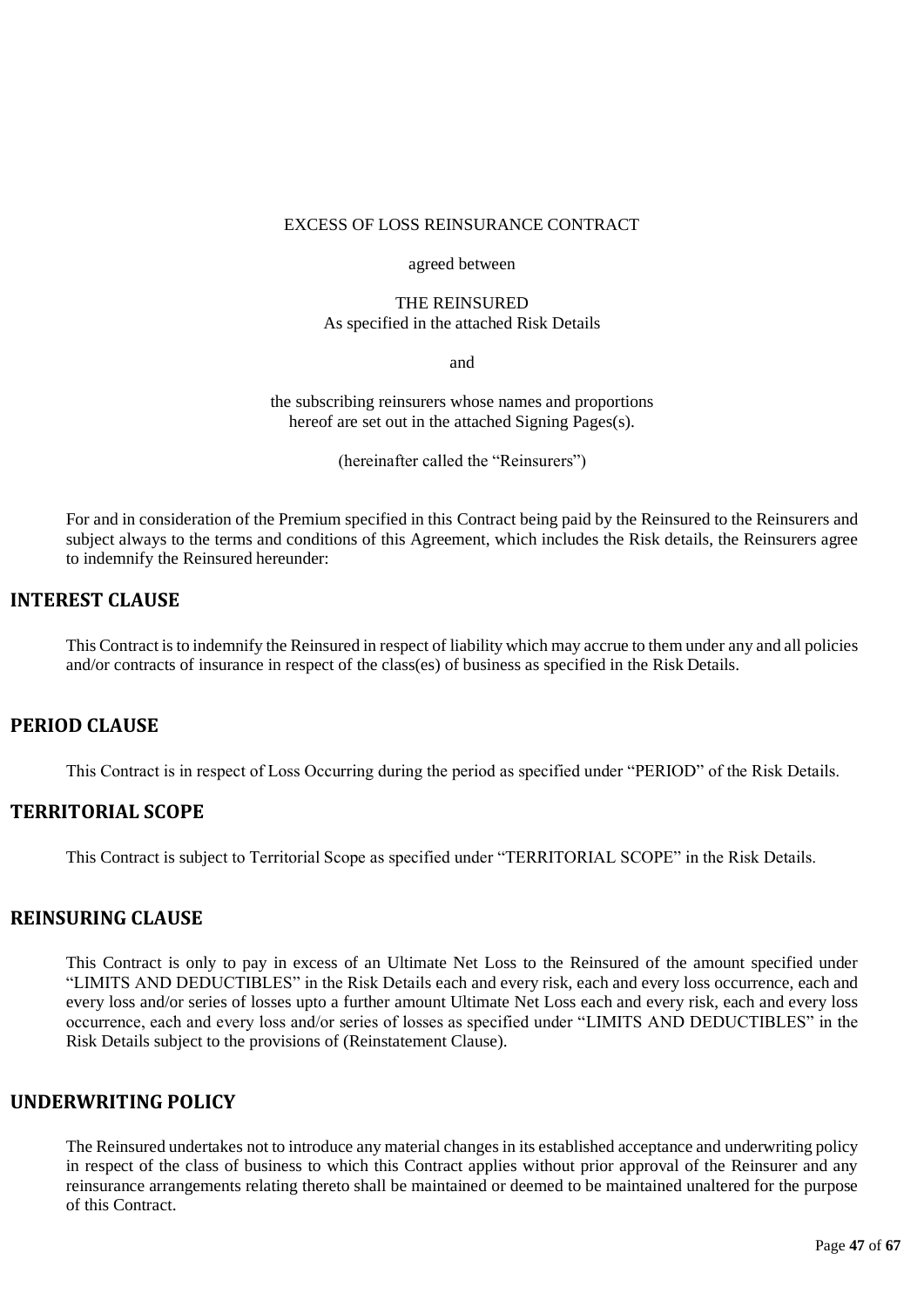EXCESS OF LOSS REINSURANCE CONTRACT

agreed between

THE REINSURED
As specified in the attached Risk Details

and

the subscribing reinsurers whose names and proportions hereof are set out in the attached Signing Pages(s).

(hereinafter called the "Reinsurers")

For and in consideration of the Premium specified in this Contract being paid by the Reinsured to the Reinsurers and subject always to the terms and conditions of this Agreement, which includes the Risk details, the Reinsurers agree to indemnify the Reinsured hereunder:

## INTEREST CLAUSE

This Contract is to indemnify the Reinsured in respect of liability which may accrue to them under any and all policies and/or contracts of insurance in respect of the class(es) of business as specified in the Risk Details.

## PERIOD CLAUSE

This Contract is in respect of Loss Occurring during the period as specified under "PERIOD" of the Risk Details.

## TERRITORIAL SCOPE

This Contract is subject to Territorial Scope as specified under "TERRITORIAL SCOPE" in the Risk Details.

## REINSURING CLAUSE

This Contract is only to pay in excess of an Ultimate Net Loss to the Reinsured of the amount specified under "LIMITS AND DEDUCTIBLES" in the Risk Details each and every risk, each and every loss occurrence, each and every loss and/or series of losses upto a further amount Ultimate Net Loss each and every risk, each and every loss occurrence, each and every loss and/or series of losses as specified under "LIMITS AND DEDUCTIBLES" in the Risk Details subject to the provisions of (Reinstatement Clause).

## UNDERWRITING POLICY

The Reinsured undertakes not to introduce any material changes in its established acceptance and underwriting policy in respect of the class of business to which this Contract applies without prior approval of the Reinsurer and any reinsurance arrangements relating thereto shall be maintained or deemed to be maintained unaltered for the purpose of this Contract.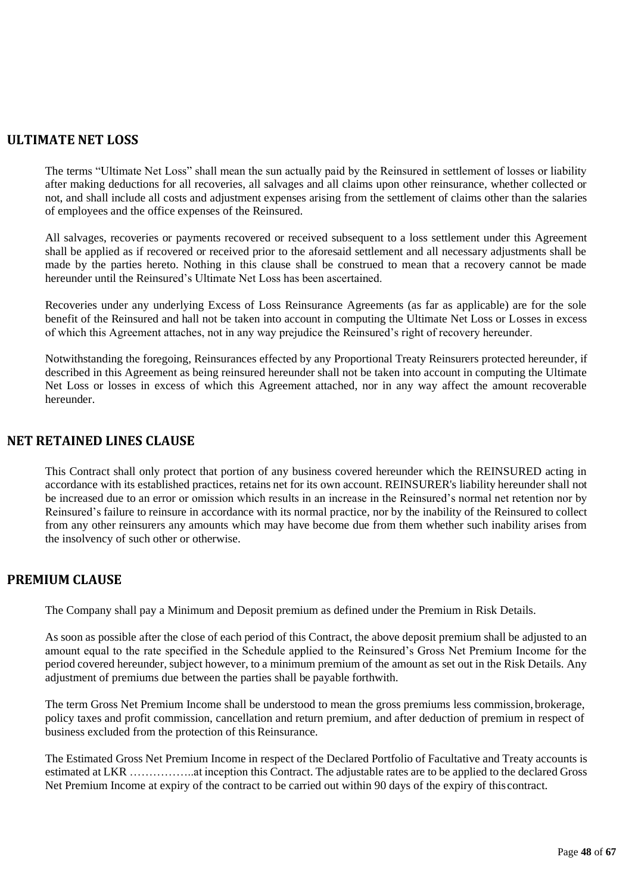## ULTIMATE NET LOSS

The terms "Ultimate Net Loss" shall mean the sun actually paid by the Reinsured in settlement of losses or liability after making deductions for all recoveries, all salvages and all claims upon other reinsurance, whether collected or not, and shall include all costs and adjustment expenses arising from the settlement of claims other than the salaries of employees and the office expenses of the Reinsured.

All salvages, recoveries or payments recovered or received subsequent to a loss settlement under this Agreement shall be applied as if recovered or received prior to the aforesaid settlement and all necessary adjustments shall be made by the parties hereto. Nothing in this clause shall be construed to mean that a recovery cannot be made hereunder until the Reinsured's Ultimate Net Loss has been ascertained.

Recoveries under any underlying Excess of Loss Reinsurance Agreements (as far as applicable) are for the sole benefit of the Reinsured and hall not be taken into account in computing the Ultimate Net Loss or Losses in excess of which this Agreement attaches, not in any way prejudice the Reinsured's right of recovery hereunder.

Notwithstanding the foregoing, Reinsurances effected by any Proportional Treaty Reinsurers protected hereunder, if described in this Agreement as being reinsured hereunder shall not be taken into account in computing the Ultimate Net Loss or losses in excess of which this Agreement attached, nor in any way affect the amount recoverable hereunder.

## NET RETAINED LINES CLAUSE

This Contract shall only protect that portion of any business covered hereunder which the REINSURED acting in accordance with its established practices, retains net for its own account. REINSURER's liability hereunder shall not be increased due to an error or omission which results in an increase in the Reinsured's normal net retention nor by Reinsured's failure to reinsure in accordance with its normal practice, nor by the inability of the Reinsured to collect from any other reinsurers any amounts which may have become due from them whether such inability arises from the insolvency of such other or otherwise.

## PREMIUM CLAUSE

The Company shall pay a Minimum and Deposit premium as defined under the Premium in Risk Details.

As soon as possible after the close of each period of this Contract, the above deposit premium shall be adjusted to an amount equal to the rate specified in the Schedule applied to the Reinsured's Gross Net Premium Income for the period covered hereunder, subject however, to a minimum premium of the amount as set out in the Risk Details. Any adjustment of premiums due between the parties shall be payable forthwith.

The term Gross Net Premium Income shall be understood to mean the gross premiums less commission, brokerage, policy taxes and profit commission, cancellation and return premium, and after deduction of premium in respect of business excluded from the protection of this Reinsurance.

The Estimated Gross Net Premium Income in respect of the Declared Portfolio of Facultative and Treaty accounts is estimated at LKR ……………..at inception this Contract. The adjustable rates are to be applied to the declared Gross Net Premium Income at expiry of the contract to be carried out within 90 days of the expiry of this contract.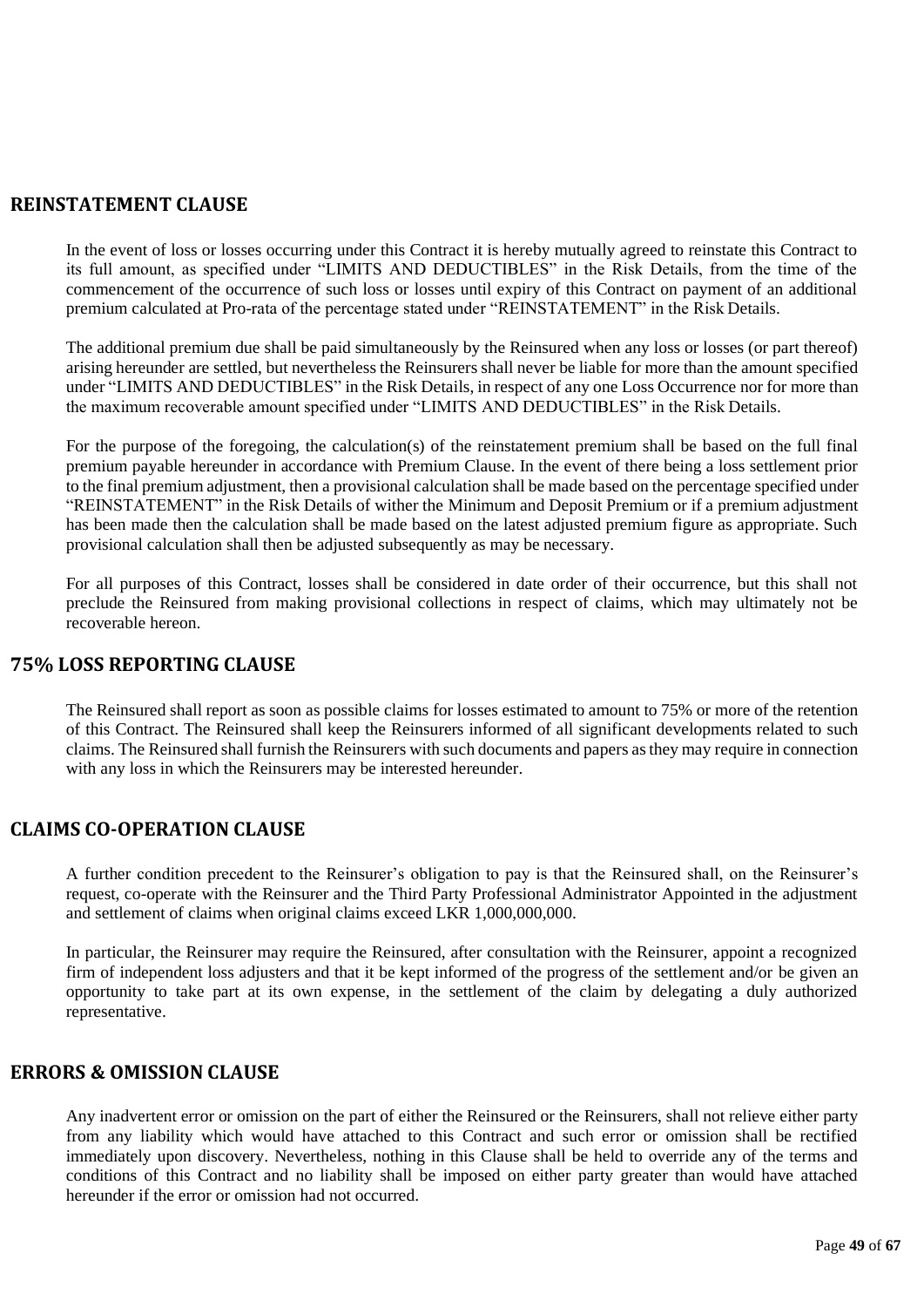## REINSTATEMENT CLAUSE

In the event of loss or losses occurring under this Contract it is hereby mutually agreed to reinstate this Contract to its full amount, as specified under "LIMITS AND DEDUCTIBLES" in the Risk Details, from the time of the commencement of the occurrence of such loss or losses until expiry of this Contract on payment of an additional premium calculated at Pro-rata of the percentage stated under "REINSTATEMENT" in the Risk Details.

The additional premium due shall be paid simultaneously by the Reinsured when any loss or losses (or part thereof) arising hereunder are settled, but nevertheless the Reinsurers shall never be liable for more than the amount specified under "LIMITS AND DEDUCTIBLES" in the Risk Details, in respect of any one Loss Occurrence nor for more than the maximum recoverable amount specified under "LIMITS AND DEDUCTIBLES" in the Risk Details.

For the purpose of the foregoing, the calculation(s) of the reinstatement premium shall be based on the full final premium payable hereunder in accordance with Premium Clause. In the event of there being a loss settlement prior to the final premium adjustment, then a provisional calculation shall be made based on the percentage specified under "REINSTATEMENT" in the Risk Details of wither the Minimum and Deposit Premium or if a premium adjustment has been made then the calculation shall be made based on the latest adjusted premium figure as appropriate. Such provisional calculation shall then be adjusted subsequently as may be necessary.

For all purposes of this Contract, losses shall be considered in date order of their occurrence, but this shall not preclude the Reinsured from making provisional collections in respect of claims, which may ultimately not be recoverable hereon.

## 75% LOSS REPORTING CLAUSE

The Reinsured shall report as soon as possible claims for losses estimated to amount to 75% or more of the retention of this Contract. The Reinsured shall keep the Reinsurers informed of all significant developments related to such claims. The Reinsured shall furnish the Reinsurers with such documents and papers as they may require in connection with any loss in which the Reinsurers may be interested hereunder.

## CLAIMS CO-OPERATION CLAUSE

A further condition precedent to the Reinsurer's obligation to pay is that the Reinsured shall, on the Reinsurer's request, co-operate with the Reinsurer and the Third Party Professional Administrator Appointed in the adjustment and settlement of claims when original claims exceed LKR 1,000,000,000.

In particular, the Reinsurer may require the Reinsured, after consultation with the Reinsurer, appoint a recognized firm of independent loss adjusters and that it be kept informed of the progress of the settlement and/or be given an opportunity to take part at its own expense, in the settlement of the claim by delegating a duly authorized representative.

## ERRORS & OMISSION CLAUSE

Any inadvertent error or omission on the part of either the Reinsured or the Reinsurers, shall not relieve either party from any liability which would have attached to this Contract and such error or omission shall be rectified immediately upon discovery. Nevertheless, nothing in this Clause shall be held to override any of the terms and conditions of this Contract and no liability shall be imposed on either party greater than would have attached hereunder if the error or omission had not occurred.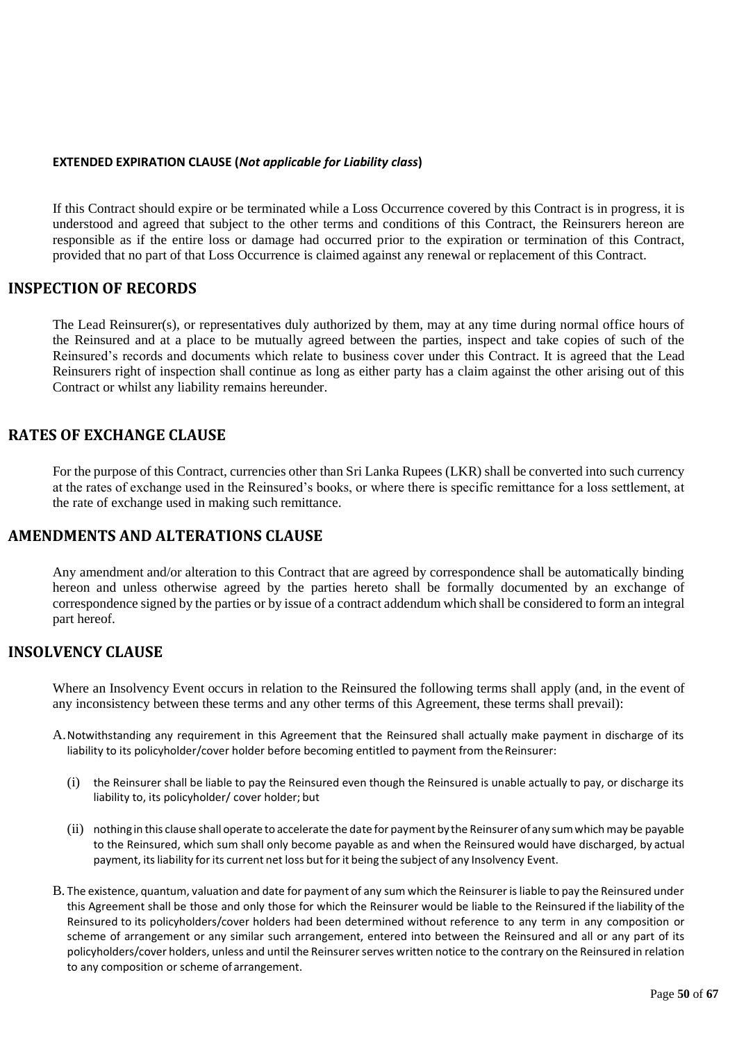**EXTENDED EXPIRATION CLAUSE (*Not applicable for Liability class*)**

If this Contract should expire or be terminated while a Loss Occurrence covered by this Contract is in progress, it is understood and agreed that subject to the other terms and conditions of this Contract, the Reinsurers hereon are responsible as if the entire loss or damage had occurred prior to the expiration or termination of this Contract, provided that no part of that Loss Occurrence is claimed against any renewal or replacement of this Contract.

## INSPECTION OF RECORDS

The Lead Reinsurer(s), or representatives duly authorized by them, may at any time during normal office hours of the Reinsured and at a place to be mutually agreed between the parties, inspect and take copies of such of the Reinsured's records and documents which relate to business cover under this Contract. It is agreed that the Lead Reinsurers right of inspection shall continue as long as either party has a claim against the other arising out of this Contract or whilst any liability remains hereunder.

## RATES OF EXCHANGE CLAUSE

For the purpose of this Contract, currencies other than Sri Lanka Rupees (LKR) shall be converted into such currency at the rates of exchange used in the Reinsured's books, or where there is specific remittance for a loss settlement, at the rate of exchange used in making such remittance.

## AMENDMENTS AND ALTERATIONS CLAUSE

Any amendment and/or alteration to this Contract that are agreed by correspondence shall be automatically binding hereon and unless otherwise agreed by the parties hereto shall be formally documented by an exchange of correspondence signed by the parties or by issue of a contract addendum which shall be considered to form an integral part hereof.

## INSOLVENCY CLAUSE

Where an Insolvency Event occurs in relation to the Reinsured the following terms shall apply (and, in the event of any inconsistency between these terms and any other terms of this Agreement, these terms shall prevail):

A. Notwithstanding any requirement in this Agreement that the Reinsured shall actually make payment in discharge of its liability to its policyholder/cover holder before becoming entitled to payment from the Reinsurer:

   (i) the Reinsurer shall be liable to pay the Reinsured even though the Reinsured is unable actually to pay, or discharge its liability to, its policyholder/ cover holder; but

   (ii) nothing in this clause shall operate to accelerate the date for payment by the Reinsurer of any sum which may be payable to the Reinsured, which sum shall only become payable as and when the Reinsured would have discharged, by actual payment, its liability for its current net loss but for it being the subject of any Insolvency Event.

B. The existence, quantum, valuation and date for payment of any sum which the Reinsurer is liable to pay the Reinsured under this Agreement shall be those and only those for which the Reinsurer would be liable to the Reinsured if the liability of the Reinsured to its policyholders/cover holders had been determined without reference to any term in any composition or scheme of arrangement or any similar such arrangement, entered into between the Reinsured and all or any part of its policyholders/cover holders, unless and until the Reinsurer serves written notice to the contrary on the Reinsured in relation to any composition or scheme of arrangement.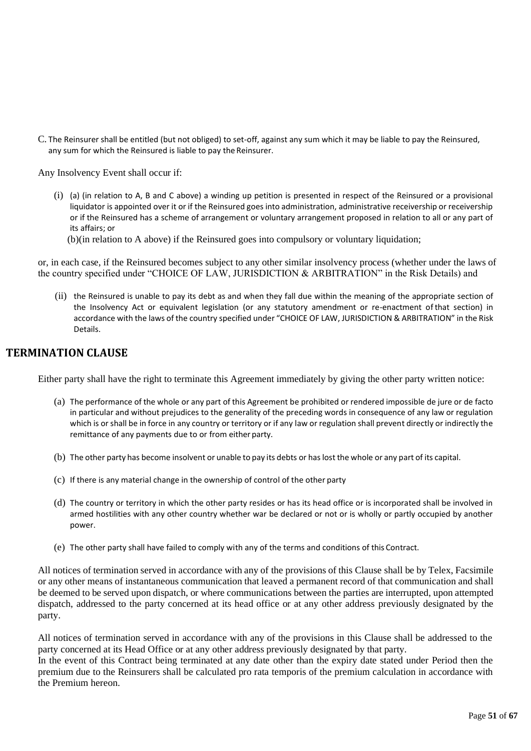C. The Reinsurer shall be entitled (but not obliged) to set-off, against any sum which it may be liable to pay the Reinsured, any sum for which the Reinsured is liable to pay the Reinsurer.

Any Insolvency Event shall occur if:

(i) (a) (in relation to A, B and C above) a winding up petition is presented in respect of the Reinsured or a provisional liquidator is appointed over it or if the Reinsured goes into administration, administrative receivership or receivership or if the Reinsured has a scheme of arrangement or voluntary arrangement proposed in relation to all or any part of its affairs; or

(b)(in relation to A above) if the Reinsured goes into compulsory or voluntary liquidation;

or, in each case, if the Reinsured becomes subject to any other similar insolvency process (whether under the laws of the country specified under "CHOICE OF LAW, JURISDICTION & ARBITRATION" in the Risk Details) and

(ii) the Reinsured is unable to pay its debt as and when they fall due within the meaning of the appropriate section of the Insolvency Act or equivalent legislation (or any statutory amendment or re-enactment of that section) in accordance with the laws of the country specified under "CHOICE OF LAW, JURISDICTION & ARBITRATION" in the Risk Details.

## TERMINATION CLAUSE

Either party shall have the right to terminate this Agreement immediately by giving the other party written notice:

(a) The performance of the whole or any part of this Agreement be prohibited or rendered impossible de jure or de facto in particular and without prejudices to the generality of the preceding words in consequence of any law or regulation which is or shall be in force in any country or territory or if any law or regulation shall prevent directly or indirectly the remittance of any payments due to or from either party.

(b) The other party has become insolvent or unable to pay its debts or has lost the whole or any part of its capital.

(c) If there is any material change in the ownership of control of the other party

(d) The country or territory in which the other party resides or has its head office or is incorporated shall be involved in armed hostilities with any other country whether war be declared or not or is wholly or partly occupied by another power.

(e) The other party shall have failed to comply with any of the terms and conditions of this Contract.

All notices of termination served in accordance with any of the provisions of this Clause shall be by Telex, Facsimile or any other means of instantaneous communication that leaved a permanent record of that communication and shall be deemed to be served upon dispatch, or where communications between the parties are interrupted, upon attempted dispatch, addressed to the party concerned at its head office or at any other address previously designated by the party.

All notices of termination served in accordance with any of the provisions in this Clause shall be addressed to the party concerned at its Head Office or at any other address previously designated by that party.
In the event of this Contract being terminated at any date other than the expiry date stated under Period then the premium due to the Reinsurers shall be calculated pro rata temporis of the premium calculation in accordance with the Premium hereon.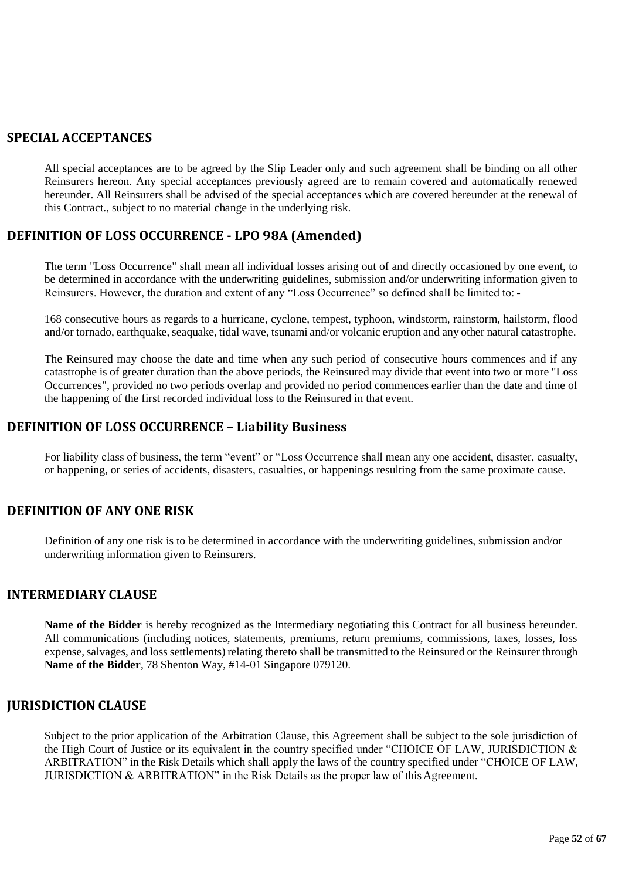## SPECIAL ACCEPTANCES

All special acceptances are to be agreed by the Slip Leader only and such agreement shall be binding on all other Reinsurers hereon. Any special acceptances previously agreed are to remain covered and automatically renewed hereunder. All Reinsurers shall be advised of the special acceptances which are covered hereunder at the renewal of this Contract., subject to no material change in the underlying risk.

## DEFINITION OF LOSS OCCURRENCE - LPO 98A (Amended)

The term "Loss Occurrence" shall mean all individual losses arising out of and directly occasioned by one event, to be determined in accordance with the underwriting guidelines, submission and/or underwriting information given to Reinsurers. However, the duration and extent of any "Loss Occurrence" so defined shall be limited to: -

168 consecutive hours as regards to a hurricane, cyclone, tempest, typhoon, windstorm, rainstorm, hailstorm, flood and/or tornado, earthquake, seaquake, tidal wave, tsunami and/or volcanic eruption and any other natural catastrophe.

The Reinsured may choose the date and time when any such period of consecutive hours commences and if any catastrophe is of greater duration than the above periods, the Reinsured may divide that event into two or more "Loss Occurrences", provided no two periods overlap and provided no period commences earlier than the date and time of the happening of the first recorded individual loss to the Reinsured in that event.

## DEFINITION OF LOSS OCCURRENCE – Liability Business

For liability class of business, the term "event" or "Loss Occurrence shall mean any one accident, disaster, casualty, or happening, or series of accidents, disasters, casualties, or happenings resulting from the same proximate cause.

## DEFINITION OF ANY ONE RISK

Definition of any one risk is to be determined in accordance with the underwriting guidelines, submission and/or underwriting information given to Reinsurers.

## INTERMEDIARY CLAUSE

**Name of the Bidder** is hereby recognized as the Intermediary negotiating this Contract for all business hereunder. All communications (including notices, statements, premiums, return premiums, commissions, taxes, losses, loss expense, salvages, and loss settlements) relating thereto shall be transmitted to the Reinsured or the Reinsurer through **Name of the Bidder**, 78 Shenton Way, #14-01 Singapore 079120.

## JURISDICTION CLAUSE

Subject to the prior application of the Arbitration Clause, this Agreement shall be subject to the sole jurisdiction of the High Court of Justice or its equivalent in the country specified under "CHOICE OF LAW, JURISDICTION & ARBITRATION" in the Risk Details which shall apply the laws of the country specified under "CHOICE OF LAW, JURISDICTION & ARBITRATION" in the Risk Details as the proper law of this Agreement.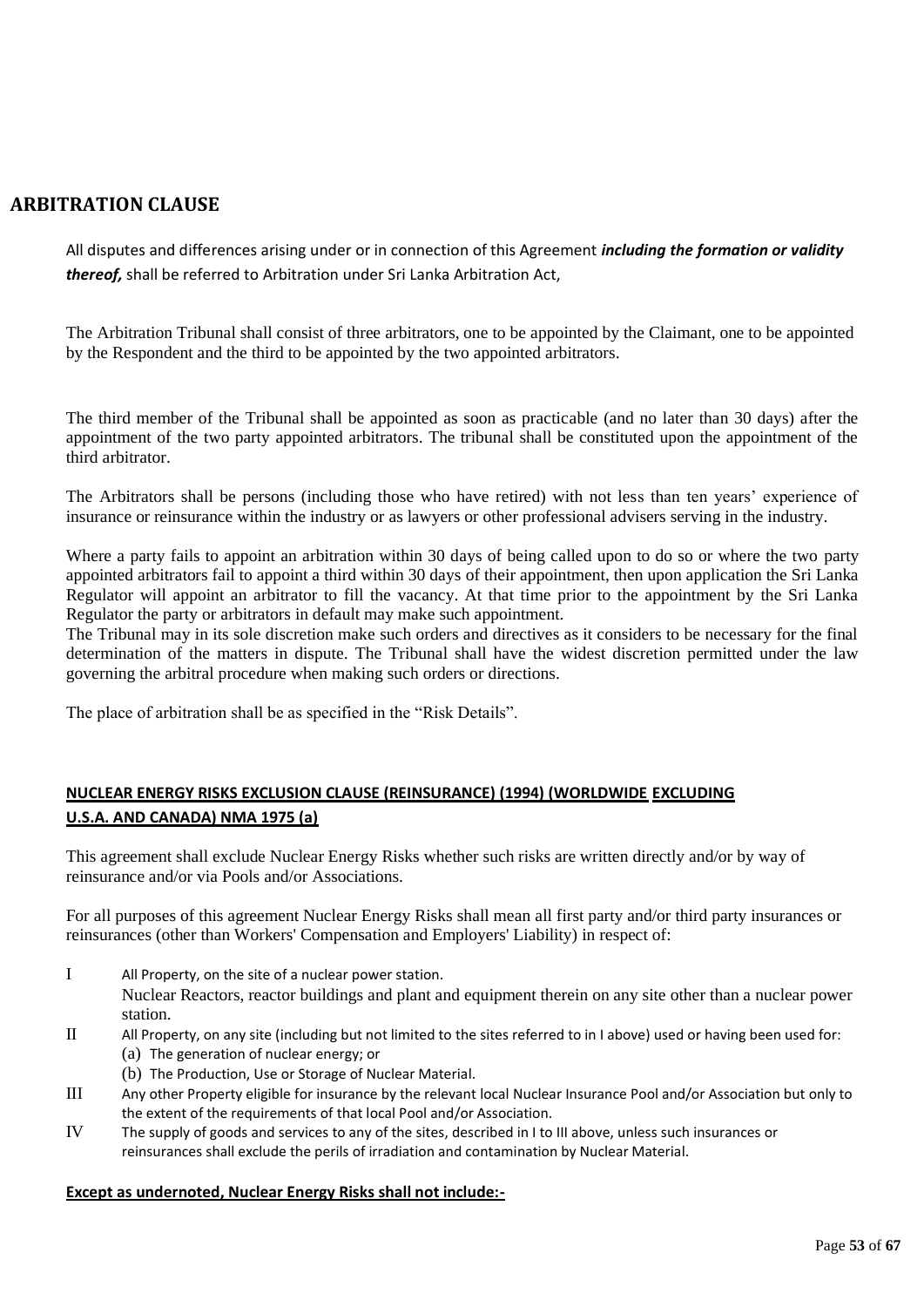## ARBITRATION CLAUSE

All disputes and differences arising under or in connection of this Agreement ***including the formation or validity thereof,*** shall be referred to Arbitration under Sri Lanka Arbitration Act,

The Arbitration Tribunal shall consist of three arbitrators, one to be appointed by the Claimant, one to be appointed by the Respondent and the third to be appointed by the two appointed arbitrators.

The third member of the Tribunal shall be appointed as soon as practicable (and no later than 30 days) after the appointment of the two party appointed arbitrators. The tribunal shall be constituted upon the appointment of the third arbitrator.

The Arbitrators shall be persons (including those who have retired) with not less than ten years' experience of insurance or reinsurance within the industry or as lawyers or other professional advisers serving in the industry.

Where a party fails to appoint an arbitration within 30 days of being called upon to do so or where the two party appointed arbitrators fail to appoint a third within 30 days of their appointment, then upon application the Sri Lanka Regulator will appoint an arbitrator to fill the vacancy. At that time prior to the appointment by the Sri Lanka Regulator the party or arbitrators in default may make such appointment.

The Tribunal may in its sole discretion make such orders and directives as it considers to be necessary for the final determination of the matters in dispute. The Tribunal shall have the widest discretion permitted under the law governing the arbitral procedure when making such orders or directions.

The place of arbitration shall be as specified in the "Risk Details".

### NUCLEAR ENERGY RISKS EXCLUSION CLAUSE (REINSURANCE) (1994) (WORLDWIDE EXCLUDING U.S.A. AND CANADA) NMA 1975 (a)

This agreement shall exclude Nuclear Energy Risks whether such risks are written directly and/or by way of reinsurance and/or via Pools and/or Associations.

For all purposes of this agreement Nuclear Energy Risks shall mean all first party and/or third party insurances or reinsurances (other than Workers' Compensation and Employers' Liability) in respect of:

I All Property, on the site of a nuclear power station.
 Nuclear Reactors, reactor buildings and plant and equipment therein on any site other than a nuclear power station.

II All Property, on any site (including but not limited to the sites referred to in I above) used or having been used for:
 (a) The generation of nuclear energy; or
 (b) The Production, Use or Storage of Nuclear Material.

III Any other Property eligible for insurance by the relevant local Nuclear Insurance Pool and/or Association but only to the extent of the requirements of that local Pool and/or Association.

IV The supply of goods and services to any of the sites, described in I to III above, unless such insurances or reinsurances shall exclude the perils of irradiation and contamination by Nuclear Material.

**Except as undernoted, Nuclear Energy Risks shall not include:-**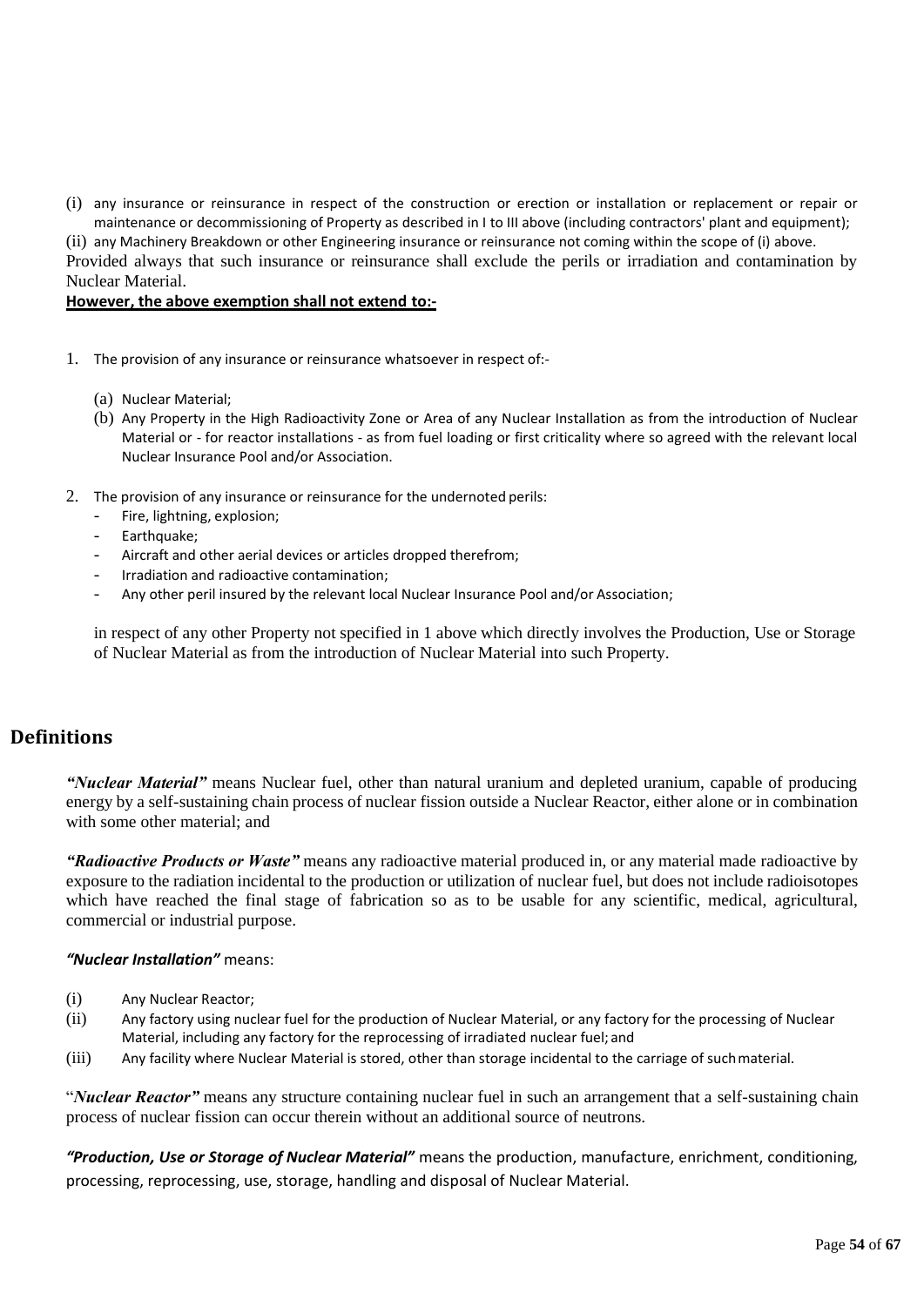(i) any insurance or reinsurance in respect of the construction or erection or installation or replacement or repair or maintenance or decommissioning of Property as described in I to III above (including contractors' plant and equipment);

(ii) any Machinery Breakdown or other Engineering insurance or reinsurance not coming within the scope of (i) above.

Provided always that such insurance or reinsurance shall exclude the perils or irradiation and contamination by Nuclear Material.

**However, the above exemption shall not extend to:-**

1. The provision of any insurance or reinsurance whatsoever in respect of:-

   (a) Nuclear Material;

   (b) Any Property in the High Radioactivity Zone or Area of any Nuclear Installation as from the introduction of Nuclear Material or - for reactor installations - as from fuel loading or first criticality where so agreed with the relevant local Nuclear Insurance Pool and/or Association.

2. The provision of any insurance or reinsurance for the undernoted perils:
   - Fire, lightning, explosion;
   - Earthquake;
   - Aircraft and other aerial devices or articles dropped therefrom;
   - Irradiation and radioactive contamination;
   - Any other peril insured by the relevant local Nuclear Insurance Pool and/or Association;

   in respect of any other Property not specified in 1 above which directly involves the Production, Use or Storage of Nuclear Material as from the introduction of Nuclear Material into such Property.

## Definitions

***"Nuclear Material"*** means Nuclear fuel, other than natural uranium and depleted uranium, capable of producing energy by a self-sustaining chain process of nuclear fission outside a Nuclear Reactor, either alone or in combination with some other material; and

***"Radioactive Products or Waste"*** means any radioactive material produced in, or any material made radioactive by exposure to the radiation incidental to the production or utilization of nuclear fuel, but does not include radioisotopes which have reached the final stage of fabrication so as to be usable for any scientific, medical, agricultural, commercial or industrial purpose.

***"Nuclear Installation"*** means:

(i) Any Nuclear Reactor;

(ii) Any factory using nuclear fuel for the production of Nuclear Material, or any factory for the processing of Nuclear Material, including any factory for the reprocessing of irradiated nuclear fuel; and

(iii) Any facility where Nuclear Material is stored, other than storage incidental to the carriage of such material.

"***Nuclear Reactor"*** means any structure containing nuclear fuel in such an arrangement that a self-sustaining chain process of nuclear fission can occur therein without an additional source of neutrons.

***"Production, Use or Storage of Nuclear Material"*** means the production, manufacture, enrichment, conditioning, processing, reprocessing, use, storage, handling and disposal of Nuclear Material.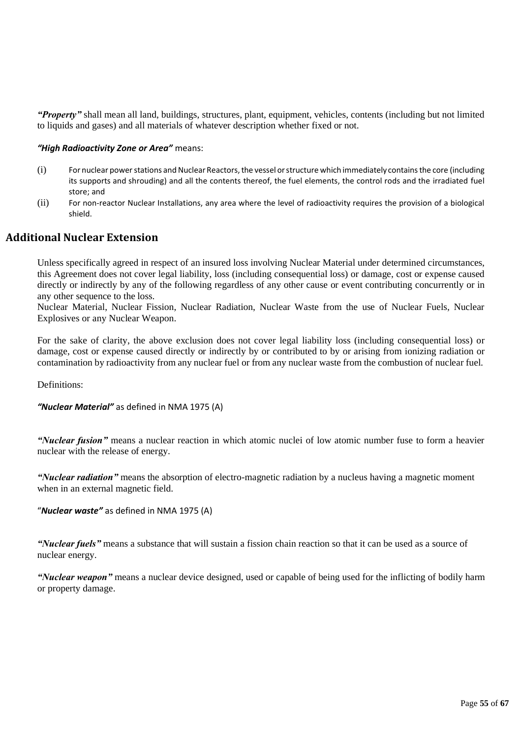***"Property"*** shall mean all land, buildings, structures, plant, equipment, vehicles, contents (including but not limited to liquids and gases) and all materials of whatever description whether fixed or not.

***"High Radioactivity Zone or Area"*** means:

(i) For nuclear power stations and Nuclear Reactors, the vessel or structure which immediately contains the core (including its supports and shrouding) and all the contents thereof, the fuel elements, the control rods and the irradiated fuel store; and

(ii) For non-reactor Nuclear Installations, any area where the level of radioactivity requires the provision of a biological shield.

## Additional Nuclear Extension

Unless specifically agreed in respect of an insured loss involving Nuclear Material under determined circumstances, this Agreement does not cover legal liability, loss (including consequential loss) or damage, cost or expense caused directly or indirectly by any of the following regardless of any other cause or event contributing concurrently or in any other sequence to the loss.
Nuclear Material, Nuclear Fission, Nuclear Radiation, Nuclear Waste from the use of Nuclear Fuels, Nuclear Explosives or any Nuclear Weapon.

For the sake of clarity, the above exclusion does not cover legal liability loss (including consequential loss) or damage, cost or expense caused directly or indirectly by or contributed to by or arising from ionizing radiation or contamination by radioactivity from any nuclear fuel or from any nuclear waste from the combustion of nuclear fuel.

Definitions:

***"Nuclear Material"*** as defined in NMA 1975 (A)

***"Nuclear fusion"*** means a nuclear reaction in which atomic nuclei of low atomic number fuse to form a heavier nuclear with the release of energy.

***"Nuclear radiation"*** means the absorption of electro-magnetic radiation by a nucleus having a magnetic moment when in an external magnetic field.

"***Nuclear waste"*** as defined in NMA 1975 (A)

***"Nuclear fuels"*** means a substance that will sustain a fission chain reaction so that it can be used as a source of nuclear energy.

***"Nuclear weapon"*** means a nuclear device designed, used or capable of being used for the inflicting of bodily harm or property damage.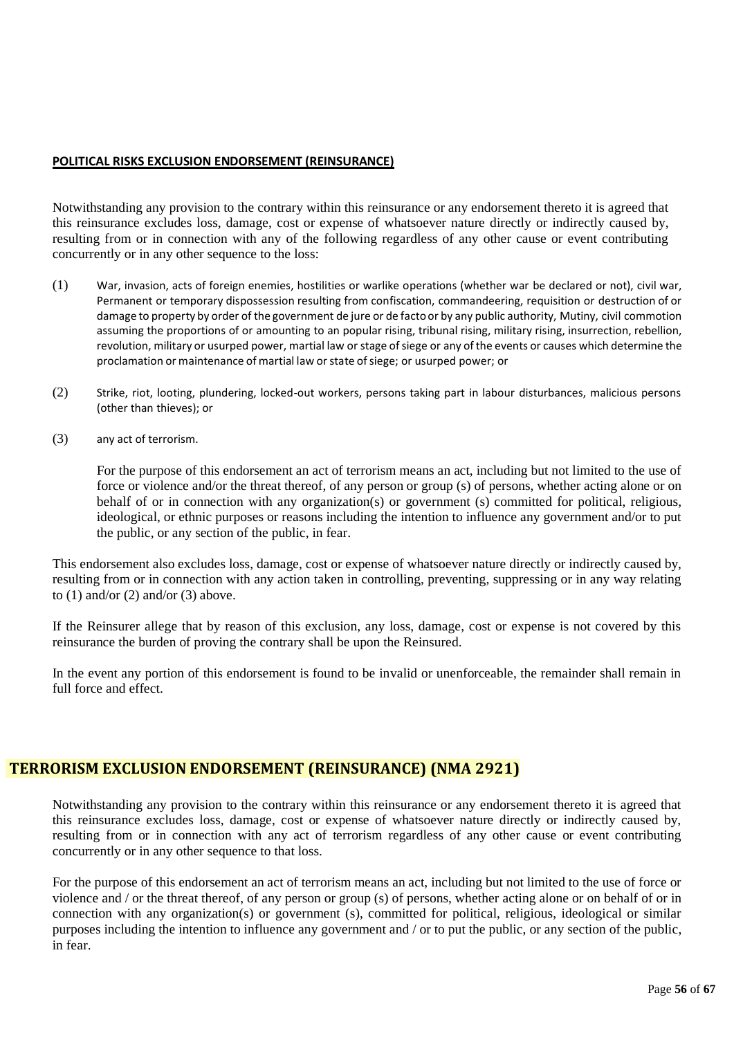**POLITICAL RISKS EXCLUSION ENDORSEMENT (REINSURANCE)**

Notwithstanding any provision to the contrary within this reinsurance or any endorsement thereto it is agreed that this reinsurance excludes loss, damage, cost or expense of whatsoever nature directly or indirectly caused by, resulting from or in connection with any of the following regardless of any other cause or event contributing concurrently or in any other sequence to the loss:

(1) War, invasion, acts of foreign enemies, hostilities or warlike operations (whether war be declared or not), civil war, Permanent or temporary dispossession resulting from confiscation, commandeering, requisition or destruction of or damage to property by order of the government de jure or de facto or by any public authority, Mutiny, civil commotion assuming the proportions of or amounting to an popular rising, tribunal rising, military rising, insurrection, rebellion, revolution, military or usurped power, martial law or stage of siege or any of the events or causes which determine the proclamation or maintenance of martial law or state of siege; or usurped power; or

(2) Strike, riot, looting, plundering, locked-out workers, persons taking part in labour disturbances, malicious persons (other than thieves); or

(3) any act of terrorism.

For the purpose of this endorsement an act of terrorism means an act, including but not limited to the use of force or violence and/or the threat thereof, of any person or group (s) of persons, whether acting alone or on behalf of or in connection with any organization(s) or government (s) committed for political, religious, ideological, or ethnic purposes or reasons including the intention to influence any government and/or to put the public, or any section of the public, in fear.

This endorsement also excludes loss, damage, cost or expense of whatsoever nature directly or indirectly caused by, resulting from or in connection with any action taken in controlling, preventing, suppressing or in any way relating to (1) and/or (2) and/or (3) above.

If the Reinsurer allege that by reason of this exclusion, any loss, damage, cost or expense is not covered by this reinsurance the burden of proving the contrary shall be upon the Reinsured.

In the event any portion of this endorsement is found to be invalid or unenforceable, the remainder shall remain in full force and effect.

## TERRORISM EXCLUSION ENDORSEMENT (REINSURANCE) (NMA 2921)

Notwithstanding any provision to the contrary within this reinsurance or any endorsement thereto it is agreed that this reinsurance excludes loss, damage, cost or expense of whatsoever nature directly or indirectly caused by, resulting from or in connection with any act of terrorism regardless of any other cause or event contributing concurrently or in any other sequence to that loss.

For the purpose of this endorsement an act of terrorism means an act, including but not limited to the use of force or violence and / or the threat thereof, of any person or group (s) of persons, whether acting alone or on behalf of or in connection with any organization(s) or government (s), committed for political, religious, ideological or similar purposes including the intention to influence any government and / or to put the public, or any section of the public, in fear.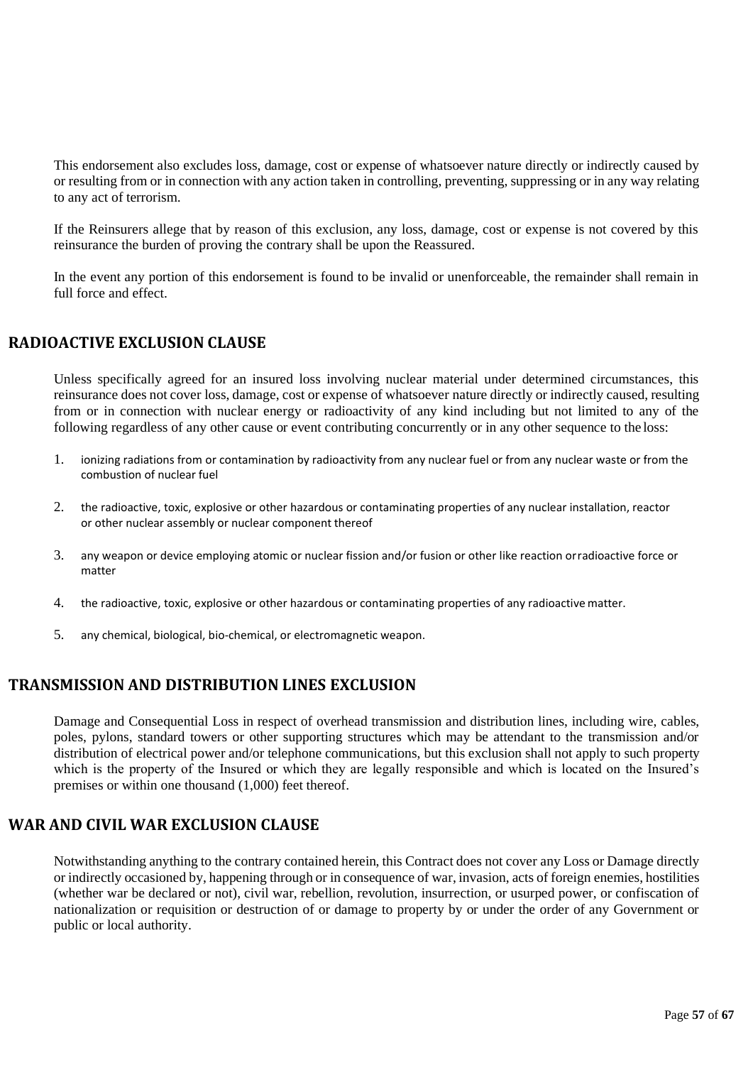This endorsement also excludes loss, damage, cost or expense of whatsoever nature directly or indirectly caused by or resulting from or in connection with any action taken in controlling, preventing, suppressing or in any way relating to any act of terrorism.

If the Reinsurers allege that by reason of this exclusion, any loss, damage, cost or expense is not covered by this reinsurance the burden of proving the contrary shall be upon the Reassured.

In the event any portion of this endorsement is found to be invalid or unenforceable, the remainder shall remain in full force and effect.

## RADIOACTIVE EXCLUSION CLAUSE

Unless specifically agreed for an insured loss involving nuclear material under determined circumstances, this reinsurance does not cover loss, damage, cost or expense of whatsoever nature directly or indirectly caused, resulting from or in connection with nuclear energy or radioactivity of any kind including but not limited to any of the following regardless of any other cause or event contributing concurrently or in any other sequence to the loss:

1. ionizing radiations from or contamination by radioactivity from any nuclear fuel or from any nuclear waste or from the combustion of nuclear fuel
2. the radioactive, toxic, explosive or other hazardous or contaminating properties of any nuclear installation, reactor or other nuclear assembly or nuclear component thereof
3. any weapon or device employing atomic or nuclear fission and/or fusion or other like reaction or radioactive force or matter
4. the radioactive, toxic, explosive or other hazardous or contaminating properties of any radioactive matter.
5. any chemical, biological, bio-chemical, or electromagnetic weapon.

## TRANSMISSION AND DISTRIBUTION LINES EXCLUSION

Damage and Consequential Loss in respect of overhead transmission and distribution lines, including wire, cables, poles, pylons, standard towers or other supporting structures which may be attendant to the transmission and/or distribution of electrical power and/or telephone communications, but this exclusion shall not apply to such property which is the property of the Insured or which they are legally responsible and which is located on the Insured's premises or within one thousand (1,000) feet thereof.

## WAR AND CIVIL WAR EXCLUSION CLAUSE

Notwithstanding anything to the contrary contained herein, this Contract does not cover any Loss or Damage directly or indirectly occasioned by, happening through or in consequence of war, invasion, acts of foreign enemies, hostilities (whether war be declared or not), civil war, rebellion, revolution, insurrection, or usurped power, or confiscation of nationalization or requisition or destruction of or damage to property by or under the order of any Government or public or local authority.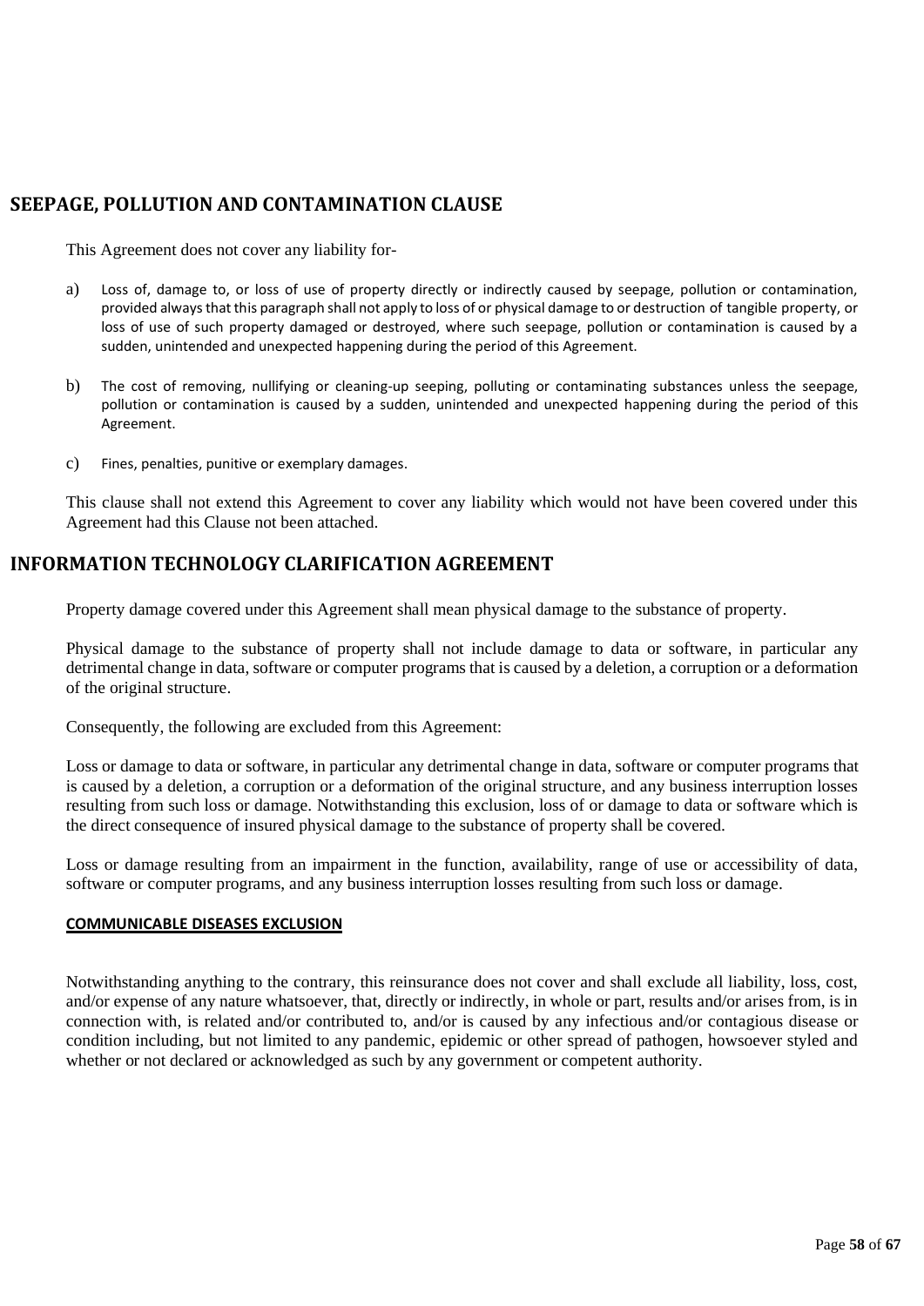## SEEPAGE, POLLUTION AND CONTAMINATION CLAUSE

This Agreement does not cover any liability for-

a) Loss of, damage to, or loss of use of property directly or indirectly caused by seepage, pollution or contamination, provided always that this paragraph shall not apply to loss of or physical damage to or destruction of tangible property, or loss of use of such property damaged or destroyed, where such seepage, pollution or contamination is caused by a sudden, unintended and unexpected happening during the period of this Agreement.

b) The cost of removing, nullifying or cleaning-up seeping, polluting or contaminating substances unless the seepage, pollution or contamination is caused by a sudden, unintended and unexpected happening during the period of this Agreement.

c) Fines, penalties, punitive or exemplary damages.

This clause shall not extend this Agreement to cover any liability which would not have been covered under this Agreement had this Clause not been attached.

## INFORMATION TECHNOLOGY CLARIFICATION AGREEMENT

Property damage covered under this Agreement shall mean physical damage to the substance of property.

Physical damage to the substance of property shall not include damage to data or software, in particular any detrimental change in data, software or computer programs that is caused by a deletion, a corruption or a deformation of the original structure.

Consequently, the following are excluded from this Agreement:

Loss or damage to data or software, in particular any detrimental change in data, software or computer programs that is caused by a deletion, a corruption or a deformation of the original structure, and any business interruption losses resulting from such loss or damage. Notwithstanding this exclusion, loss of or damage to data or software which is the direct consequence of insured physical damage to the substance of property shall be covered.

Loss or damage resulting from an impairment in the function, availability, range of use or accessibility of data, software or computer programs, and any business interruption losses resulting from such loss or damage.

### COMMUNICABLE DISEASES EXCLUSION

Notwithstanding anything to the contrary, this reinsurance does not cover and shall exclude all liability, loss, cost, and/or expense of any nature whatsoever, that, directly or indirectly, in whole or part, results and/or arises from, is in connection with, is related and/or contributed to, and/or is caused by any infectious and/or contagious disease or condition including, but not limited to any pandemic, epidemic or other spread of pathogen, howsoever styled and whether or not declared or acknowledged as such by any government or competent authority.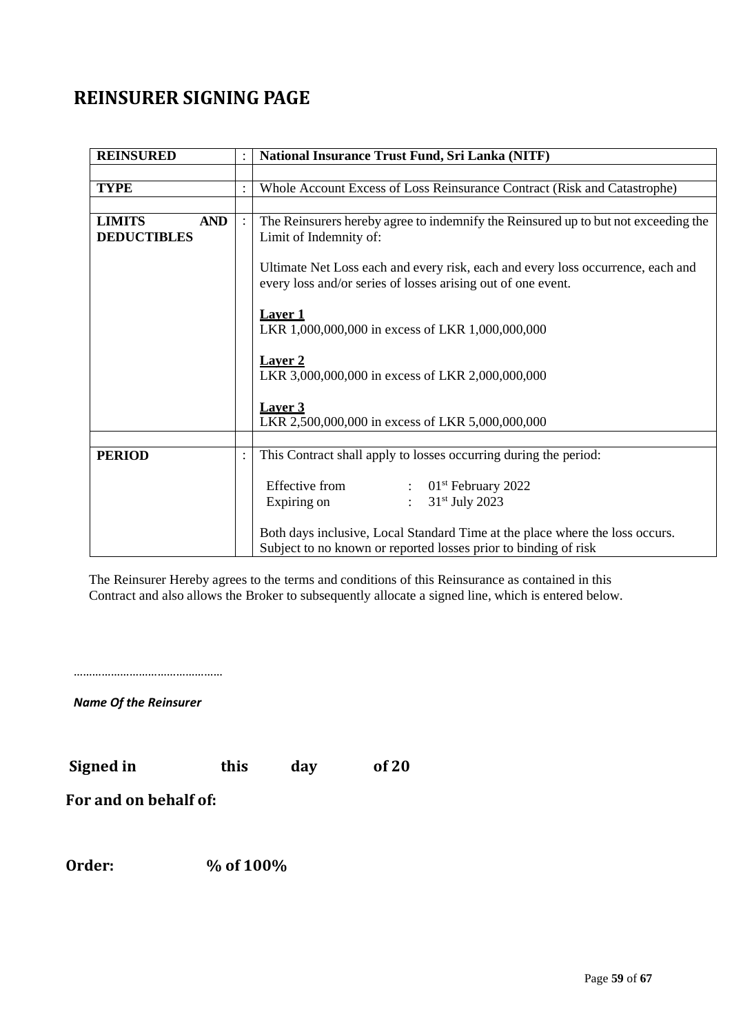# REINSURER SIGNING PAGE

| REINSURED | : | **National Insurance Trust Fund, Sri Lanka (NITF)** |
|---|---|---|
| | | |
| **TYPE** | : | Whole Account Excess of Loss Reinsurance Contract (Risk and Catastrophe) |
| | | |
| **LIMITS AND DEDUCTIBLES** | : | The Reinsurers hereby agree to indemnify the Reinsured up to but not exceeding the Limit of Indemnity of:<br><br>Ultimate Net Loss each and every risk, each and every loss occurrence, each and every loss and/or series of losses arising out of one event.<br><br>**Layer 1**<br>LKR 1,000,000,000 in excess of LKR 1,000,000,000<br><br>**Layer 2**<br>LKR 3,000,000,000 in excess of LKR 2,000,000,000<br><br>**Layer 3**<br>LKR 2,500,000,000 in excess of LKR 5,000,000,000 |
| | | |
| **PERIOD** | : | This Contract shall apply to losses occurring during the period:<br><br>Effective from : 01st February 2022<br>Expiring on : 31st July 2023<br><br>Both days inclusive, Local Standard Time at the place where the loss occurs. Subject to no known or reported losses prior to binding of risk |

The Reinsurer Hereby agrees to the terms and conditions of this Reinsurance as contained in this Contract and also allows the Broker to subsequently allocate a signed line, which is entered below.

…………………………………………

***Name Of the Reinsurer***

**Signed in this day of 20**

**For and on behalf of:**

**Order: % of 100%**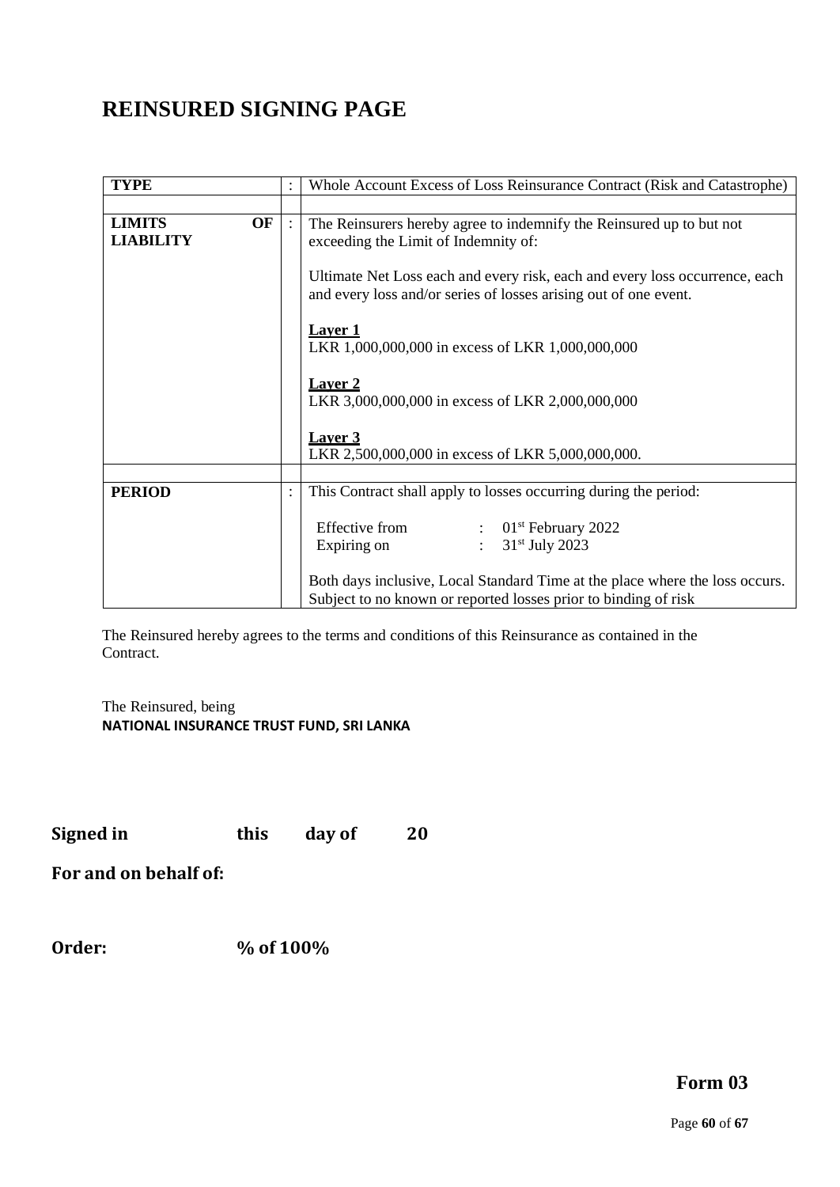# REINSURED SIGNING PAGE

| **TYPE** | : | Whole Account Excess of Loss Reinsurance Contract (Risk and Catastrophe) |
|---|---|---|
| | | |
| **LIMITS OF LIABILITY** | : | The Reinsurers hereby agree to indemnify the Reinsured up to but not exceeding the Limit of Indemnity of:<br><br>Ultimate Net Loss each and every risk, each and every loss occurrence, each and every loss and/or series of losses arising out of one event.<br><br>**Layer 1**<br>LKR 1,000,000,000 in excess of LKR 1,000,000,000<br><br>**Layer 2**<br>LKR 3,000,000,000 in excess of LKR 2,000,000,000<br><br>**Layer 3**<br>LKR 2,500,000,000 in excess of LKR 5,000,000,000. |
| | | |
| **PERIOD** | : | This Contract shall apply to losses occurring during the period:<br><br>Effective from : 01st February 2022<br>Expiring on : 31st July 2023<br><br>Both days inclusive, Local Standard Time at the place where the loss occurs. Subject to no known or reported losses prior to binding of risk |

The Reinsured hereby agrees to the terms and conditions of this Reinsurance as contained in the Contract.

The Reinsured, being
**NATIONAL INSURANCE TRUST FUND, SRI LANKA**

**Signed in this day of 20**

**For and on behalf of:**

**Order: % of 100%**

**Form 03**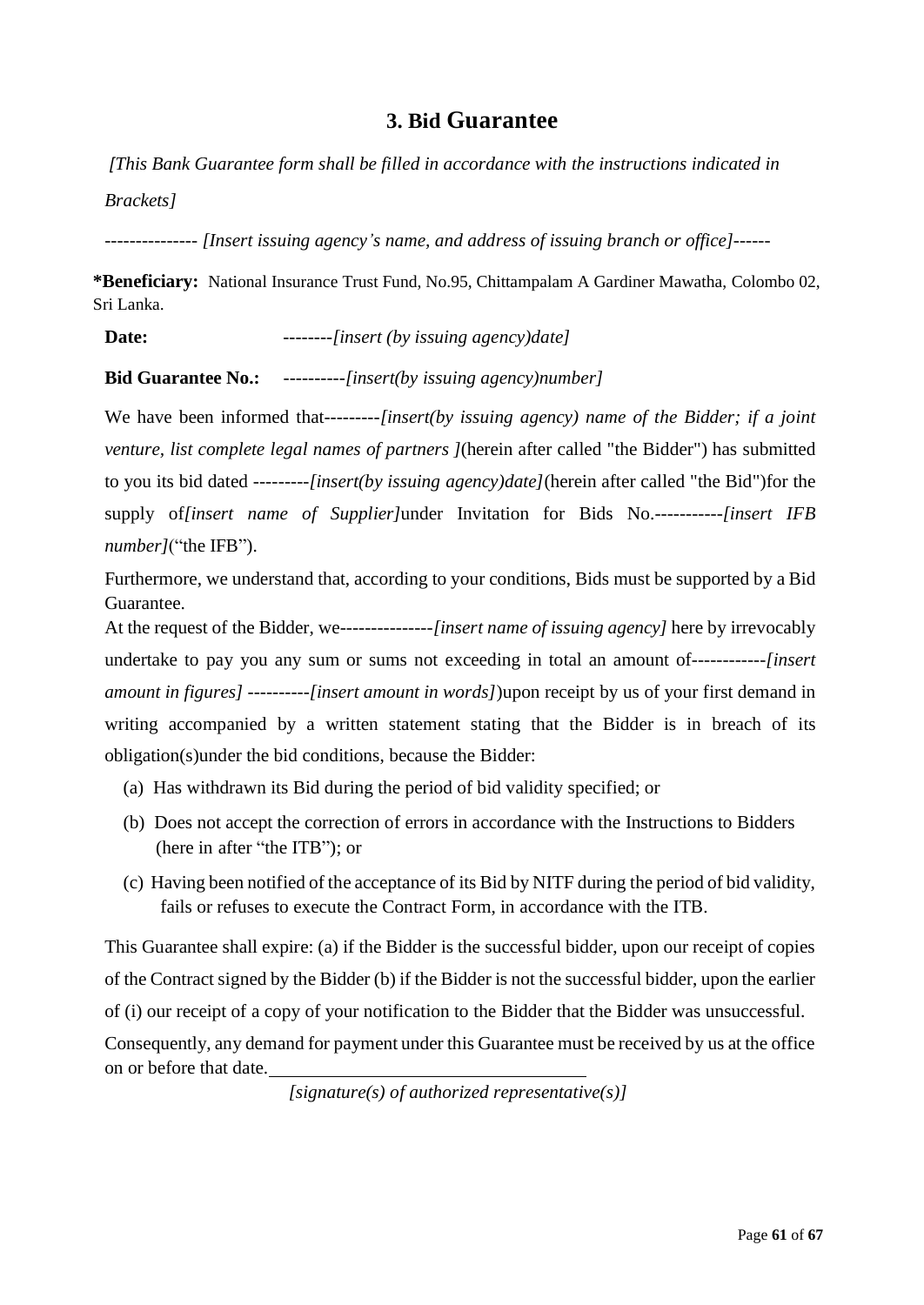## 3. Bid Guarantee

*[This Bank Guarantee form shall be filled in accordance with the instructions indicated in Brackets]*

--------------- *[Insert issuing agency's name, and address of issuing branch or office]*------

**\*Beneficiary:** National Insurance Trust Fund, No.95, Chittampalam A Gardiner Mawatha, Colombo 02, Sri Lanka.

**Date:** --------*[insert (by issuing agency)date]*

**Bid Guarantee No.:** ----------*[insert(by issuing agency)number]*

We have been informed that---------*[insert(by issuing agency) name of the Bidder; if a joint venture, list complete legal names of partners ]*(herein after called "the Bidder") has submitted to you its bid dated ---------*[insert(by issuing agency)date]*(herein after called "the Bid")for the supply of*[insert name of Supplier]*under Invitation for Bids No.-----------*[insert IFB number]*("the IFB").

Furthermore, we understand that, according to your conditions, Bids must be supported by a Bid Guarantee.

At the request of the Bidder, we---------------*[insert name of issuing agency]* here by irrevocably undertake to pay you any sum or sums not exceeding in total an amount of------------*[insert amount in figures]* ----------*[insert amount in words]*)upon receipt by us of your first demand in writing accompanied by a written statement stating that the Bidder is in breach of its obligation(s)under the bid conditions, because the Bidder:

(a) Has withdrawn its Bid during the period of bid validity specified; or

(b) Does not accept the correction of errors in accordance with the Instructions to Bidders (here in after "the ITB"); or

(c) Having been notified of the acceptance of its Bid by NITF during the period of bid validity, fails or refuses to execute the Contract Form, in accordance with the ITB.

This Guarantee shall expire: (a) if the Bidder is the successful bidder, upon our receipt of copies of the Contract signed by the Bidder (b) if the Bidder is not the successful bidder, upon the earlier of (i) our receipt of a copy of your notification to the Bidder that the Bidder was unsuccessful.

Consequently, any demand for payment under this Guarantee must be received by us at the office on or before that date.

_________________________________

*[signature(s) of authorized representative(s)]*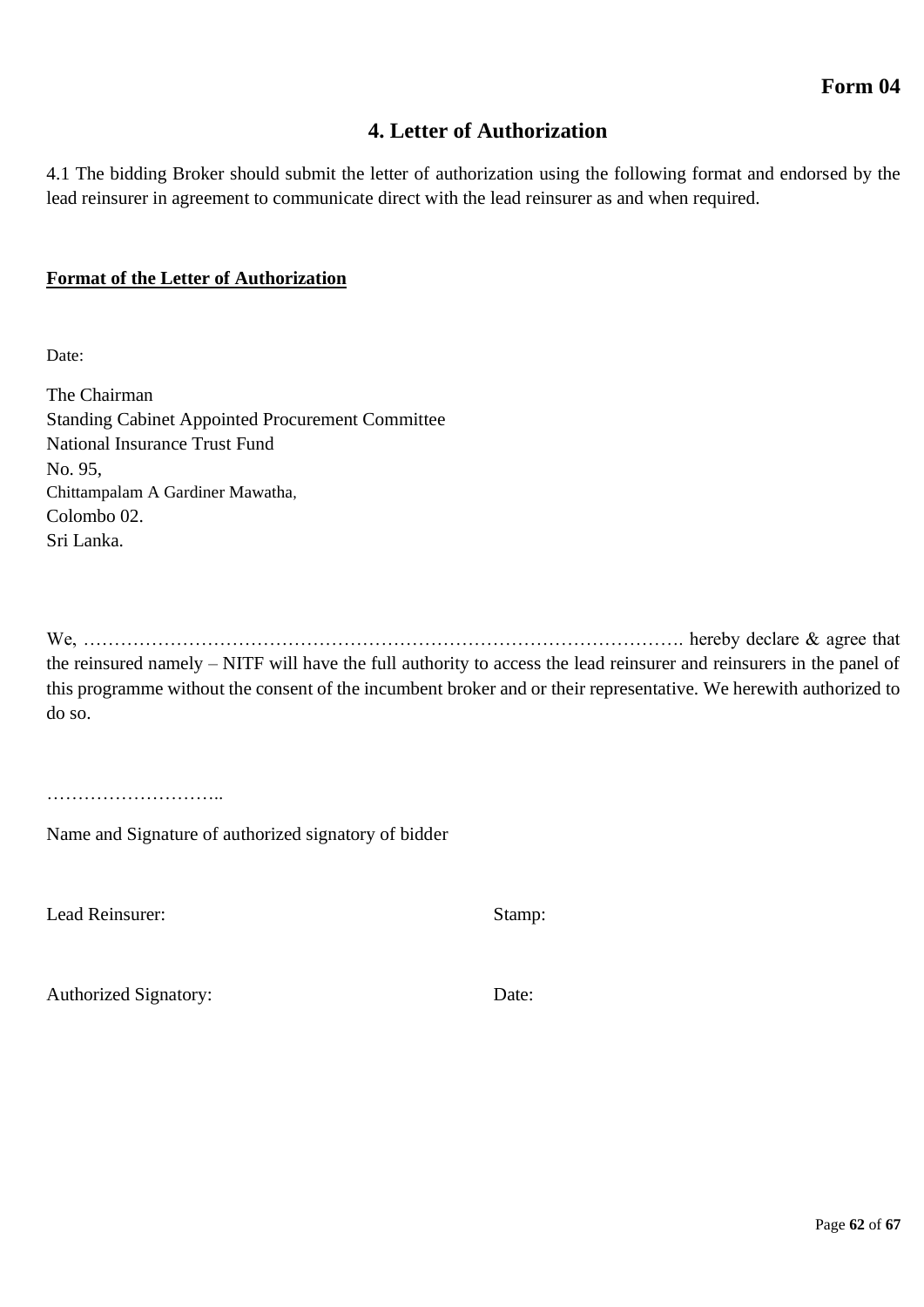**Form 04**

## 4. Letter of Authorization

4.1 The bidding Broker should submit the letter of authorization using the following format and endorsed by the lead reinsurer in agreement to communicate direct with the lead reinsurer as and when required.

**<u>Format of the Letter of Authorization</u>**

Date:

The Chairman
Standing Cabinet Appointed Procurement Committee
National Insurance Trust Fund
No. 95,
Chittampalam A Gardiner Mawatha,
Colombo 02.
Sri Lanka.

We, ………………………………………………………………………………………. hereby declare & agree that the reinsured namely – NITF will have the full authority to access the lead reinsurer and reinsurers in the panel of this programme without the consent of the incumbent broker and or their representative. We herewith authorized to do so.

………………………..

Name and Signature of authorized signatory of bidder

Lead Reinsurer: Stamp:

Authorized Signatory: Date: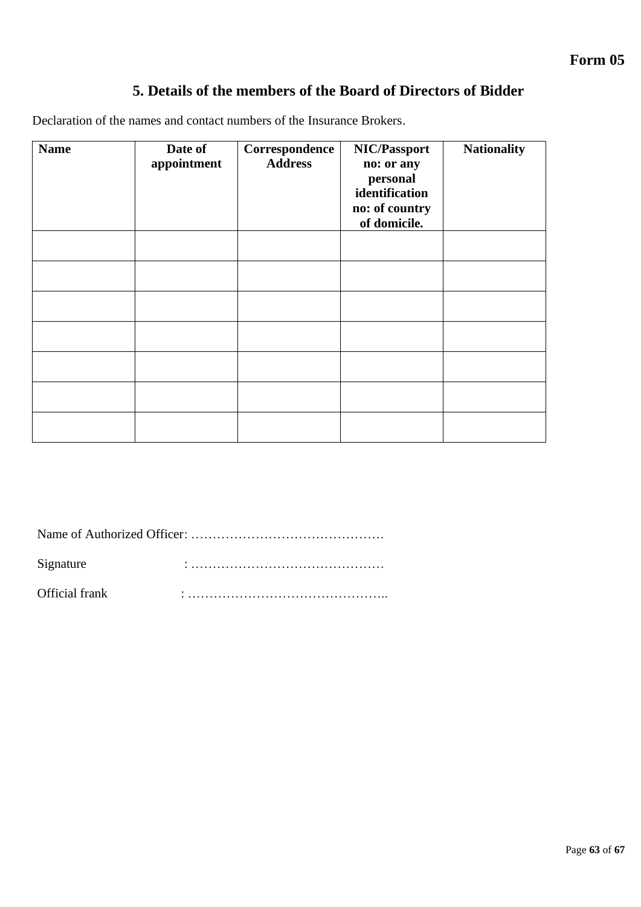**Form 05**

## 5. Details of the members of the Board of Directors of Bidder

Declaration of the names and contact numbers of the Insurance Brokers.

| Name | Date of appointment | Correspondence Address | NIC/Passport no: or any personal identification no: of country of domicile. | Nationality |
|---|---|---|---|---|
| | | | | |
| | | | | |
| | | | | |
| | | | | |
| | | | | |
| | | | | |
| | | | | |

Name of Authorized Officer: ………………………………………

Signature : ………………………………………

Official frank : ………………………………………..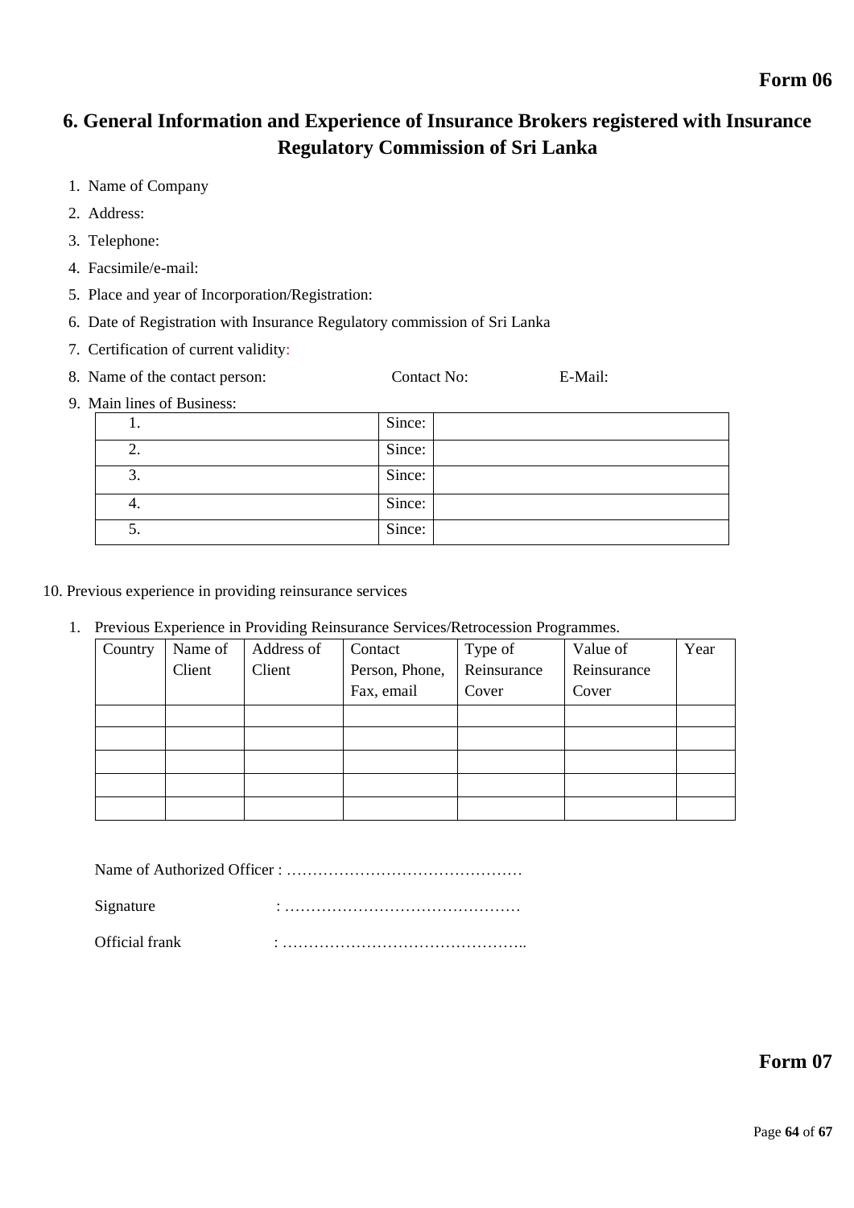**Form 06**

# 6. General Information and Experience of Insurance Brokers registered with Insurance Regulatory Commission of Sri Lanka

1. Name of Company
2. Address:
3. Telephone:
4. Facsimile/e-mail:
5. Place and year of Incorporation/Registration:
6. Date of Registration with Insurance Regulatory commission of Sri Lanka
7. Certification of current validity:
8. Name of the contact person: Contact No: E-Mail:
9. Main lines of Business:

| | | |
|---|---|---|
| 1. | Since: | |
| 2. | Since: | |
| 3. | Since: | |
| 4. | Since: | |
| 5. | Since: | |

10. Previous experience in providing reinsurance services

1. Previous Experience in Providing Reinsurance Services/Retrocession Programmes.

| Country | Name of Client | Address of Client | Contact Person, Phone, Fax, email | Type of Reinsurance Cover | Value of Reinsurance Cover | Year |
|---|---|---|---|---|---|---|
| | | | | | | |
| | | | | | | |
| | | | | | | |
| | | | | | | |
| | | | | | | |

Name of Authorized Officer : ………………………………………

Signature : ………………………………………

Official frank : ………………………………………..

**Form 07**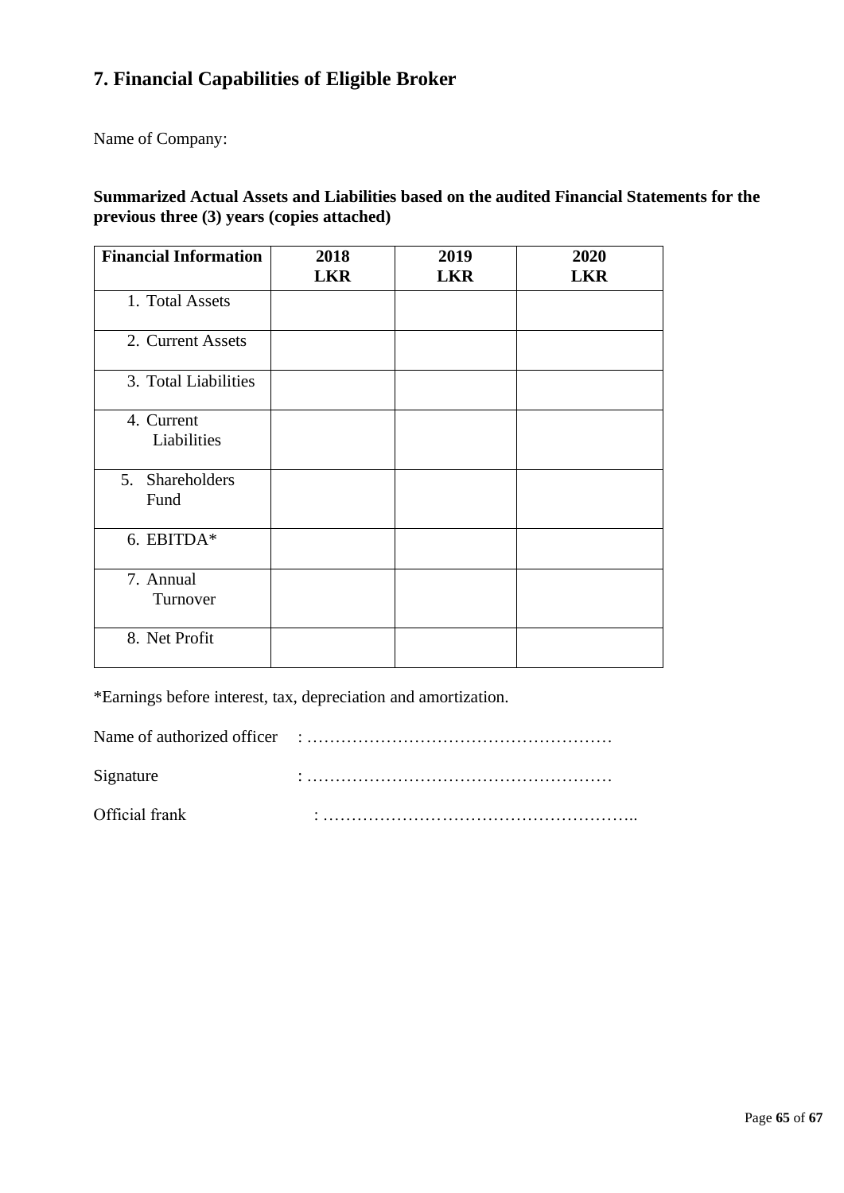## 7. Financial Capabilities of Eligible Broker

Name of Company:

**Summarized Actual Assets and Liabilities based on the audited Financial Statements for the previous three (3) years (copies attached)**

| Financial Information | 2018 LKR | 2019 LKR | 2020 LKR |
|---|---|---|---|
| 1. Total Assets | | | |
| 2. Current Assets | | | |
| 3. Total Liabilities | | | |
| 4. Current Liabilities | | | |
| 5. Shareholders Fund | | | |
| 6. EBITDA* | | | |
| 7. Annual Turnover | | | |
| 8. Net Profit | | | |

*Earnings before interest, tax, depreciation and amortization.

Name of authorized officer : ………………………………………………

Signature : ………………………………………………

Official frank : ……………………………………………..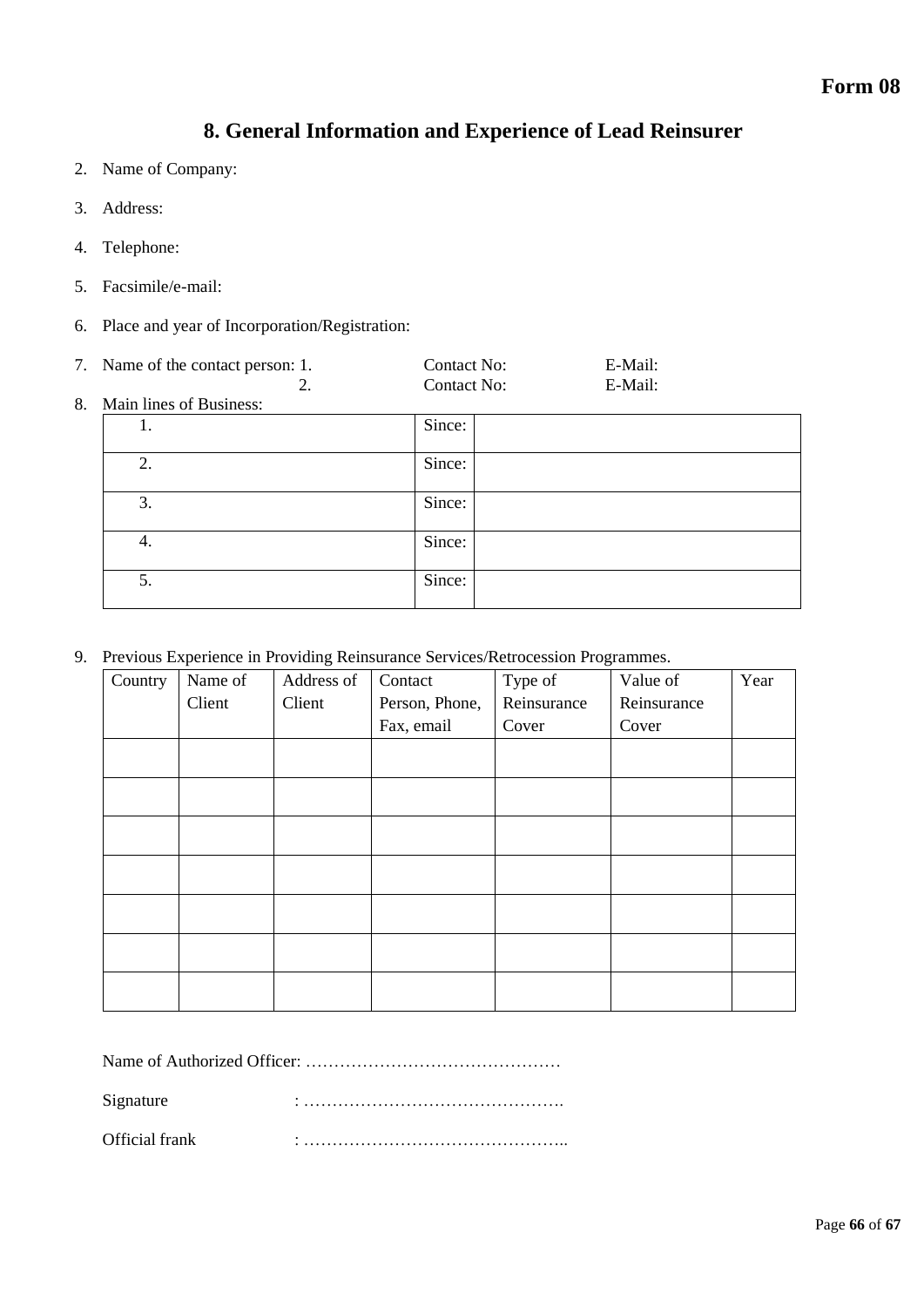**Form 08**

# 8. General Information and Experience of Lead Reinsurer

2. Name of Company:

3. Address:

4. Telephone:

5. Facsimile/e-mail:

6. Place and year of Incorporation/Registration:

7. Name of the contact person: 1. Contact No: E-Mail:
   2. Contact No: E-Mail:

8. Main lines of Business:

| | | |
|---|---|---|
| 1. | Since: | |
| 2. | Since: | |
| 3. | Since: | |
| 4. | Since: | |
| 5. | Since: | |

9. Previous Experience in Providing Reinsurance Services/Retrocession Programmes.

| Country | Name of Client | Address of Client | Contact Person, Phone, Fax, email | Type of Reinsurance Cover | Value of Reinsurance Cover | Year |
|---|---|---|---|---|---|---|
| | | | | | | |
| | | | | | | |
| | | | | | | |
| | | | | | | |
| | | | | | | |
| | | | | | | |
| | | | | | | |

Name of Authorized Officer: ………………………………………

Signature : ……………………………………….

Official frank : ………………………………………..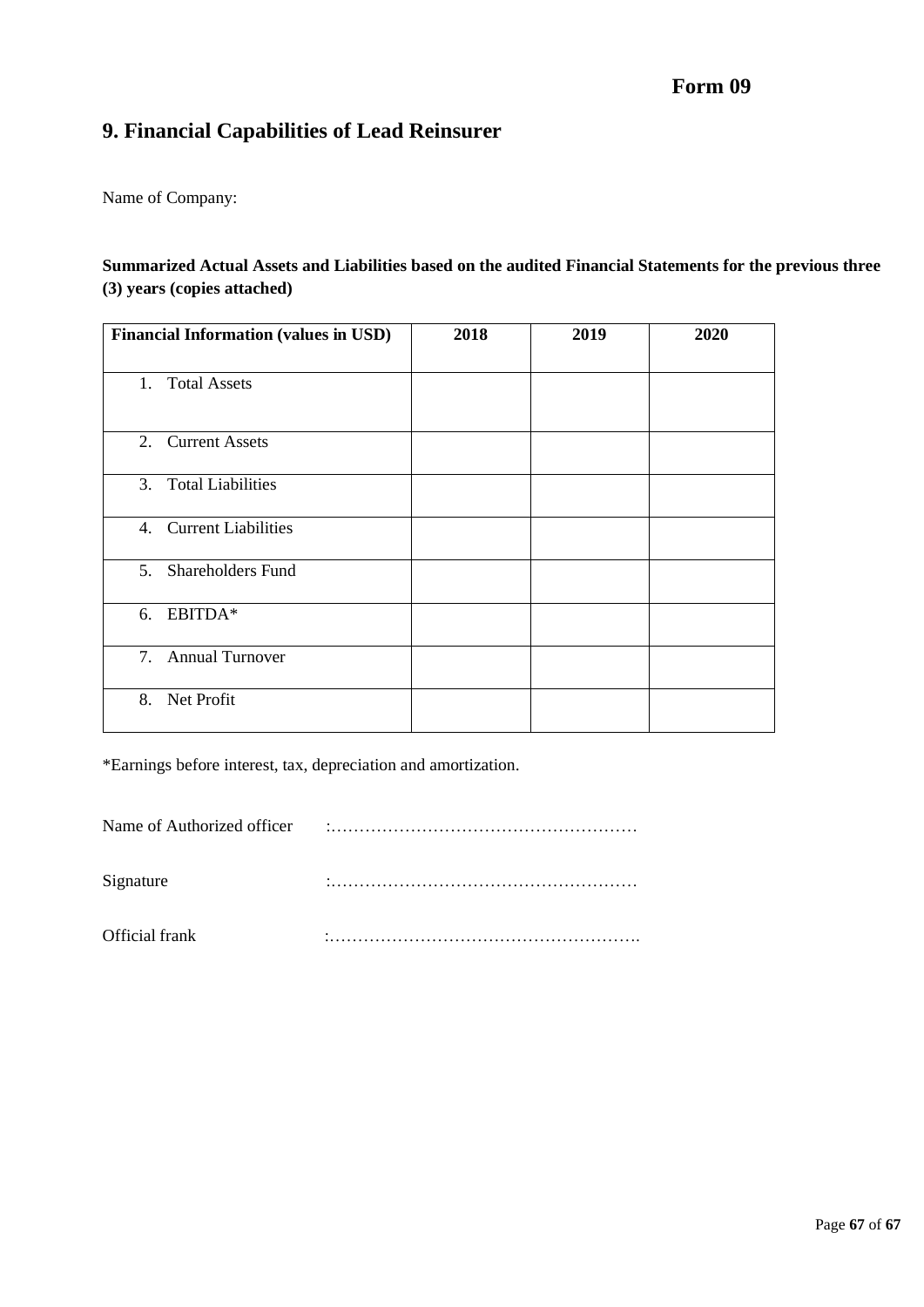**Form 09**

## 9. Financial Capabilities of Lead Reinsurer

Name of Company:

**Summarized Actual Assets and Liabilities based on the audited Financial Statements for the previous three (3) years (copies attached)**

| Financial Information (values in USD) | 2018 | 2019 | 2020 |
|---|---|---|---|
| 1. Total Assets | | | |
| 2. Current Assets | | | |
| 3. Total Liabilities | | | |
| 4. Current Liabilities | | | |
| 5. Shareholders Fund | | | |
| 6. EBITDA* | | | |
| 7. Annual Turnover | | | |
| 8. Net Profit | | | |

*Earnings before interest, tax, depreciation and amortization.

Name of Authorized officer :………………………………………………

Signature :………………………………………………

Official frank :……………………………………………….